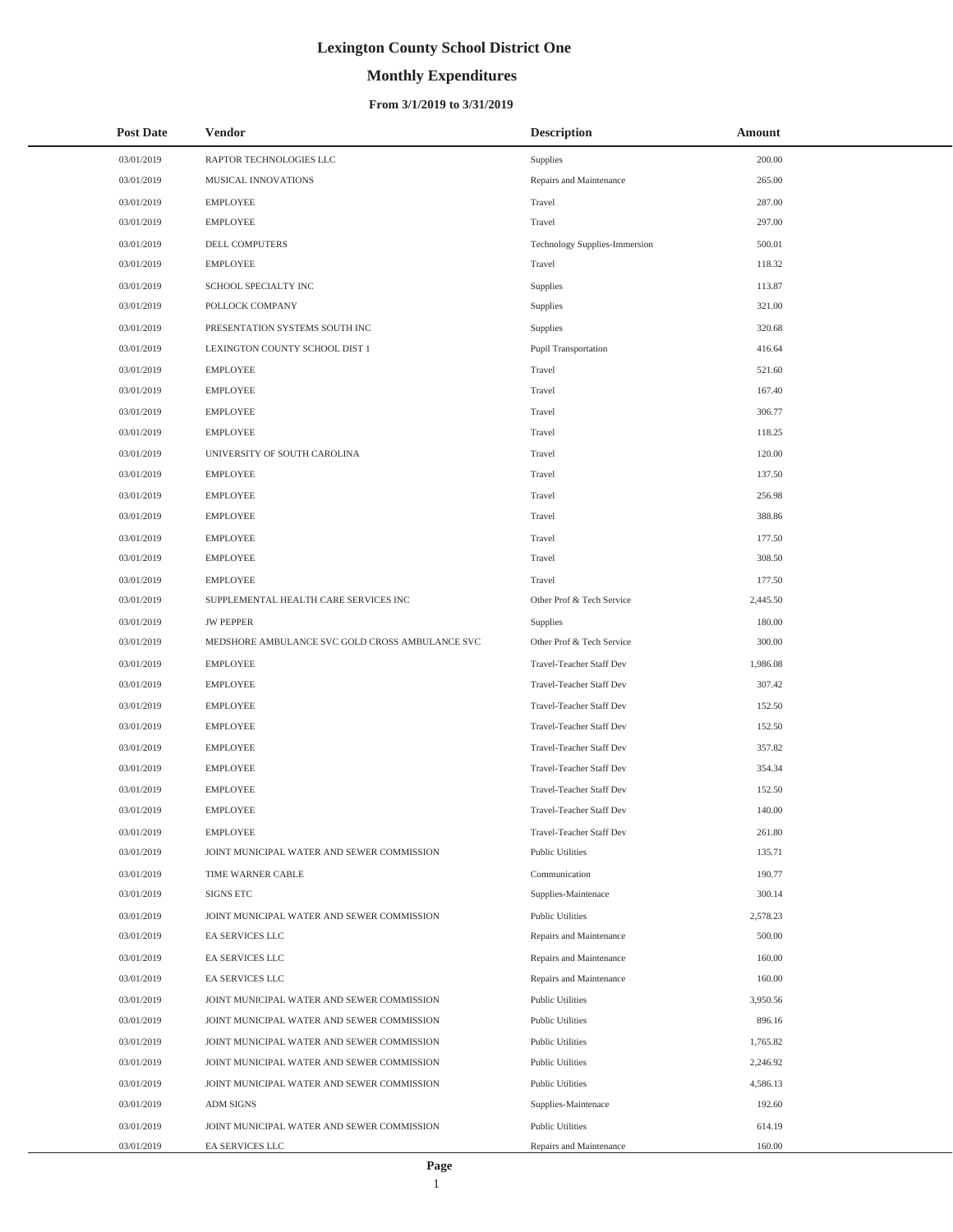# Lexington County School District One

## Monthly Expenditures

### From 3/1/2019 to 3/31/2019

| Post Date | Vendor | Description | Amount |
|---|---|---|---|
| 03/01/2019 | RAPTOR TECHNOLOGIES LLC | Supplies | 200.00 |
| 03/01/2019 | MUSICAL INNOVATIONS | Repairs and Maintenance | 265.00 |
| 03/01/2019 | EMPLOYEE | Travel | 287.00 |
| 03/01/2019 | EMPLOYEE | Travel | 297.00 |
| 03/01/2019 | DELL COMPUTERS | Technology Supplies-Immersion | 500.01 |
| 03/01/2019 | EMPLOYEE | Travel | 118.32 |
| 03/01/2019 | SCHOOL SPECIALTY INC | Supplies | 113.87 |
| 03/01/2019 | POLLOCK COMPANY | Supplies | 321.00 |
| 03/01/2019 | PRESENTATION SYSTEMS SOUTH INC | Supplies | 320.68 |
| 03/01/2019 | LEXINGTON COUNTY SCHOOL DIST 1 | Pupil Transportation | 416.64 |
| 03/01/2019 | EMPLOYEE | Travel | 521.60 |
| 03/01/2019 | EMPLOYEE | Travel | 167.40 |
| 03/01/2019 | EMPLOYEE | Travel | 306.77 |
| 03/01/2019 | EMPLOYEE | Travel | 118.25 |
| 03/01/2019 | UNIVERSITY OF SOUTH CAROLINA | Travel | 120.00 |
| 03/01/2019 | EMPLOYEE | Travel | 137.50 |
| 03/01/2019 | EMPLOYEE | Travel | 256.98 |
| 03/01/2019 | EMPLOYEE | Travel | 388.86 |
| 03/01/2019 | EMPLOYEE | Travel | 177.50 |
| 03/01/2019 | EMPLOYEE | Travel | 308.50 |
| 03/01/2019 | EMPLOYEE | Travel | 177.50 |
| 03/01/2019 | SUPPLEMENTAL HEALTH CARE SERVICES INC | Other Prof & Tech Service | 2,445.50 |
| 03/01/2019 | JW PEPPER | Supplies | 180.00 |
| 03/01/2019 | MEDSHORE AMBULANCE SVC GOLD CROSS AMBULANCE SVC | Other Prof & Tech Service | 300.00 |
| 03/01/2019 | EMPLOYEE | Travel-Teacher Staff Dev | 1,986.08 |
| 03/01/2019 | EMPLOYEE | Travel-Teacher Staff Dev | 307.42 |
| 03/01/2019 | EMPLOYEE | Travel-Teacher Staff Dev | 152.50 |
| 03/01/2019 | EMPLOYEE | Travel-Teacher Staff Dev | 152.50 |
| 03/01/2019 | EMPLOYEE | Travel-Teacher Staff Dev | 357.82 |
| 03/01/2019 | EMPLOYEE | Travel-Teacher Staff Dev | 354.34 |
| 03/01/2019 | EMPLOYEE | Travel-Teacher Staff Dev | 152.50 |
| 03/01/2019 | EMPLOYEE | Travel-Teacher Staff Dev | 140.00 |
| 03/01/2019 | EMPLOYEE | Travel-Teacher Staff Dev | 261.80 |
| 03/01/2019 | JOINT MUNICIPAL WATER AND SEWER COMMISSION | Public Utilities | 135.71 |
| 03/01/2019 | TIME WARNER CABLE | Communication | 190.77 |
| 03/01/2019 | SIGNS ETC | Supplies-Maintenace | 300.14 |
| 03/01/2019 | JOINT MUNICIPAL WATER AND SEWER COMMISSION | Public Utilities | 2,578.23 |
| 03/01/2019 | EA SERVICES LLC | Repairs and Maintenance | 500.00 |
| 03/01/2019 | EA SERVICES LLC | Repairs and Maintenance | 160.00 |
| 03/01/2019 | EA SERVICES LLC | Repairs and Maintenance | 160.00 |
| 03/01/2019 | JOINT MUNICIPAL WATER AND SEWER COMMISSION | Public Utilities | 3,950.56 |
| 03/01/2019 | JOINT MUNICIPAL WATER AND SEWER COMMISSION | Public Utilities | 896.16 |
| 03/01/2019 | JOINT MUNICIPAL WATER AND SEWER COMMISSION | Public Utilities | 1,765.82 |
| 03/01/2019 | JOINT MUNICIPAL WATER AND SEWER COMMISSION | Public Utilities | 2,246.92 |
| 03/01/2019 | JOINT MUNICIPAL WATER AND SEWER COMMISSION | Public Utilities | 4,586.13 |
| 03/01/2019 | ADM SIGNS | Supplies-Maintenace | 192.60 |
| 03/01/2019 | JOINT MUNICIPAL WATER AND SEWER COMMISSION | Public Utilities | 614.19 |
| 03/01/2019 | EA SERVICES LLC | Repairs and Maintenance | 160.00 |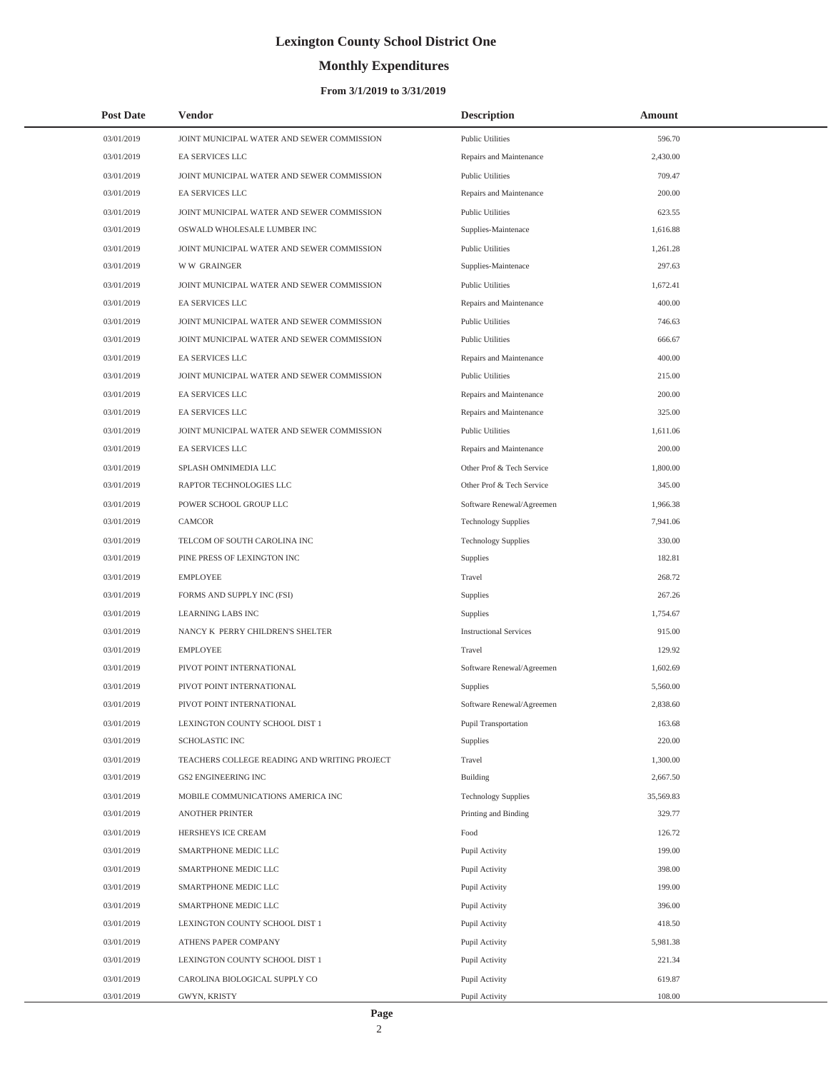# Lexington County School District One

## Monthly Expenditures

### From 3/1/2019 to 3/31/2019

| Post Date | Vendor | Description | Amount |
|---|---|---|---|
| 03/01/2019 | JOINT MUNICIPAL WATER AND SEWER COMMISSION | Public Utilities | 596.70 |
| 03/01/2019 | EA SERVICES LLC | Repairs and Maintenance | 2,430.00 |
| 03/01/2019 | JOINT MUNICIPAL WATER AND SEWER COMMISSION | Public Utilities | 709.47 |
| 03/01/2019 | EA SERVICES LLC | Repairs and Maintenance | 200.00 |
| 03/01/2019 | JOINT MUNICIPAL WATER AND SEWER COMMISSION | Public Utilities | 623.55 |
| 03/01/2019 | OSWALD WHOLESALE LUMBER INC | Supplies-Maintenace | 1,616.88 |
| 03/01/2019 | JOINT MUNICIPAL WATER AND SEWER COMMISSION | Public Utilities | 1,261.28 |
| 03/01/2019 | W W GRAINGER | Supplies-Maintenace | 297.63 |
| 03/01/2019 | JOINT MUNICIPAL WATER AND SEWER COMMISSION | Public Utilities | 1,672.41 |
| 03/01/2019 | EA SERVICES LLC | Repairs and Maintenance | 400.00 |
| 03/01/2019 | JOINT MUNICIPAL WATER AND SEWER COMMISSION | Public Utilities | 746.63 |
| 03/01/2019 | JOINT MUNICIPAL WATER AND SEWER COMMISSION | Public Utilities | 666.67 |
| 03/01/2019 | EA SERVICES LLC | Repairs and Maintenance | 400.00 |
| 03/01/2019 | JOINT MUNICIPAL WATER AND SEWER COMMISSION | Public Utilities | 215.00 |
| 03/01/2019 | EA SERVICES LLC | Repairs and Maintenance | 200.00 |
| 03/01/2019 | EA SERVICES LLC | Repairs and Maintenance | 325.00 |
| 03/01/2019 | JOINT MUNICIPAL WATER AND SEWER COMMISSION | Public Utilities | 1,611.06 |
| 03/01/2019 | EA SERVICES LLC | Repairs and Maintenance | 200.00 |
| 03/01/2019 | SPLASH OMNIMEDIA LLC | Other Prof & Tech Service | 1,800.00 |
| 03/01/2019 | RAPTOR TECHNOLOGIES LLC | Other Prof & Tech Service | 345.00 |
| 03/01/2019 | POWER SCHOOL GROUP LLC | Software Renewal/Agreemen | 1,966.38 |
| 03/01/2019 | CAMCOR | Technology Supplies | 7,941.06 |
| 03/01/2019 | TELCOM OF SOUTH CAROLINA INC | Technology Supplies | 330.00 |
| 03/01/2019 | PINE PRESS OF LEXINGTON INC | Supplies | 182.81 |
| 03/01/2019 | EMPLOYEE | Travel | 268.72 |
| 03/01/2019 | FORMS AND SUPPLY INC (FSI) | Supplies | 267.26 |
| 03/01/2019 | LEARNING LABS INC | Supplies | 1,754.67 |
| 03/01/2019 | NANCY K PERRY CHILDREN'S SHELTER | Instructional Services | 915.00 |
| 03/01/2019 | EMPLOYEE | Travel | 129.92 |
| 03/01/2019 | PIVOT POINT INTERNATIONAL | Software Renewal/Agreemen | 1,602.69 |
| 03/01/2019 | PIVOT POINT INTERNATIONAL | Supplies | 5,560.00 |
| 03/01/2019 | PIVOT POINT INTERNATIONAL | Software Renewal/Agreemen | 2,838.60 |
| 03/01/2019 | LEXINGTON COUNTY SCHOOL DIST 1 | Pupil Transportation | 163.68 |
| 03/01/2019 | SCHOLASTIC INC | Supplies | 220.00 |
| 03/01/2019 | TEACHERS COLLEGE READING AND WRITING PROJECT | Travel | 1,300.00 |
| 03/01/2019 | GS2 ENGINEERING INC | Building | 2,667.50 |
| 03/01/2019 | MOBILE COMMUNICATIONS AMERICA INC | Technology Supplies | 35,569.83 |
| 03/01/2019 | ANOTHER PRINTER | Printing and Binding | 329.77 |
| 03/01/2019 | HERSHEYS ICE CREAM | Food | 126.72 |
| 03/01/2019 | SMARTPHONE MEDIC LLC | Pupil Activity | 199.00 |
| 03/01/2019 | SMARTPHONE MEDIC LLC | Pupil Activity | 398.00 |
| 03/01/2019 | SMARTPHONE MEDIC LLC | Pupil Activity | 199.00 |
| 03/01/2019 | SMARTPHONE MEDIC LLC | Pupil Activity | 396.00 |
| 03/01/2019 | LEXINGTON COUNTY SCHOOL DIST 1 | Pupil Activity | 418.50 |
| 03/01/2019 | ATHENS PAPER COMPANY | Pupil Activity | 5,981.38 |
| 03/01/2019 | LEXINGTON COUNTY SCHOOL DIST 1 | Pupil Activity | 221.34 |
| 03/01/2019 | CAROLINA BIOLOGICAL SUPPLY CO | Pupil Activity | 619.87 |
| 03/01/2019 | GWYN, KRISTY | Pupil Activity | 108.00 |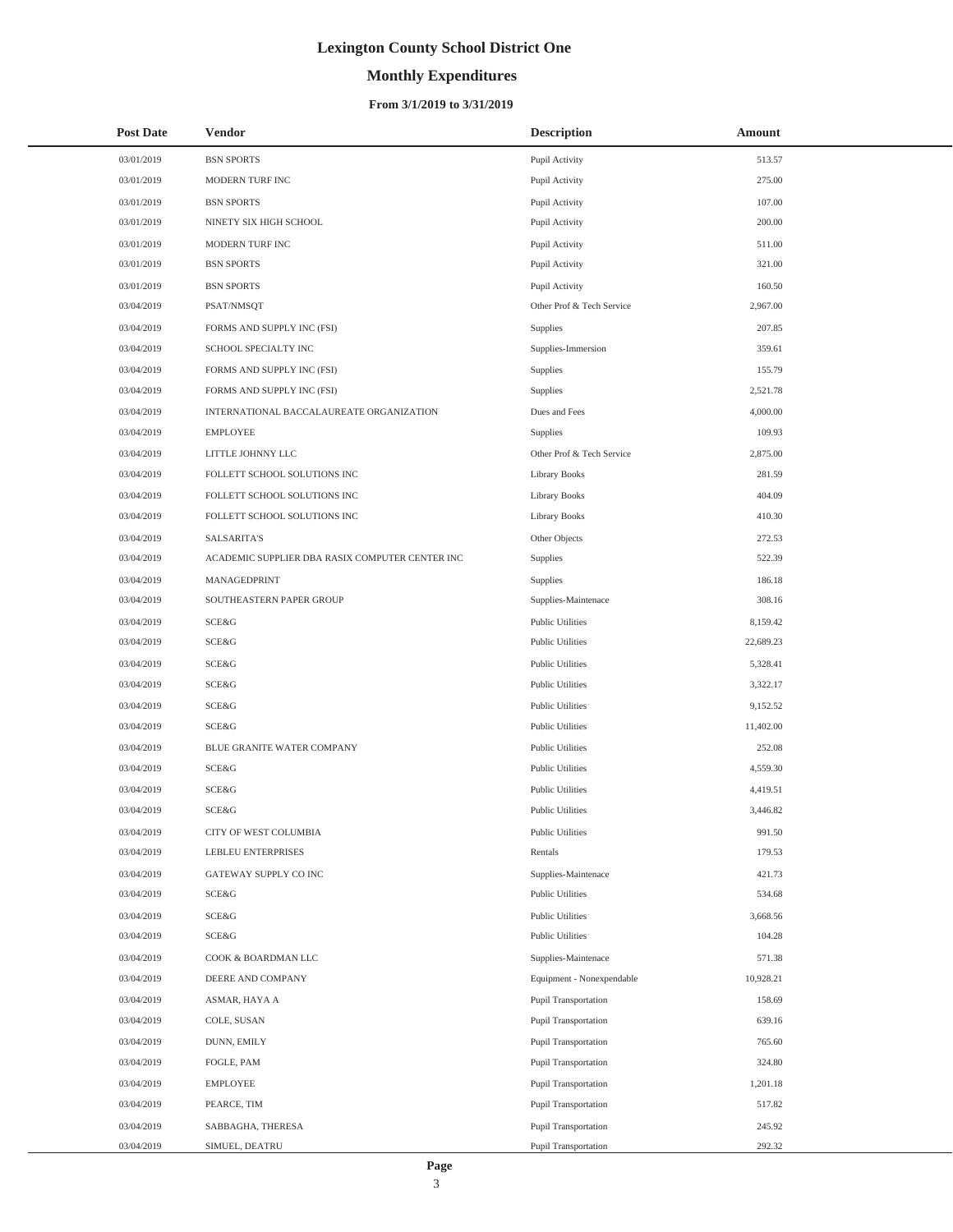# Lexington County School District One

## Monthly Expenditures

### From 3/1/2019 to 3/31/2019

| Post Date | Vendor | Description | Amount |
|---|---|---|---|
| 03/01/2019 | BSN SPORTS | Pupil Activity | 513.57 |
| 03/01/2019 | MODERN TURF INC | Pupil Activity | 275.00 |
| 03/01/2019 | BSN SPORTS | Pupil Activity | 107.00 |
| 03/01/2019 | NINETY SIX HIGH SCHOOL | Pupil Activity | 200.00 |
| 03/01/2019 | MODERN TURF INC | Pupil Activity | 511.00 |
| 03/01/2019 | BSN SPORTS | Pupil Activity | 321.00 |
| 03/01/2019 | BSN SPORTS | Pupil Activity | 160.50 |
| 03/04/2019 | PSAT/NMSQT | Other Prof & Tech Service | 2,967.00 |
| 03/04/2019 | FORMS AND SUPPLY INC (FSI) | Supplies | 207.85 |
| 03/04/2019 | SCHOOL SPECIALTY INC | Supplies-Immersion | 359.61 |
| 03/04/2019 | FORMS AND SUPPLY INC (FSI) | Supplies | 155.79 |
| 03/04/2019 | FORMS AND SUPPLY INC (FSI) | Supplies | 2,521.78 |
| 03/04/2019 | INTERNATIONAL BACCALAUREATE ORGANIZATION | Dues and Fees | 4,000.00 |
| 03/04/2019 | EMPLOYEE | Supplies | 109.93 |
| 03/04/2019 | LITTLE JOHNNY LLC | Other Prof & Tech Service | 2,875.00 |
| 03/04/2019 | FOLLETT SCHOOL SOLUTIONS INC | Library Books | 281.59 |
| 03/04/2019 | FOLLETT SCHOOL SOLUTIONS INC | Library Books | 404.09 |
| 03/04/2019 | FOLLETT SCHOOL SOLUTIONS INC | Library Books | 410.30 |
| 03/04/2019 | SALSARITA'S | Other Objects | 272.53 |
| 03/04/2019 | ACADEMIC SUPPLIER DBA RASIX COMPUTER CENTER INC | Supplies | 522.39 |
| 03/04/2019 | MANAGEDPRINT | Supplies | 186.18 |
| 03/04/2019 | SOUTHEASTERN PAPER GROUP | Supplies-Maintenace | 308.16 |
| 03/04/2019 | SCE&G | Public Utilities | 8,159.42 |
| 03/04/2019 | SCE&G | Public Utilities | 22,689.23 |
| 03/04/2019 | SCE&G | Public Utilities | 5,328.41 |
| 03/04/2019 | SCE&G | Public Utilities | 3,322.17 |
| 03/04/2019 | SCE&G | Public Utilities | 9,152.52 |
| 03/04/2019 | SCE&G | Public Utilities | 11,402.00 |
| 03/04/2019 | BLUE GRANITE WATER COMPANY | Public Utilities | 252.08 |
| 03/04/2019 | SCE&G | Public Utilities | 4,559.30 |
| 03/04/2019 | SCE&G | Public Utilities | 4,419.51 |
| 03/04/2019 | SCE&G | Public Utilities | 3,446.82 |
| 03/04/2019 | CITY OF WEST COLUMBIA | Public Utilities | 991.50 |
| 03/04/2019 | LEBLEU ENTERPRISES | Rentals | 179.53 |
| 03/04/2019 | GATEWAY SUPPLY CO INC | Supplies-Maintenace | 421.73 |
| 03/04/2019 | SCE&G | Public Utilities | 534.68 |
| 03/04/2019 | SCE&G | Public Utilities | 3,668.56 |
| 03/04/2019 | SCE&G | Public Utilities | 104.28 |
| 03/04/2019 | COOK & BOARDMAN LLC | Supplies-Maintenace | 571.38 |
| 03/04/2019 | DEERE AND COMPANY | Equipment - Nonexpendable | 10,928.21 |
| 03/04/2019 | ASMAR, HAYA A | Pupil Transportation | 158.69 |
| 03/04/2019 | COLE, SUSAN | Pupil Transportation | 639.16 |
| 03/04/2019 | DUNN, EMILY | Pupil Transportation | 765.60 |
| 03/04/2019 | FOGLE, PAM | Pupil Transportation | 324.80 |
| 03/04/2019 | EMPLOYEE | Pupil Transportation | 1,201.18 |
| 03/04/2019 | PEARCE, TIM | Pupil Transportation | 517.82 |
| 03/04/2019 | SABBAGHA, THERESA | Pupil Transportation | 245.92 |
| 03/04/2019 | SIMUEL, DEATRU | Pupil Transportation | 292.32 |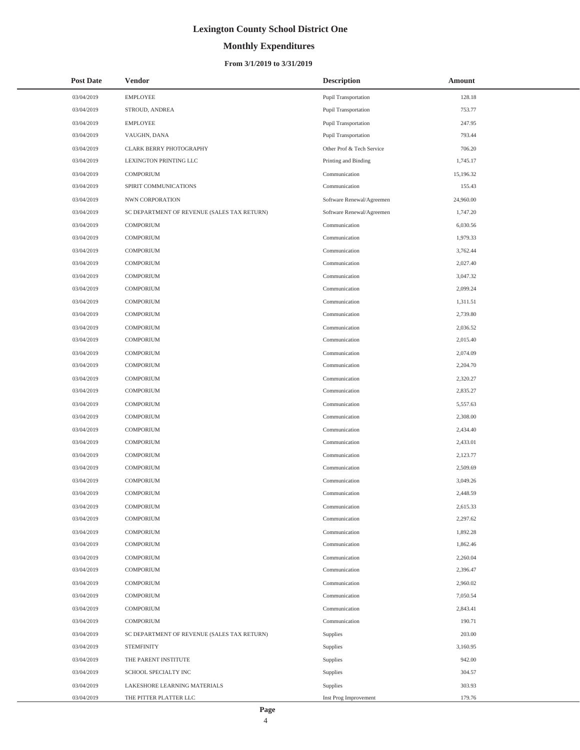# Lexington County School District One

## Monthly Expenditures

### From 3/1/2019 to 3/31/2019

| Post Date | Vendor | Description | Amount |
|---|---|---|---|
| 03/04/2019 | EMPLOYEE | Pupil Transportation | 128.18 |
| 03/04/2019 | STROUD, ANDREA | Pupil Transportation | 753.77 |
| 03/04/2019 | EMPLOYEE | Pupil Transportation | 247.95 |
| 03/04/2019 | VAUGHN, DANA | Pupil Transportation | 793.44 |
| 03/04/2019 | CLARK BERRY PHOTOGRAPHY | Other Prof & Tech Service | 706.20 |
| 03/04/2019 | LEXINGTON PRINTING LLC | Printing and Binding | 1,745.17 |
| 03/04/2019 | COMPORIUM | Communication | 15,196.32 |
| 03/04/2019 | SPIRIT COMMUNICATIONS | Communication | 155.43 |
| 03/04/2019 | NWN CORPORATION | Software Renewal/Agreemen | 24,960.00 |
| 03/04/2019 | SC DEPARTMENT OF REVENUE (SALES TAX RETURN) | Software Renewal/Agreemen | 1,747.20 |
| 03/04/2019 | COMPORIUM | Communication | 6,030.56 |
| 03/04/2019 | COMPORIUM | Communication | 1,979.33 |
| 03/04/2019 | COMPORIUM | Communication | 3,762.44 |
| 03/04/2019 | COMPORIUM | Communication | 2,027.40 |
| 03/04/2019 | COMPORIUM | Communication | 3,047.32 |
| 03/04/2019 | COMPORIUM | Communication | 2,099.24 |
| 03/04/2019 | COMPORIUM | Communication | 1,311.51 |
| 03/04/2019 | COMPORIUM | Communication | 2,739.80 |
| 03/04/2019 | COMPORIUM | Communication | 2,036.52 |
| 03/04/2019 | COMPORIUM | Communication | 2,015.40 |
| 03/04/2019 | COMPORIUM | Communication | 2,074.09 |
| 03/04/2019 | COMPORIUM | Communication | 2,204.70 |
| 03/04/2019 | COMPORIUM | Communication | 2,320.27 |
| 03/04/2019 | COMPORIUM | Communication | 2,835.27 |
| 03/04/2019 | COMPORIUM | Communication | 5,557.63 |
| 03/04/2019 | COMPORIUM | Communication | 2,308.00 |
| 03/04/2019 | COMPORIUM | Communication | 2,434.40 |
| 03/04/2019 | COMPORIUM | Communication | 2,433.01 |
| 03/04/2019 | COMPORIUM | Communication | 2,123.77 |
| 03/04/2019 | COMPORIUM | Communication | 2,509.69 |
| 03/04/2019 | COMPORIUM | Communication | 3,049.26 |
| 03/04/2019 | COMPORIUM | Communication | 2,448.59 |
| 03/04/2019 | COMPORIUM | Communication | 2,615.33 |
| 03/04/2019 | COMPORIUM | Communication | 2,297.62 |
| 03/04/2019 | COMPORIUM | Communication | 1,892.28 |
| 03/04/2019 | COMPORIUM | Communication | 1,862.46 |
| 03/04/2019 | COMPORIUM | Communication | 2,260.04 |
| 03/04/2019 | COMPORIUM | Communication | 2,396.47 |
| 03/04/2019 | COMPORIUM | Communication | 2,960.02 |
| 03/04/2019 | COMPORIUM | Communication | 7,050.54 |
| 03/04/2019 | COMPORIUM | Communication | 2,843.41 |
| 03/04/2019 | COMPORIUM | Communication | 190.71 |
| 03/04/2019 | SC DEPARTMENT OF REVENUE (SALES TAX RETURN) | Supplies | 203.00 |
| 03/04/2019 | STEMFINITY | Supplies | 3,160.95 |
| 03/04/2019 | THE PARENT INSTITUTE | Supplies | 942.00 |
| 03/04/2019 | SCHOOL SPECIALTY INC | Supplies | 304.57 |
| 03/04/2019 | LAKESHORE LEARNING MATERIALS | Supplies | 303.93 |
| 03/04/2019 | THE PITTER PLATTER LLC | Inst Prog Improvement | 179.76 |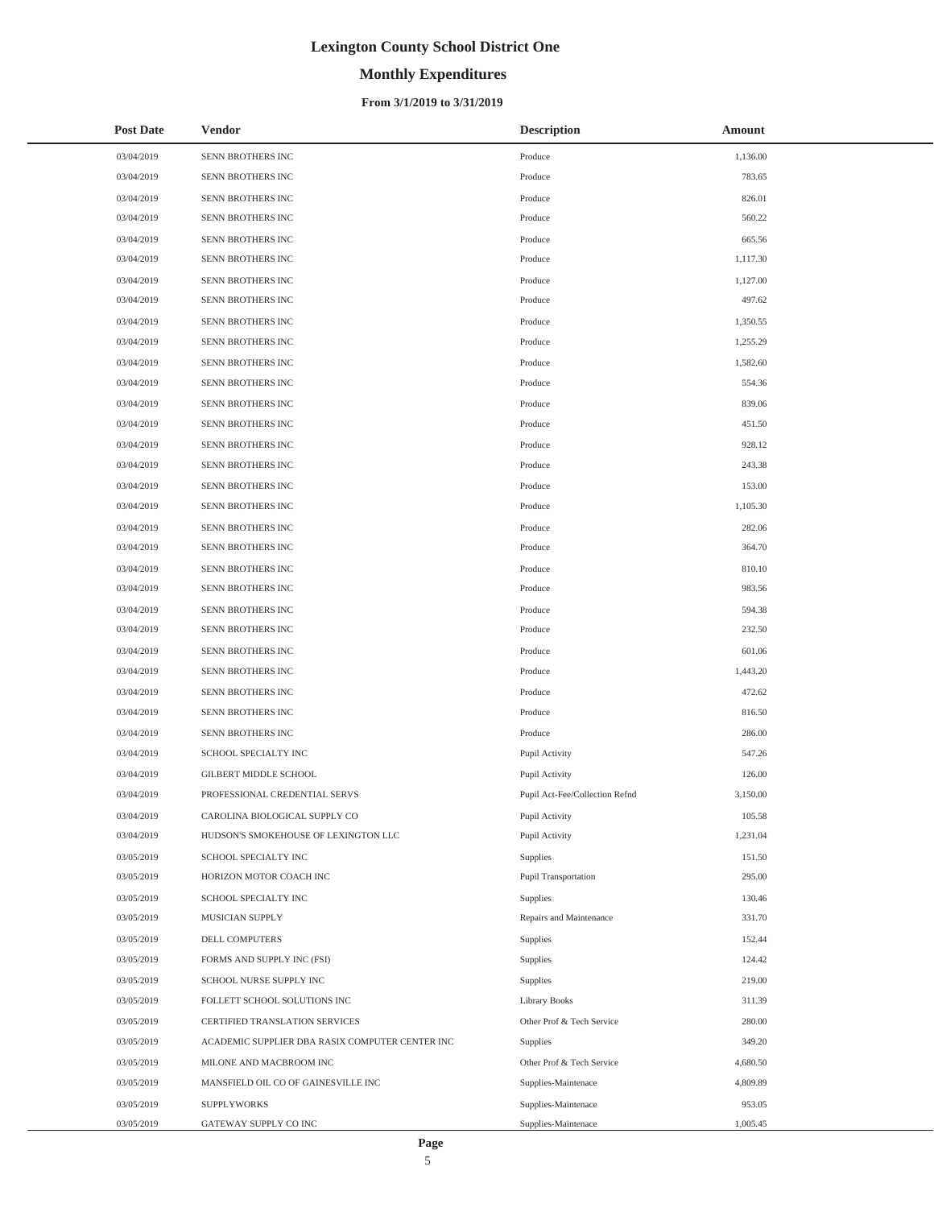# Lexington County School District One

## Monthly Expenditures

### From 3/1/2019 to 3/31/2019

| Post Date | Vendor | Description | Amount |
|---|---|---|---|
| 03/04/2019 | SENN BROTHERS INC | Produce | 1,136.00 |
| 03/04/2019 | SENN BROTHERS INC | Produce | 783.65 |
| 03/04/2019 | SENN BROTHERS INC | Produce | 826.01 |
| 03/04/2019 | SENN BROTHERS INC | Produce | 560.22 |
| 03/04/2019 | SENN BROTHERS INC | Produce | 665.56 |
| 03/04/2019 | SENN BROTHERS INC | Produce | 1,117.30 |
| 03/04/2019 | SENN BROTHERS INC | Produce | 1,127.00 |
| 03/04/2019 | SENN BROTHERS INC | Produce | 497.62 |
| 03/04/2019 | SENN BROTHERS INC | Produce | 1,350.55 |
| 03/04/2019 | SENN BROTHERS INC | Produce | 1,255.29 |
| 03/04/2019 | SENN BROTHERS INC | Produce | 1,582.60 |
| 03/04/2019 | SENN BROTHERS INC | Produce | 554.36 |
| 03/04/2019 | SENN BROTHERS INC | Produce | 839.06 |
| 03/04/2019 | SENN BROTHERS INC | Produce | 451.50 |
| 03/04/2019 | SENN BROTHERS INC | Produce | 928.12 |
| 03/04/2019 | SENN BROTHERS INC | Produce | 243.38 |
| 03/04/2019 | SENN BROTHERS INC | Produce | 153.00 |
| 03/04/2019 | SENN BROTHERS INC | Produce | 1,105.30 |
| 03/04/2019 | SENN BROTHERS INC | Produce | 282.06 |
| 03/04/2019 | SENN BROTHERS INC | Produce | 364.70 |
| 03/04/2019 | SENN BROTHERS INC | Produce | 810.10 |
| 03/04/2019 | SENN BROTHERS INC | Produce | 983.56 |
| 03/04/2019 | SENN BROTHERS INC | Produce | 594.38 |
| 03/04/2019 | SENN BROTHERS INC | Produce | 232.50 |
| 03/04/2019 | SENN BROTHERS INC | Produce | 601.06 |
| 03/04/2019 | SENN BROTHERS INC | Produce | 1,443.20 |
| 03/04/2019 | SENN BROTHERS INC | Produce | 472.62 |
| 03/04/2019 | SENN BROTHERS INC | Produce | 816.50 |
| 03/04/2019 | SENN BROTHERS INC | Produce | 286.00 |
| 03/04/2019 | SCHOOL SPECIALTY INC | Pupil Activity | 547.26 |
| 03/04/2019 | GILBERT MIDDLE SCHOOL | Pupil Activity | 126.00 |
| 03/04/2019 | PROFESSIONAL CREDENTIAL SERVS | Pupil Act-Fee/Collection Refnd | 3,150.00 |
| 03/04/2019 | CAROLINA BIOLOGICAL SUPPLY CO | Pupil Activity | 105.58 |
| 03/04/2019 | HUDSON'S SMOKEHOUSE OF LEXINGTON LLC | Pupil Activity | 1,231.04 |
| 03/05/2019 | SCHOOL SPECIALTY INC | Supplies | 151.50 |
| 03/05/2019 | HORIZON MOTOR COACH INC | Pupil Transportation | 295.00 |
| 03/05/2019 | SCHOOL SPECIALTY INC | Supplies | 130.46 |
| 03/05/2019 | MUSICIAN SUPPLY | Repairs and Maintenance | 331.70 |
| 03/05/2019 | DELL COMPUTERS | Supplies | 152.44 |
| 03/05/2019 | FORMS AND SUPPLY INC (FSI) | Supplies | 124.42 |
| 03/05/2019 | SCHOOL NURSE SUPPLY INC | Supplies | 219.00 |
| 03/05/2019 | FOLLETT SCHOOL SOLUTIONS INC | Library Books | 311.39 |
| 03/05/2019 | CERTIFIED TRANSLATION SERVICES | Other Prof & Tech Service | 280.00 |
| 03/05/2019 | ACADEMIC SUPPLIER DBA RASIX COMPUTER CENTER INC | Supplies | 349.20 |
| 03/05/2019 | MILONE AND MACBROOM INC | Other Prof & Tech Service | 4,680.50 |
| 03/05/2019 | MANSFIELD OIL CO OF GAINESVILLE INC | Supplies-Maintenace | 4,809.89 |
| 03/05/2019 | SUPPLYWORKS | Supplies-Maintenace | 953.05 |
| 03/05/2019 | GATEWAY SUPPLY CO INC | Supplies-Maintenace | 1,005.45 |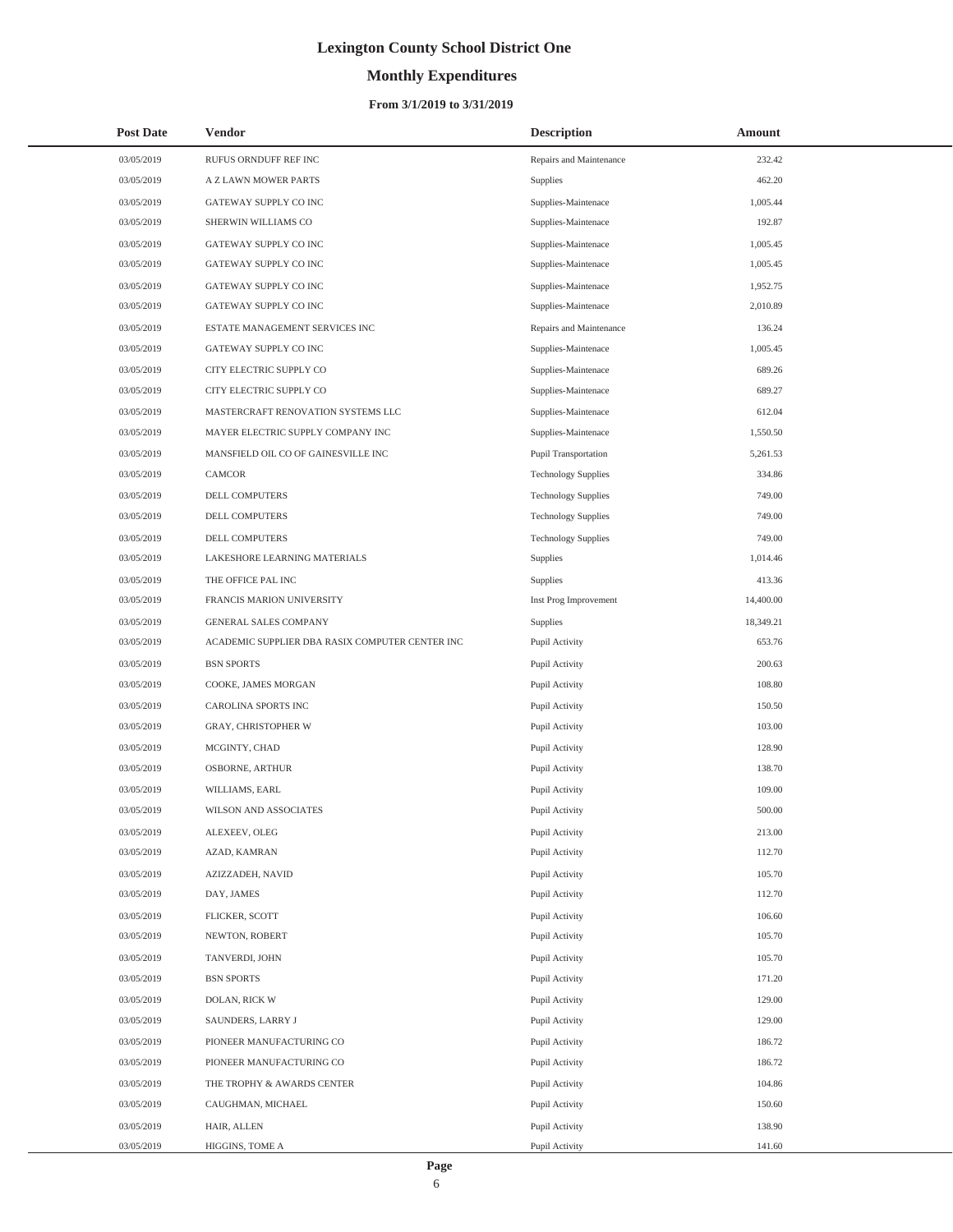# Lexington County School District One

## Monthly Expenditures

### From 3/1/2019 to 3/31/2019

| Post Date | Vendor | Description | Amount |
|---|---|---|---|
| 03/05/2019 | RUFUS ORNDUFF REF INC | Repairs and Maintenance | 232.42 |
| 03/05/2019 | A Z LAWN MOWER PARTS | Supplies | 462.20 |
| 03/05/2019 | GATEWAY SUPPLY CO INC | Supplies-Maintenace | 1,005.44 |
| 03/05/2019 | SHERWIN WILLIAMS CO | Supplies-Maintenace | 192.87 |
| 03/05/2019 | GATEWAY SUPPLY CO INC | Supplies-Maintenace | 1,005.45 |
| 03/05/2019 | GATEWAY SUPPLY CO INC | Supplies-Maintenace | 1,005.45 |
| 03/05/2019 | GATEWAY SUPPLY CO INC | Supplies-Maintenace | 1,952.75 |
| 03/05/2019 | GATEWAY SUPPLY CO INC | Supplies-Maintenace | 2,010.89 |
| 03/05/2019 | ESTATE MANAGEMENT SERVICES INC | Repairs and Maintenance | 136.24 |
| 03/05/2019 | GATEWAY SUPPLY CO INC | Supplies-Maintenace | 1,005.45 |
| 03/05/2019 | CITY ELECTRIC SUPPLY CO | Supplies-Maintenace | 689.26 |
| 03/05/2019 | CITY ELECTRIC SUPPLY CO | Supplies-Maintenace | 689.27 |
| 03/05/2019 | MASTERCRAFT RENOVATION SYSTEMS LLC | Supplies-Maintenace | 612.04 |
| 03/05/2019 | MAYER ELECTRIC SUPPLY COMPANY INC | Supplies-Maintenace | 1,550.50 |
| 03/05/2019 | MANSFIELD OIL CO OF GAINESVILLE INC | Pupil Transportation | 5,261.53 |
| 03/05/2019 | CAMCOR | Technology Supplies | 334.86 |
| 03/05/2019 | DELL COMPUTERS | Technology Supplies | 749.00 |
| 03/05/2019 | DELL COMPUTERS | Technology Supplies | 749.00 |
| 03/05/2019 | DELL COMPUTERS | Technology Supplies | 749.00 |
| 03/05/2019 | LAKESHORE LEARNING MATERIALS | Supplies | 1,014.46 |
| 03/05/2019 | THE OFFICE PAL INC | Supplies | 413.36 |
| 03/05/2019 | FRANCIS MARION UNIVERSITY | Inst Prog Improvement | 14,400.00 |
| 03/05/2019 | GENERAL SALES COMPANY | Supplies | 18,349.21 |
| 03/05/2019 | ACADEMIC SUPPLIER DBA RASIX COMPUTER CENTER INC | Pupil Activity | 653.76 |
| 03/05/2019 | BSN SPORTS | Pupil Activity | 200.63 |
| 03/05/2019 | COOKE, JAMES MORGAN | Pupil Activity | 108.80 |
| 03/05/2019 | CAROLINA SPORTS INC | Pupil Activity | 150.50 |
| 03/05/2019 | GRAY, CHRISTOPHER W | Pupil Activity | 103.00 |
| 03/05/2019 | MCGINTY, CHAD | Pupil Activity | 128.90 |
| 03/05/2019 | OSBORNE, ARTHUR | Pupil Activity | 138.70 |
| 03/05/2019 | WILLIAMS, EARL | Pupil Activity | 109.00 |
| 03/05/2019 | WILSON AND ASSOCIATES | Pupil Activity | 500.00 |
| 03/05/2019 | ALEXEEV, OLEG | Pupil Activity | 213.00 |
| 03/05/2019 | AZAD, KAMRAN | Pupil Activity | 112.70 |
| 03/05/2019 | AZIZZADEH, NAVID | Pupil Activity | 105.70 |
| 03/05/2019 | DAY, JAMES | Pupil Activity | 112.70 |
| 03/05/2019 | FLICKER, SCOTT | Pupil Activity | 106.60 |
| 03/05/2019 | NEWTON, ROBERT | Pupil Activity | 105.70 |
| 03/05/2019 | TANVERDI, JOHN | Pupil Activity | 105.70 |
| 03/05/2019 | BSN SPORTS | Pupil Activity | 171.20 |
| 03/05/2019 | DOLAN, RICK W | Pupil Activity | 129.00 |
| 03/05/2019 | SAUNDERS, LARRY J | Pupil Activity | 129.00 |
| 03/05/2019 | PIONEER MANUFACTURING CO | Pupil Activity | 186.72 |
| 03/05/2019 | PIONEER MANUFACTURING CO | Pupil Activity | 186.72 |
| 03/05/2019 | THE TROPHY & AWARDS CENTER | Pupil Activity | 104.86 |
| 03/05/2019 | CAUGHMAN, MICHAEL | Pupil Activity | 150.60 |
| 03/05/2019 | HAIR, ALLEN | Pupil Activity | 138.90 |
| 03/05/2019 | HIGGINS, TOME A | Pupil Activity | 141.60 |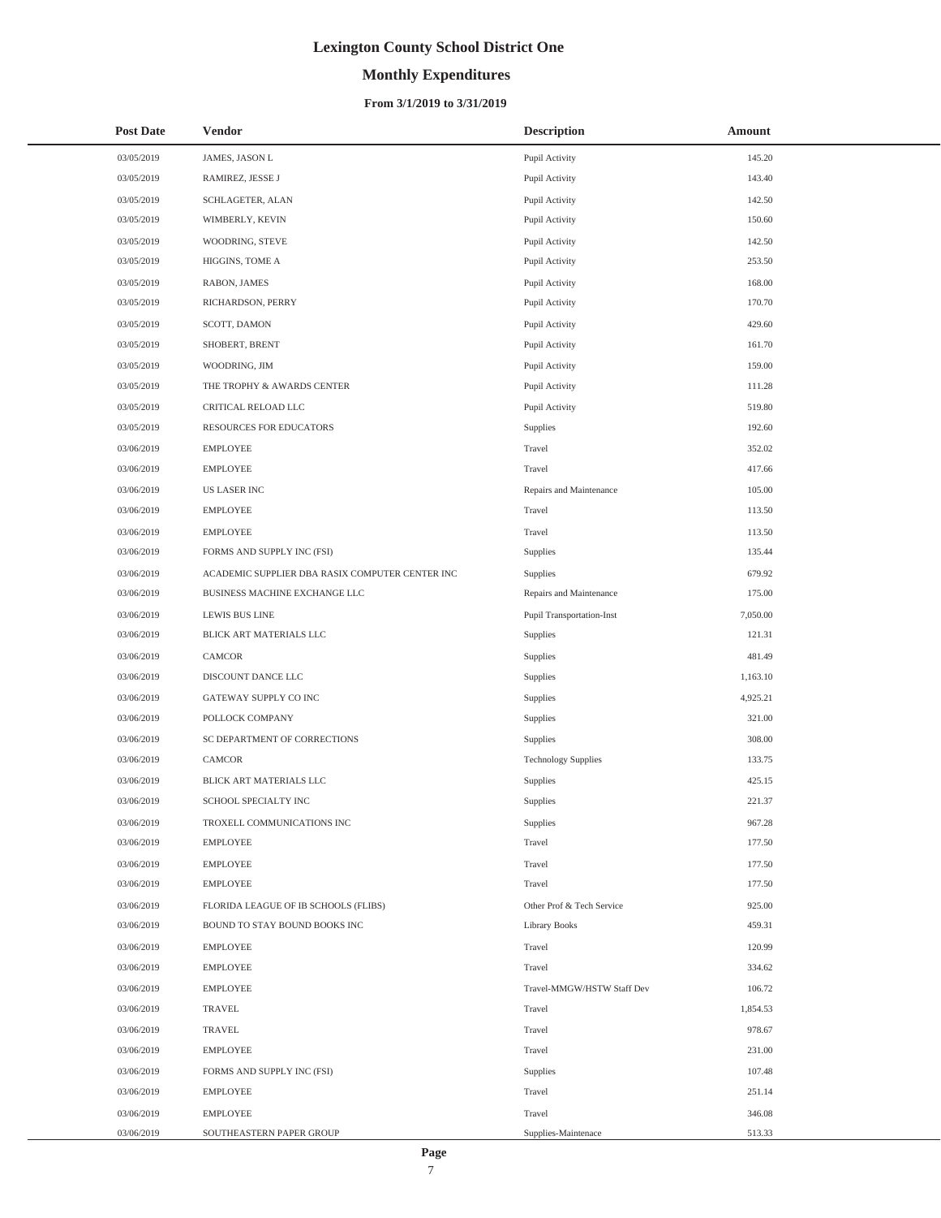# Lexington County School District One

## Monthly Expenditures

### From 3/1/2019 to 3/31/2019

| Post Date | Vendor | Description | Amount |
|---|---|---|---|
| 03/05/2019 | JAMES, JASON L | Pupil Activity | 145.20 |
| 03/05/2019 | RAMIREZ, JESSE J | Pupil Activity | 143.40 |
| 03/05/2019 | SCHLAGETER, ALAN | Pupil Activity | 142.50 |
| 03/05/2019 | WIMBERLY, KEVIN | Pupil Activity | 150.60 |
| 03/05/2019 | WOODRING, STEVE | Pupil Activity | 142.50 |
| 03/05/2019 | HIGGINS, TOME A | Pupil Activity | 253.50 |
| 03/05/2019 | RABON, JAMES | Pupil Activity | 168.00 |
| 03/05/2019 | RICHARDSON, PERRY | Pupil Activity | 170.70 |
| 03/05/2019 | SCOTT, DAMON | Pupil Activity | 429.60 |
| 03/05/2019 | SHOBERT, BRENT | Pupil Activity | 161.70 |
| 03/05/2019 | WOODRING, JIM | Pupil Activity | 159.00 |
| 03/05/2019 | THE TROPHY & AWARDS CENTER | Pupil Activity | 111.28 |
| 03/05/2019 | CRITICAL RELOAD LLC | Pupil Activity | 519.80 |
| 03/05/2019 | RESOURCES FOR EDUCATORS | Supplies | 192.60 |
| 03/06/2019 | EMPLOYEE | Travel | 352.02 |
| 03/06/2019 | EMPLOYEE | Travel | 417.66 |
| 03/06/2019 | US LASER INC | Repairs and Maintenance | 105.00 |
| 03/06/2019 | EMPLOYEE | Travel | 113.50 |
| 03/06/2019 | EMPLOYEE | Travel | 113.50 |
| 03/06/2019 | FORMS AND SUPPLY INC (FSI) | Supplies | 135.44 |
| 03/06/2019 | ACADEMIC SUPPLIER DBA RASIX COMPUTER CENTER INC | Supplies | 679.92 |
| 03/06/2019 | BUSINESS MACHINE EXCHANGE LLC | Repairs and Maintenance | 175.00 |
| 03/06/2019 | LEWIS BUS LINE | Pupil Transportation-Inst | 7,050.00 |
| 03/06/2019 | BLICK ART MATERIALS LLC | Supplies | 121.31 |
| 03/06/2019 | CAMCOR | Supplies | 481.49 |
| 03/06/2019 | DISCOUNT DANCE LLC | Supplies | 1,163.10 |
| 03/06/2019 | GATEWAY SUPPLY CO INC | Supplies | 4,925.21 |
| 03/06/2019 | POLLOCK COMPANY | Supplies | 321.00 |
| 03/06/2019 | SC DEPARTMENT OF CORRECTIONS | Supplies | 308.00 |
| 03/06/2019 | CAMCOR | Technology Supplies | 133.75 |
| 03/06/2019 | BLICK ART MATERIALS LLC | Supplies | 425.15 |
| 03/06/2019 | SCHOOL SPECIALTY INC | Supplies | 221.37 |
| 03/06/2019 | TROXELL COMMUNICATIONS INC | Supplies | 967.28 |
| 03/06/2019 | EMPLOYEE | Travel | 177.50 |
| 03/06/2019 | EMPLOYEE | Travel | 177.50 |
| 03/06/2019 | EMPLOYEE | Travel | 177.50 |
| 03/06/2019 | FLORIDA LEAGUE OF IB SCHOOLS (FLIBS) | Other Prof & Tech Service | 925.00 |
| 03/06/2019 | BOUND TO STAY BOUND BOOKS INC | Library Books | 459.31 |
| 03/06/2019 | EMPLOYEE | Travel | 120.99 |
| 03/06/2019 | EMPLOYEE | Travel | 334.62 |
| 03/06/2019 | EMPLOYEE | Travel-MMGW/HSTW Staff Dev | 106.72 |
| 03/06/2019 | TRAVEL | Travel | 1,854.53 |
| 03/06/2019 | TRAVEL | Travel | 978.67 |
| 03/06/2019 | EMPLOYEE | Travel | 231.00 |
| 03/06/2019 | FORMS AND SUPPLY INC (FSI) | Supplies | 107.48 |
| 03/06/2019 | EMPLOYEE | Travel | 251.14 |
| 03/06/2019 | EMPLOYEE | Travel | 346.08 |
| 03/06/2019 | SOUTHEASTERN PAPER GROUP | Supplies-Maintenace | 513.33 |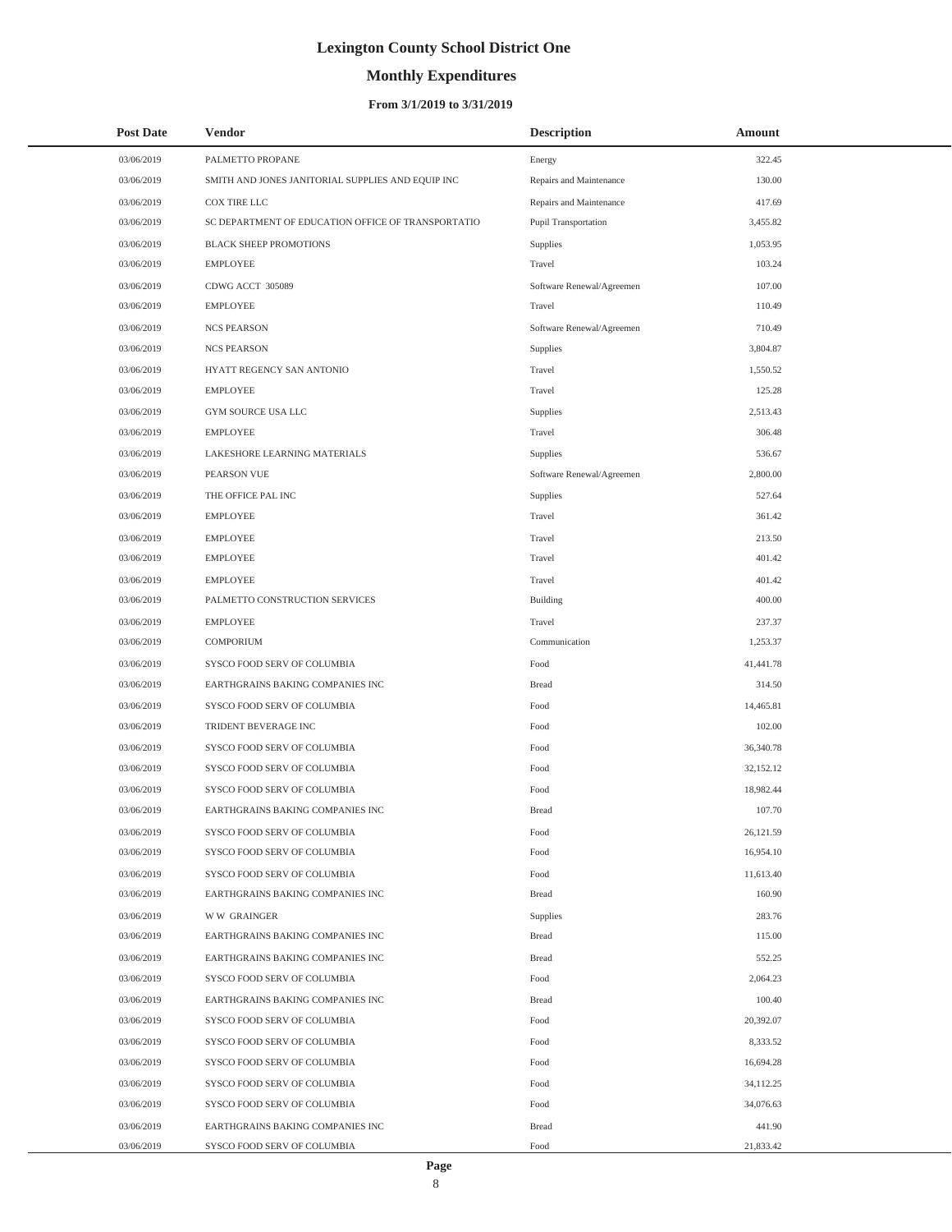# Lexington County School District One

## Monthly Expenditures

### From 3/1/2019 to 3/31/2019

| Post Date | Vendor | Description | Amount |
|---|---|---|---|
| 03/06/2019 | PALMETTO PROPANE | Energy | 322.45 |
| 03/06/2019 | SMITH AND JONES JANITORIAL SUPPLIES AND EQUIP INC | Repairs and Maintenance | 130.00 |
| 03/06/2019 | COX TIRE LLC | Repairs and Maintenance | 417.69 |
| 03/06/2019 | SC DEPARTMENT OF EDUCATION OFFICE OF TRANSPORTATIO | Pupil Transportation | 3,455.82 |
| 03/06/2019 | BLACK SHEEP PROMOTIONS | Supplies | 1,053.95 |
| 03/06/2019 | EMPLOYEE | Travel | 103.24 |
| 03/06/2019 | CDWG ACCT 305089 | Software Renewal/Agreemen | 107.00 |
| 03/06/2019 | EMPLOYEE | Travel | 110.49 |
| 03/06/2019 | NCS PEARSON | Software Renewal/Agreemen | 710.49 |
| 03/06/2019 | NCS PEARSON | Supplies | 3,804.87 |
| 03/06/2019 | HYATT REGENCY SAN ANTONIO | Travel | 1,550.52 |
| 03/06/2019 | EMPLOYEE | Travel | 125.28 |
| 03/06/2019 | GYM SOURCE USA LLC | Supplies | 2,513.43 |
| 03/06/2019 | EMPLOYEE | Travel | 306.48 |
| 03/06/2019 | LAKESHORE LEARNING MATERIALS | Supplies | 536.67 |
| 03/06/2019 | PEARSON VUE | Software Renewal/Agreemen | 2,800.00 |
| 03/06/2019 | THE OFFICE PAL INC | Supplies | 527.64 |
| 03/06/2019 | EMPLOYEE | Travel | 361.42 |
| 03/06/2019 | EMPLOYEE | Travel | 213.50 |
| 03/06/2019 | EMPLOYEE | Travel | 401.42 |
| 03/06/2019 | EMPLOYEE | Travel | 401.42 |
| 03/06/2019 | PALMETTO CONSTRUCTION SERVICES | Building | 400.00 |
| 03/06/2019 | EMPLOYEE | Travel | 237.37 |
| 03/06/2019 | COMPORIUM | Communication | 1,253.37 |
| 03/06/2019 | SYSCO FOOD SERV OF COLUMBIA | Food | 41,441.78 |
| 03/06/2019 | EARTHGRAINS BAKING COMPANIES INC | Bread | 314.50 |
| 03/06/2019 | SYSCO FOOD SERV OF COLUMBIA | Food | 14,465.81 |
| 03/06/2019 | TRIDENT BEVERAGE INC | Food | 102.00 |
| 03/06/2019 | SYSCO FOOD SERV OF COLUMBIA | Food | 36,340.78 |
| 03/06/2019 | SYSCO FOOD SERV OF COLUMBIA | Food | 32,152.12 |
| 03/06/2019 | SYSCO FOOD SERV OF COLUMBIA | Food | 18,982.44 |
| 03/06/2019 | EARTHGRAINS BAKING COMPANIES INC | Bread | 107.70 |
| 03/06/2019 | SYSCO FOOD SERV OF COLUMBIA | Food | 26,121.59 |
| 03/06/2019 | SYSCO FOOD SERV OF COLUMBIA | Food | 16,954.10 |
| 03/06/2019 | SYSCO FOOD SERV OF COLUMBIA | Food | 11,613.40 |
| 03/06/2019 | EARTHGRAINS BAKING COMPANIES INC | Bread | 160.90 |
| 03/06/2019 | W W GRAINGER | Supplies | 283.76 |
| 03/06/2019 | EARTHGRAINS BAKING COMPANIES INC | Bread | 115.00 |
| 03/06/2019 | EARTHGRAINS BAKING COMPANIES INC | Bread | 552.25 |
| 03/06/2019 | SYSCO FOOD SERV OF COLUMBIA | Food | 2,064.23 |
| 03/06/2019 | EARTHGRAINS BAKING COMPANIES INC | Bread | 100.40 |
| 03/06/2019 | SYSCO FOOD SERV OF COLUMBIA | Food | 20,392.07 |
| 03/06/2019 | SYSCO FOOD SERV OF COLUMBIA | Food | 8,333.52 |
| 03/06/2019 | SYSCO FOOD SERV OF COLUMBIA | Food | 16,694.28 |
| 03/06/2019 | SYSCO FOOD SERV OF COLUMBIA | Food | 34,112.25 |
| 03/06/2019 | SYSCO FOOD SERV OF COLUMBIA | Food | 34,076.63 |
| 03/06/2019 | EARTHGRAINS BAKING COMPANIES INC | Bread | 441.90 |
| 03/06/2019 | SYSCO FOOD SERV OF COLUMBIA | Food | 21,833.42 |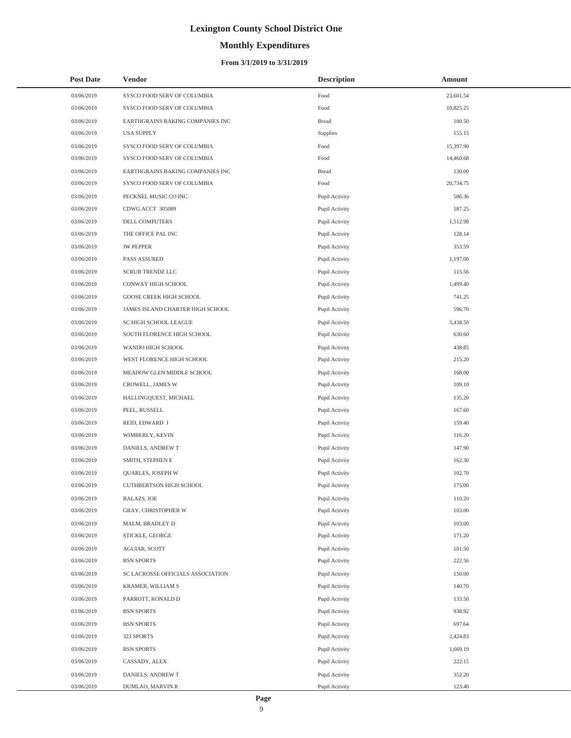# Lexington County School District One

## Monthly Expenditures

### From 3/1/2019 to 3/31/2019

| Post Date | Vendor | Description | Amount |
|---|---|---|---|
| 03/06/2019 | SYSCO FOOD SERV OF COLUMBIA | Food | 23,601.54 |
| 03/06/2019 | SYSCO FOOD SERV OF COLUMBIA | Food | 10,825.25 |
| 03/06/2019 | EARTHGRAINS BAKING COMPANIES INC | Bread | 100.50 |
| 03/06/2019 | USA SUPPLY | Supplies | 155.15 |
| 03/06/2019 | SYSCO FOOD SERV OF COLUMBIA | Food | 15,397.90 |
| 03/06/2019 | SYSCO FOOD SERV OF COLUMBIA | Food | 14,460.68 |
| 03/06/2019 | EARTHGRAINS BAKING COMPANIES INC | Bread | 130.00 |
| 03/06/2019 | SYSCO FOOD SERV OF COLUMBIA | Food | 20,734.75 |
| 03/06/2019 | PECKNEL MUSIC CO INC | Pupil Activity | 586.36 |
| 03/06/2019 | CDWG ACCT 305089 | Pupil Activity | 187.25 |
| 03/06/2019 | DELL COMPUTERS | Pupil Activity | 1,512.98 |
| 03/06/2019 | THE OFFICE PAL INC | Pupil Activity | 128.14 |
| 03/06/2019 | JW PEPPER | Pupil Activity | 353.59 |
| 03/06/2019 | PASS ASSURED | Pupil Activity | 1,197.00 |
| 03/06/2019 | SCRUB TRENDZ LLC | Pupil Activity | 115.56 |
| 03/06/2019 | CONWAY HIGH SCHOOL | Pupil Activity | 1,499.40 |
| 03/06/2019 | GOOSE CREEK HIGH SCHOOL | Pupil Activity | 741.25 |
| 03/06/2019 | JAMES ISLAND CHARTER HIGH SCHOOL | Pupil Activity | 596.70 |
| 03/06/2019 | SC HIGH SCHOOL LEAGUE | Pupil Activity | 3,438.50 |
| 03/06/2019 | SOUTH FLORENCE HIGH SCHOOL | Pupil Activity | 630.60 |
| 03/06/2019 | WANDO HIGH SCHOOL | Pupil Activity | 438.85 |
| 03/06/2019 | WEST FLORENCE HIGH SCHOOL | Pupil Activity | 215.20 |
| 03/06/2019 | MEADOW GLEN MIDDLE SCHOOL | Pupil Activity | 168.00 |
| 03/06/2019 | CROWELL, JAMES W | Pupil Activity | 109.10 |
| 03/06/2019 | HALLINGQUEST, MICHAEL | Pupil Activity | 135.20 |
| 03/06/2019 | PEEL, RUSSELL | Pupil Activity | 167.60 |
| 03/06/2019 | REID, EDWARD J | Pupil Activity | 159.40 |
| 03/06/2019 | WIMBERLY, KEVIN | Pupil Activity | 116.20 |
| 03/06/2019 | DANIELS, ANDREW T | Pupil Activity | 147.90 |
| 03/06/2019 | SMITH, STEPHEN E | Pupil Activity | 162.30 |
| 03/06/2019 | QUARLES, JOSEPH W | Pupil Activity | 102.70 |
| 03/06/2019 | CUTHBERTSON HIGH SCHOOL | Pupil Activity | 175.00 |
| 03/06/2019 | BALAZS, JOE | Pupil Activity | 110.20 |
| 03/06/2019 | GRAY, CHRISTOPHER W | Pupil Activity | 103.00 |
| 03/06/2019 | MALM, BRADLEY D | Pupil Activity | 103.00 |
| 03/06/2019 | STICKLE, GEORGE | Pupil Activity | 171.20 |
| 03/06/2019 | AGUIAR, SCOTT | Pupil Activity | 101.50 |
| 03/06/2019 | BSN SPORTS | Pupil Activity | 222.56 |
| 03/06/2019 | SC LACROSSE OFFICIALS ASSOCIATION | Pupil Activity | 150.00 |
| 03/06/2019 | KRAMER, WILLIAM S | Pupil Activity | 140.70 |
| 03/06/2019 | PARROTT, RONALD D | Pupil Activity | 133.50 |
| 03/06/2019 | BSN SPORTS | Pupil Activity | 938.92 |
| 03/06/2019 | BSN SPORTS | Pupil Activity | 697.64 |
| 03/06/2019 | 323 SPORTS | Pupil Activity | 2,424.83 |
| 03/06/2019 | BSN SPORTS | Pupil Activity | 1,669.19 |
| 03/06/2019 | CASSADY, ALEX | Pupil Activity | 222.15 |
| 03/06/2019 | DANIELS, ANDREW T | Pupil Activity | 352.20 |
| 03/06/2019 | DUMLAO, MARVIN R | Pupil Activity | 123.40 |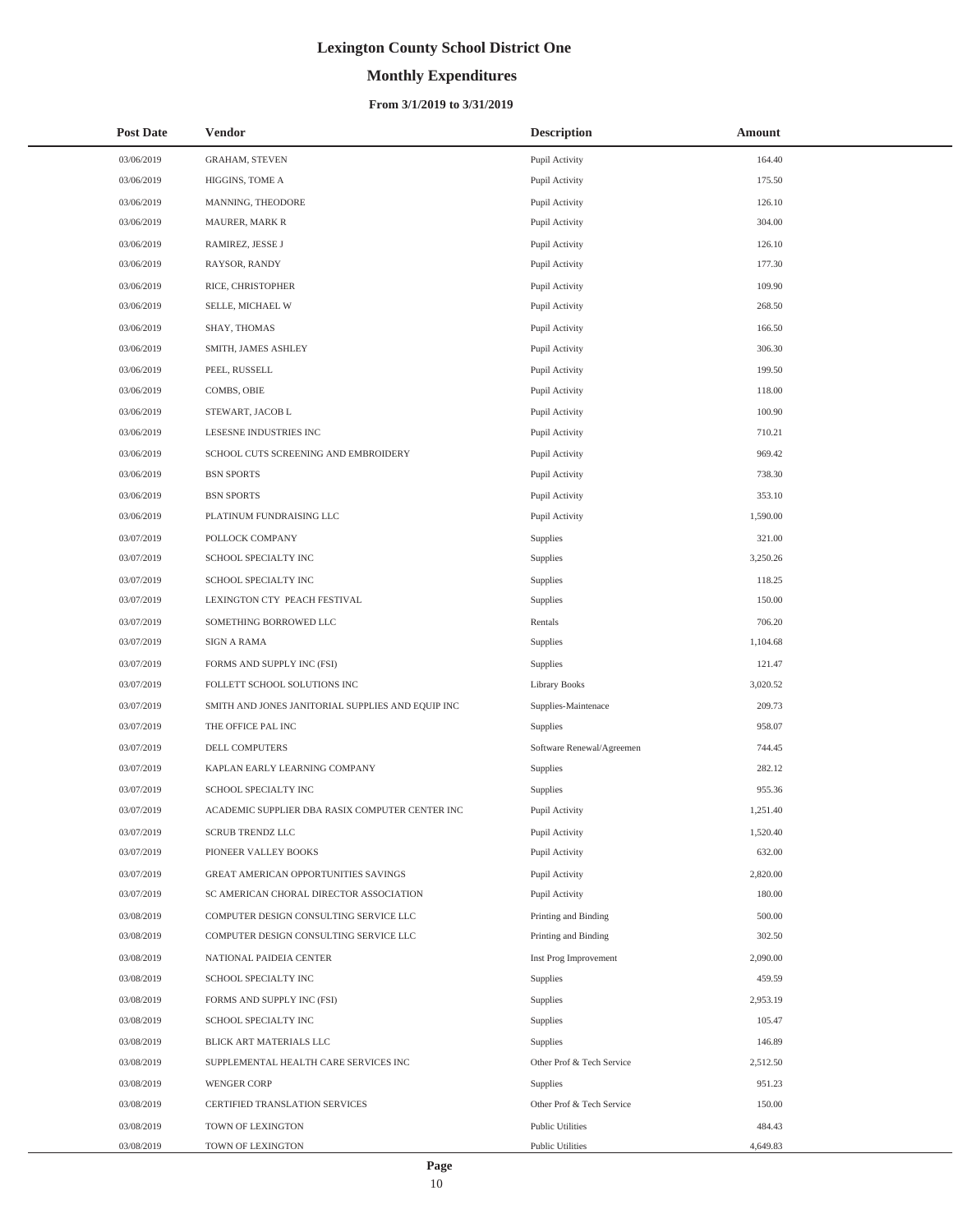# Lexington County School District One

## Monthly Expenditures

### From 3/1/2019 to 3/31/2019

| Post Date | Vendor | Description | Amount |
| --- | --- | --- | --- |
| 03/06/2019 | GRAHAM, STEVEN | Pupil Activity | 164.40 |
| 03/06/2019 | HIGGINS, TOME A | Pupil Activity | 175.50 |
| 03/06/2019 | MANNING, THEODORE | Pupil Activity | 126.10 |
| 03/06/2019 | MAURER, MARK R | Pupil Activity | 304.00 |
| 03/06/2019 | RAMIREZ, JESSE J | Pupil Activity | 126.10 |
| 03/06/2019 | RAYSOR, RANDY | Pupil Activity | 177.30 |
| 03/06/2019 | RICE, CHRISTOPHER | Pupil Activity | 109.90 |
| 03/06/2019 | SELLE, MICHAEL W | Pupil Activity | 268.50 |
| 03/06/2019 | SHAY, THOMAS | Pupil Activity | 166.50 |
| 03/06/2019 | SMITH, JAMES ASHLEY | Pupil Activity | 306.30 |
| 03/06/2019 | PEEL, RUSSELL | Pupil Activity | 199.50 |
| 03/06/2019 | COMBS, OBIE | Pupil Activity | 118.00 |
| 03/06/2019 | STEWART, JACOB L | Pupil Activity | 100.90 |
| 03/06/2019 | LESESNE INDUSTRIES INC | Pupil Activity | 710.21 |
| 03/06/2019 | SCHOOL CUTS SCREENING AND EMBROIDERY | Pupil Activity | 969.42 |
| 03/06/2019 | BSN SPORTS | Pupil Activity | 738.30 |
| 03/06/2019 | BSN SPORTS | Pupil Activity | 353.10 |
| 03/06/2019 | PLATINUM FUNDRAISING LLC | Pupil Activity | 1,590.00 |
| 03/07/2019 | POLLOCK COMPANY | Supplies | 321.00 |
| 03/07/2019 | SCHOOL SPECIALTY INC | Supplies | 3,250.26 |
| 03/07/2019 | SCHOOL SPECIALTY INC | Supplies | 118.25 |
| 03/07/2019 | LEXINGTON CTY PEACH FESTIVAL | Supplies | 150.00 |
| 03/07/2019 | SOMETHING BORROWED LLC | Rentals | 706.20 |
| 03/07/2019 | SIGN A RAMA | Supplies | 1,104.68 |
| 03/07/2019 | FORMS AND SUPPLY INC (FSI) | Supplies | 121.47 |
| 03/07/2019 | FOLLETT SCHOOL SOLUTIONS INC | Library Books | 3,020.52 |
| 03/07/2019 | SMITH AND JONES JANITORIAL SUPPLIES AND EQUIP INC | Supplies-Maintenace | 209.73 |
| 03/07/2019 | THE OFFICE PAL INC | Supplies | 958.07 |
| 03/07/2019 | DELL COMPUTERS | Software Renewal/Agreemen | 744.45 |
| 03/07/2019 | KAPLAN EARLY LEARNING COMPANY | Supplies | 282.12 |
| 03/07/2019 | SCHOOL SPECIALTY INC | Supplies | 955.36 |
| 03/07/2019 | ACADEMIC SUPPLIER DBA RASIX COMPUTER CENTER INC | Pupil Activity | 1,251.40 |
| 03/07/2019 | SCRUB TRENDZ LLC | Pupil Activity | 1,520.40 |
| 03/07/2019 | PIONEER VALLEY BOOKS | Pupil Activity | 632.00 |
| 03/07/2019 | GREAT AMERICAN OPPORTUNITIES SAVINGS | Pupil Activity | 2,820.00 |
| 03/07/2019 | SC AMERICAN CHORAL DIRECTOR ASSOCIATION | Pupil Activity | 180.00 |
| 03/08/2019 | COMPUTER DESIGN CONSULTING SERVICE LLC | Printing and Binding | 500.00 |
| 03/08/2019 | COMPUTER DESIGN CONSULTING SERVICE LLC | Printing and Binding | 302.50 |
| 03/08/2019 | NATIONAL PAIDEIA CENTER | Inst Prog Improvement | 2,090.00 |
| 03/08/2019 | SCHOOL SPECIALTY INC | Supplies | 459.59 |
| 03/08/2019 | FORMS AND SUPPLY INC (FSI) | Supplies | 2,953.19 |
| 03/08/2019 | SCHOOL SPECIALTY INC | Supplies | 105.47 |
| 03/08/2019 | BLICK ART MATERIALS LLC | Supplies | 146.89 |
| 03/08/2019 | SUPPLEMENTAL HEALTH CARE SERVICES INC | Other Prof & Tech Service | 2,512.50 |
| 03/08/2019 | WENGER CORP | Supplies | 951.23 |
| 03/08/2019 | CERTIFIED TRANSLATION SERVICES | Other Prof & Tech Service | 150.00 |
| 03/08/2019 | TOWN OF LEXINGTON | Public Utilities | 484.43 |
| 03/08/2019 | TOWN OF LEXINGTON | Public Utilities | 4,649.83 |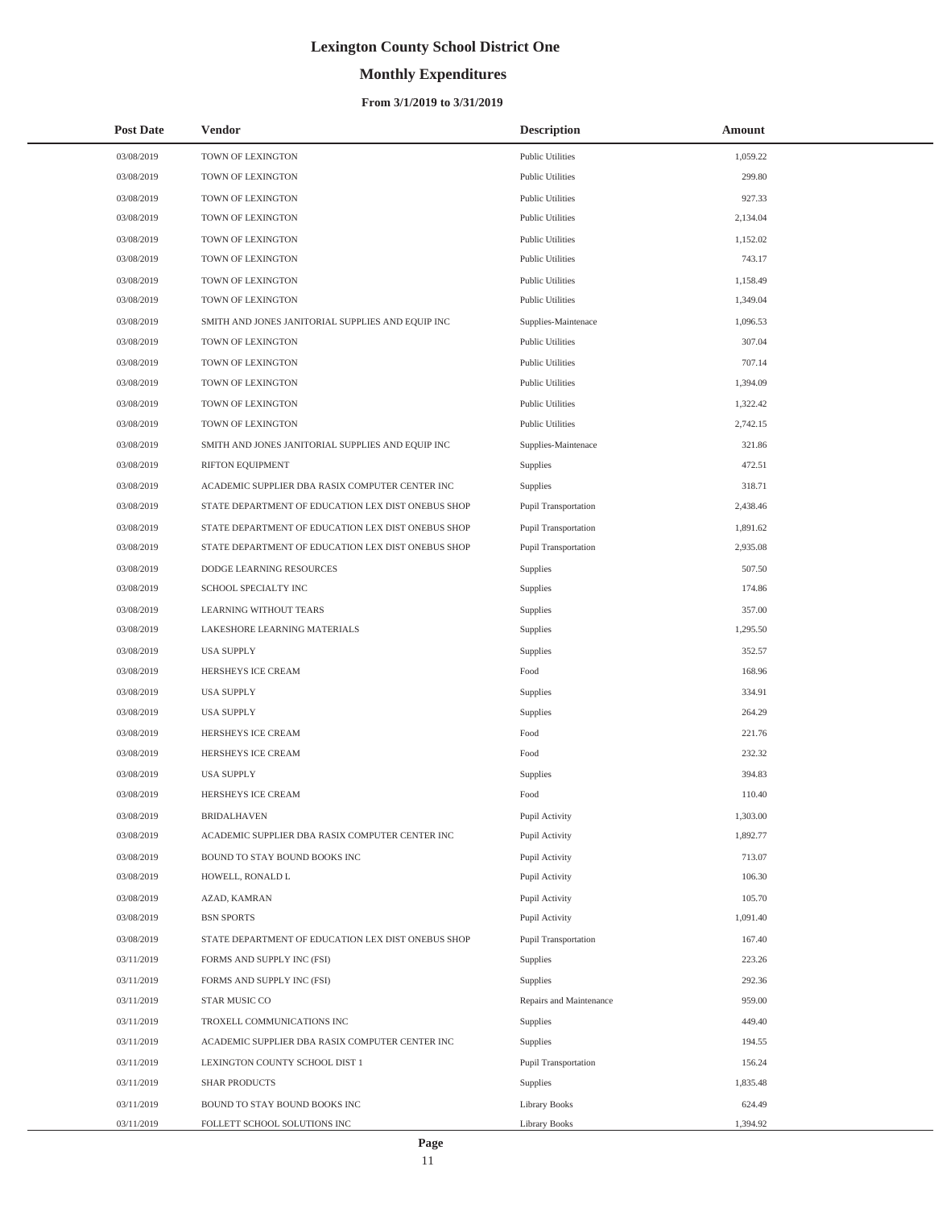# Lexington County School District One

## Monthly Expenditures

### From 3/1/2019 to 3/31/2019

| Post Date | Vendor | Description | Amount |
|---|---|---|---|
| 03/08/2019 | TOWN OF LEXINGTON | Public Utilities | 1,059.22 |
| 03/08/2019 | TOWN OF LEXINGTON | Public Utilities | 299.80 |
| 03/08/2019 | TOWN OF LEXINGTON | Public Utilities | 927.33 |
| 03/08/2019 | TOWN OF LEXINGTON | Public Utilities | 2,134.04 |
| 03/08/2019 | TOWN OF LEXINGTON | Public Utilities | 1,152.02 |
| 03/08/2019 | TOWN OF LEXINGTON | Public Utilities | 743.17 |
| 03/08/2019 | TOWN OF LEXINGTON | Public Utilities | 1,158.49 |
| 03/08/2019 | TOWN OF LEXINGTON | Public Utilities | 1,349.04 |
| 03/08/2019 | SMITH AND JONES JANITORIAL SUPPLIES AND EQUIP INC | Supplies-Maintenace | 1,096.53 |
| 03/08/2019 | TOWN OF LEXINGTON | Public Utilities | 307.04 |
| 03/08/2019 | TOWN OF LEXINGTON | Public Utilities | 707.14 |
| 03/08/2019 | TOWN OF LEXINGTON | Public Utilities | 1,394.09 |
| 03/08/2019 | TOWN OF LEXINGTON | Public Utilities | 1,322.42 |
| 03/08/2019 | TOWN OF LEXINGTON | Public Utilities | 2,742.15 |
| 03/08/2019 | SMITH AND JONES JANITORIAL SUPPLIES AND EQUIP INC | Supplies-Maintenace | 321.86 |
| 03/08/2019 | RIFTON EQUIPMENT | Supplies | 472.51 |
| 03/08/2019 | ACADEMIC SUPPLIER DBA RASIX COMPUTER CENTER INC | Supplies | 318.71 |
| 03/08/2019 | STATE DEPARTMENT OF EDUCATION LEX DIST ONEBUS SHOP | Pupil Transportation | 2,438.46 |
| 03/08/2019 | STATE DEPARTMENT OF EDUCATION LEX DIST ONEBUS SHOP | Pupil Transportation | 1,891.62 |
| 03/08/2019 | STATE DEPARTMENT OF EDUCATION LEX DIST ONEBUS SHOP | Pupil Transportation | 2,935.08 |
| 03/08/2019 | DODGE LEARNING RESOURCES | Supplies | 507.50 |
| 03/08/2019 | SCHOOL SPECIALTY INC | Supplies | 174.86 |
| 03/08/2019 | LEARNING WITHOUT TEARS | Supplies | 357.00 |
| 03/08/2019 | LAKESHORE LEARNING MATERIALS | Supplies | 1,295.50 |
| 03/08/2019 | USA SUPPLY | Supplies | 352.57 |
| 03/08/2019 | HERSHEYS ICE CREAM | Food | 168.96 |
| 03/08/2019 | USA SUPPLY | Supplies | 334.91 |
| 03/08/2019 | USA SUPPLY | Supplies | 264.29 |
| 03/08/2019 | HERSHEYS ICE CREAM | Food | 221.76 |
| 03/08/2019 | HERSHEYS ICE CREAM | Food | 232.32 |
| 03/08/2019 | USA SUPPLY | Supplies | 394.83 |
| 03/08/2019 | HERSHEYS ICE CREAM | Food | 110.40 |
| 03/08/2019 | BRIDALHAVEN | Pupil Activity | 1,303.00 |
| 03/08/2019 | ACADEMIC SUPPLIER DBA RASIX COMPUTER CENTER INC | Pupil Activity | 1,892.77 |
| 03/08/2019 | BOUND TO STAY BOUND BOOKS INC | Pupil Activity | 713.07 |
| 03/08/2019 | HOWELL, RONALD L | Pupil Activity | 106.30 |
| 03/08/2019 | AZAD, KAMRAN | Pupil Activity | 105.70 |
| 03/08/2019 | BSN SPORTS | Pupil Activity | 1,091.40 |
| 03/08/2019 | STATE DEPARTMENT OF EDUCATION LEX DIST ONEBUS SHOP | Pupil Transportation | 167.40 |
| 03/11/2019 | FORMS AND SUPPLY INC (FSI) | Supplies | 223.26 |
| 03/11/2019 | FORMS AND SUPPLY INC (FSI) | Supplies | 292.36 |
| 03/11/2019 | STAR MUSIC CO | Repairs and Maintenance | 959.00 |
| 03/11/2019 | TROXELL COMMUNICATIONS INC | Supplies | 449.40 |
| 03/11/2019 | ACADEMIC SUPPLIER DBA RASIX COMPUTER CENTER INC | Supplies | 194.55 |
| 03/11/2019 | LEXINGTON COUNTY SCHOOL DIST 1 | Pupil Transportation | 156.24 |
| 03/11/2019 | SHAR PRODUCTS | Supplies | 1,835.48 |
| 03/11/2019 | BOUND TO STAY BOUND BOOKS INC | Library Books | 624.49 |
| 03/11/2019 | FOLLETT SCHOOL SOLUTIONS INC | Library Books | 1,394.92 |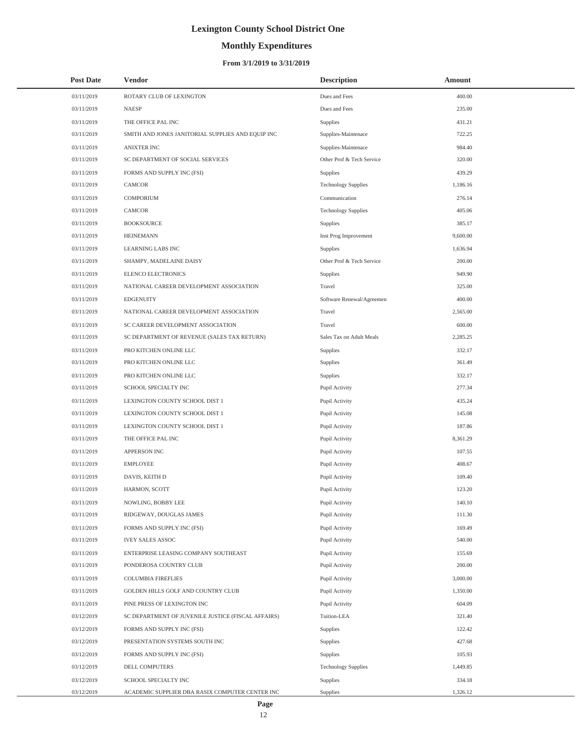# Lexington County School District One

## Monthly Expenditures

### From 3/1/2019 to 3/31/2019

| Post Date | Vendor | Description | Amount |
| --- | --- | --- | --- |
| 03/11/2019 | ROTARY CLUB OF LEXINGTON | Dues and Fees | 400.00 |
| 03/11/2019 | NAESP | Dues and Fees | 235.00 |
| 03/11/2019 | THE OFFICE PAL INC | Supplies | 431.21 |
| 03/11/2019 | SMITH AND JONES JANITORIAL SUPPLIES AND EQUIP INC | Supplies-Maintenace | 722.25 |
| 03/11/2019 | ANIXTER INC | Supplies-Maintenace | 984.40 |
| 03/11/2019 | SC DEPARTMENT OF SOCIAL SERVICES | Other Prof & Tech Service | 320.00 |
| 03/11/2019 | FORMS AND SUPPLY INC (FSI) | Supplies | 439.29 |
| 03/11/2019 | CAMCOR | Technology Supplies | 1,186.16 |
| 03/11/2019 | COMPORIUM | Communication | 276.14 |
| 03/11/2019 | CAMCOR | Technology Supplies | 405.06 |
| 03/11/2019 | BOOKSOURCE | Supplies | 385.17 |
| 03/11/2019 | HEINEMANN | Inst Prog Improvement | 9,600.00 |
| 03/11/2019 | LEARNING LABS INC | Supplies | 1,636.94 |
| 03/11/2019 | SHAMPY, MADELAINE DAISY | Other Prof & Tech Service | 200.00 |
| 03/11/2019 | ELENCO ELECTRONICS | Supplies | 949.90 |
| 03/11/2019 | NATIONAL CAREER DEVELOPMENT ASSOCIATION | Travel | 325.00 |
| 03/11/2019 | EDGENUITY | Software Renewal/Agreemen | 400.00 |
| 03/11/2019 | NATIONAL CAREER DEVELOPMENT ASSOCIATION | Travel | 2,565.00 |
| 03/11/2019 | SC CAREER DEVELOPMENT ASSOCIATION | Travel | 600.00 |
| 03/11/2019 | SC DEPARTMENT OF REVENUE (SALES TAX RETURN) | Sales Tax on Adult Meals | 2,285.25 |
| 03/11/2019 | PRO KITCHEN ONLINE LLC | Supplies | 332.17 |
| 03/11/2019 | PRO KITCHEN ONLINE LLC | Supplies | 361.49 |
| 03/11/2019 | PRO KITCHEN ONLINE LLC | Supplies | 332.17 |
| 03/11/2019 | SCHOOL SPECIALTY INC | Pupil Activity | 277.34 |
| 03/11/2019 | LEXINGTON COUNTY SCHOOL DIST 1 | Pupil Activity | 435.24 |
| 03/11/2019 | LEXINGTON COUNTY SCHOOL DIST 1 | Pupil Activity | 145.08 |
| 03/11/2019 | LEXINGTON COUNTY SCHOOL DIST 1 | Pupil Activity | 187.86 |
| 03/11/2019 | THE OFFICE PAL INC | Pupil Activity | 8,361.29 |
| 03/11/2019 | APPERSON INC | Pupil Activity | 107.55 |
| 03/11/2019 | EMPLOYEE | Pupil Activity | 408.67 |
| 03/11/2019 | DAVIS, KEITH D | Pupil Activity | 109.40 |
| 03/11/2019 | HARMON, SCOTT | Pupil Activity | 123.20 |
| 03/11/2019 | NOWLING, BOBBY LEE | Pupil Activity | 140.10 |
| 03/11/2019 | RIDGEWAY, DOUGLAS JAMES | Pupil Activity | 111.30 |
| 03/11/2019 | FORMS AND SUPPLY INC (FSI) | Pupil Activity | 169.49 |
| 03/11/2019 | IVEY SALES ASSOC | Pupil Activity | 540.00 |
| 03/11/2019 | ENTERPRISE LEASING COMPANY SOUTHEAST | Pupil Activity | 155.69 |
| 03/11/2019 | PONDEROSA COUNTRY CLUB | Pupil Activity | 200.00 |
| 03/11/2019 | COLUMBIA FIREFLIES | Pupil Activity | 3,000.00 |
| 03/11/2019 | GOLDEN HILLS GOLF AND COUNTRY CLUB | Pupil Activity | 1,350.00 |
| 03/11/2019 | PINE PRESS OF LEXINGTON INC | Pupil Activity | 604.09 |
| 03/12/2019 | SC DEPARTMENT OF JUVENILE JUSTICE (FISCAL AFFAIRS) | Tuition-LEA | 321.40 |
| 03/12/2019 | FORMS AND SUPPLY INC (FSI) | Supplies | 122.42 |
| 03/12/2019 | PRESENTATION SYSTEMS SOUTH INC | Supplies | 427.68 |
| 03/12/2019 | FORMS AND SUPPLY INC (FSI) | Supplies | 105.93 |
| 03/12/2019 | DELL COMPUTERS | Technology Supplies | 1,449.85 |
| 03/12/2019 | SCHOOL SPECIALTY INC | Supplies | 334.18 |
| 03/12/2019 | ACADEMIC SUPPLIER DBA RASIX COMPUTER CENTER INC | Supplies | 1,326.12 |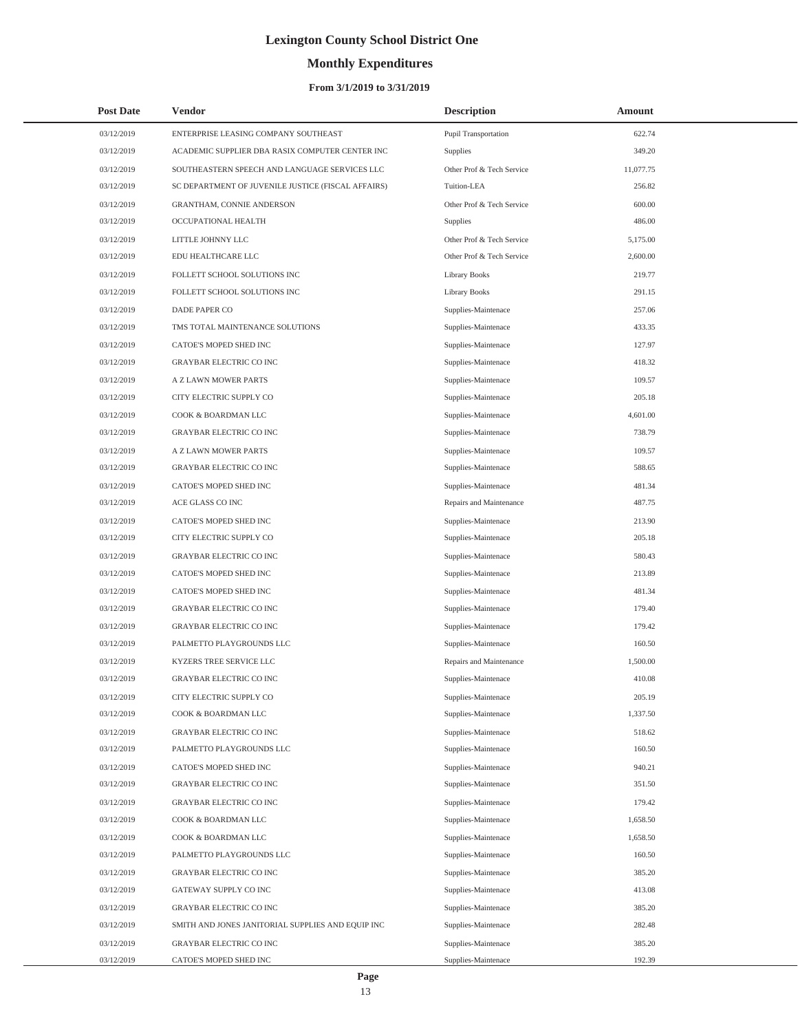# Lexington County School District One

## Monthly Expenditures

### From 3/1/2019 to 3/31/2019

| Post Date | Vendor | Description | Amount |
|---|---|---|---|
| 03/12/2019 | ENTERPRISE LEASING COMPANY SOUTHEAST | Pupil Transportation | 622.74 |
| 03/12/2019 | ACADEMIC SUPPLIER DBA RASIX COMPUTER CENTER INC | Supplies | 349.20 |
| 03/12/2019 | SOUTHEASTERN SPEECH AND LANGUAGE SERVICES LLC | Other Prof & Tech Service | 11,077.75 |
| 03/12/2019 | SC DEPARTMENT OF JUVENILE JUSTICE (FISCAL AFFAIRS) | Tuition-LEA | 256.82 |
| 03/12/2019 | GRANTHAM, CONNIE ANDERSON | Other Prof & Tech Service | 600.00 |
| 03/12/2019 | OCCUPATIONAL HEALTH | Supplies | 486.00 |
| 03/12/2019 | LITTLE JOHNNY LLC | Other Prof & Tech Service | 5,175.00 |
| 03/12/2019 | EDU HEALTHCARE LLC | Other Prof & Tech Service | 2,600.00 |
| 03/12/2019 | FOLLETT SCHOOL SOLUTIONS INC | Library Books | 219.77 |
| 03/12/2019 | FOLLETT SCHOOL SOLUTIONS INC | Library Books | 291.15 |
| 03/12/2019 | DADE PAPER CO | Supplies-Maintenace | 257.06 |
| 03/12/2019 | TMS TOTAL MAINTENANCE SOLUTIONS | Supplies-Maintenace | 433.35 |
| 03/12/2019 | CATOE'S MOPED SHED INC | Supplies-Maintenace | 127.97 |
| 03/12/2019 | GRAYBAR ELECTRIC CO INC | Supplies-Maintenace | 418.32 |
| 03/12/2019 | A Z LAWN MOWER PARTS | Supplies-Maintenace | 109.57 |
| 03/12/2019 | CITY ELECTRIC SUPPLY CO | Supplies-Maintenace | 205.18 |
| 03/12/2019 | COOK & BOARDMAN LLC | Supplies-Maintenace | 4,601.00 |
| 03/12/2019 | GRAYBAR ELECTRIC CO INC | Supplies-Maintenace | 738.79 |
| 03/12/2019 | A Z LAWN MOWER PARTS | Supplies-Maintenace | 109.57 |
| 03/12/2019 | GRAYBAR ELECTRIC CO INC | Supplies-Maintenace | 588.65 |
| 03/12/2019 | CATOE'S MOPED SHED INC | Supplies-Maintenace | 481.34 |
| 03/12/2019 | ACE GLASS CO INC | Repairs and Maintenance | 487.75 |
| 03/12/2019 | CATOE'S MOPED SHED INC | Supplies-Maintenace | 213.90 |
| 03/12/2019 | CITY ELECTRIC SUPPLY CO | Supplies-Maintenace | 205.18 |
| 03/12/2019 | GRAYBAR ELECTRIC CO INC | Supplies-Maintenace | 580.43 |
| 03/12/2019 | CATOE'S MOPED SHED INC | Supplies-Maintenace | 213.89 |
| 03/12/2019 | CATOE'S MOPED SHED INC | Supplies-Maintenace | 481.34 |
| 03/12/2019 | GRAYBAR ELECTRIC CO INC | Supplies-Maintenace | 179.40 |
| 03/12/2019 | GRAYBAR ELECTRIC CO INC | Supplies-Maintenace | 179.42 |
| 03/12/2019 | PALMETTO PLAYGROUNDS LLC | Supplies-Maintenace | 160.50 |
| 03/12/2019 | KYZERS TREE SERVICE LLC | Repairs and Maintenance | 1,500.00 |
| 03/12/2019 | GRAYBAR ELECTRIC CO INC | Supplies-Maintenace | 410.08 |
| 03/12/2019 | CITY ELECTRIC SUPPLY CO | Supplies-Maintenace | 205.19 |
| 03/12/2019 | COOK & BOARDMAN LLC | Supplies-Maintenace | 1,337.50 |
| 03/12/2019 | GRAYBAR ELECTRIC CO INC | Supplies-Maintenace | 518.62 |
| 03/12/2019 | PALMETTO PLAYGROUNDS LLC | Supplies-Maintenace | 160.50 |
| 03/12/2019 | CATOE'S MOPED SHED INC | Supplies-Maintenace | 940.21 |
| 03/12/2019 | GRAYBAR ELECTRIC CO INC | Supplies-Maintenace | 351.50 |
| 03/12/2019 | GRAYBAR ELECTRIC CO INC | Supplies-Maintenace | 179.42 |
| 03/12/2019 | COOK & BOARDMAN LLC | Supplies-Maintenace | 1,658.50 |
| 03/12/2019 | COOK & BOARDMAN LLC | Supplies-Maintenace | 1,658.50 |
| 03/12/2019 | PALMETTO PLAYGROUNDS LLC | Supplies-Maintenace | 160.50 |
| 03/12/2019 | GRAYBAR ELECTRIC CO INC | Supplies-Maintenace | 385.20 |
| 03/12/2019 | GATEWAY SUPPLY CO INC | Supplies-Maintenace | 413.08 |
| 03/12/2019 | GRAYBAR ELECTRIC CO INC | Supplies-Maintenace | 385.20 |
| 03/12/2019 | SMITH AND JONES JANITORIAL SUPPLIES AND EQUIP INC | Supplies-Maintenace | 282.48 |
| 03/12/2019 | GRAYBAR ELECTRIC CO INC | Supplies-Maintenace | 385.20 |
| 03/12/2019 | CATOE'S MOPED SHED INC | Supplies-Maintenace | 192.39 |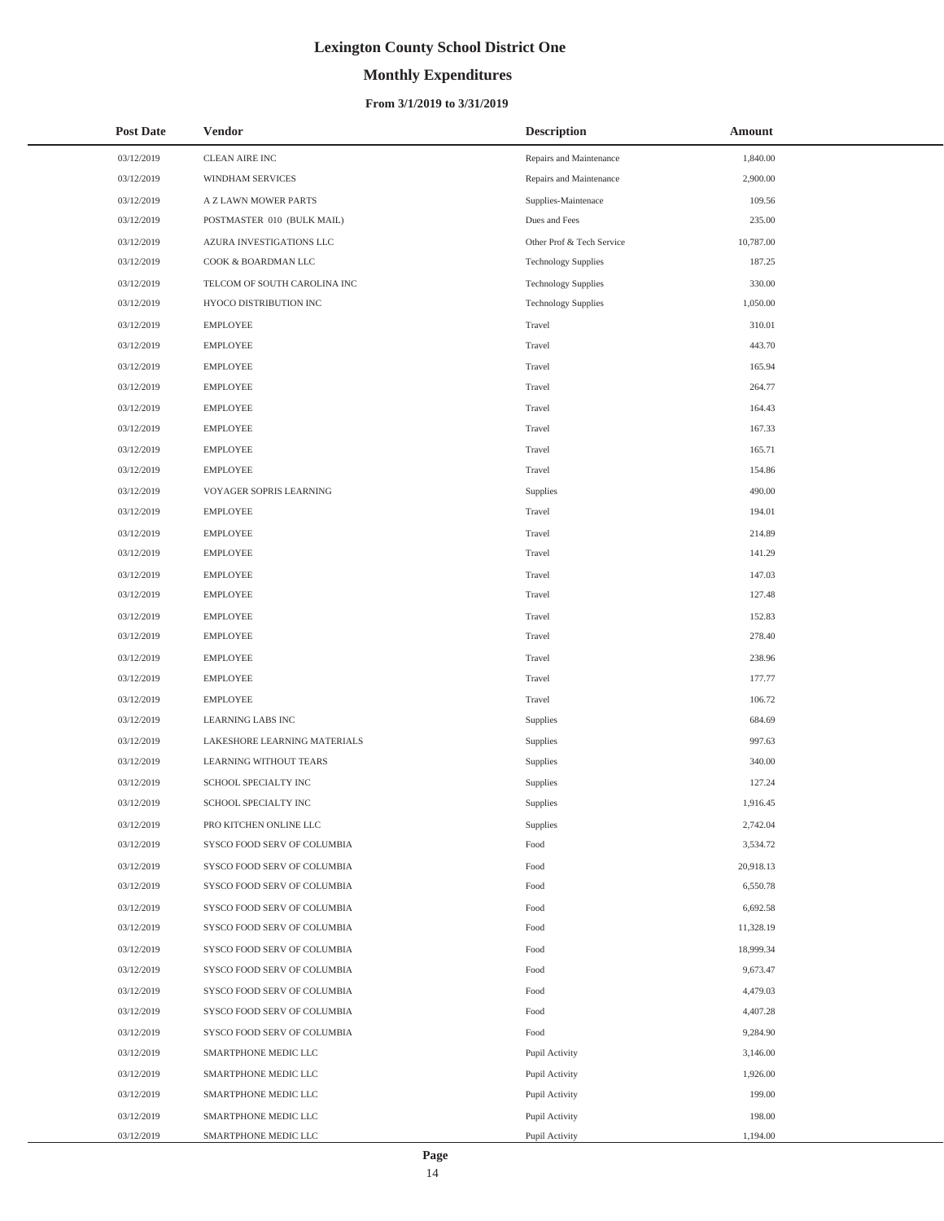# Lexington County School District One

## Monthly Expenditures

### From 3/1/2019 to 3/31/2019

| Post Date | Vendor | Description | Amount |
|---|---|---|---|
| 03/12/2019 | CLEAN AIRE INC | Repairs and Maintenance | 1,840.00 |
| 03/12/2019 | WINDHAM SERVICES | Repairs and Maintenance | 2,900.00 |
| 03/12/2019 | A Z LAWN MOWER PARTS | Supplies-Maintenace | 109.56 |
| 03/12/2019 | POSTMASTER 010 (BULK MAIL) | Dues and Fees | 235.00 |
| 03/12/2019 | AZURA INVESTIGATIONS LLC | Other Prof & Tech Service | 10,787.00 |
| 03/12/2019 | COOK & BOARDMAN LLC | Technology Supplies | 187.25 |
| 03/12/2019 | TELCOM OF SOUTH CAROLINA INC | Technology Supplies | 330.00 |
| 03/12/2019 | HYOCO DISTRIBUTION INC | Technology Supplies | 1,050.00 |
| 03/12/2019 | EMPLOYEE | Travel | 310.01 |
| 03/12/2019 | EMPLOYEE | Travel | 443.70 |
| 03/12/2019 | EMPLOYEE | Travel | 165.94 |
| 03/12/2019 | EMPLOYEE | Travel | 264.77 |
| 03/12/2019 | EMPLOYEE | Travel | 164.43 |
| 03/12/2019 | EMPLOYEE | Travel | 167.33 |
| 03/12/2019 | EMPLOYEE | Travel | 165.71 |
| 03/12/2019 | EMPLOYEE | Travel | 154.86 |
| 03/12/2019 | VOYAGER SOPRIS LEARNING | Supplies | 490.00 |
| 03/12/2019 | EMPLOYEE | Travel | 194.01 |
| 03/12/2019 | EMPLOYEE | Travel | 214.89 |
| 03/12/2019 | EMPLOYEE | Travel | 141.29 |
| 03/12/2019 | EMPLOYEE | Travel | 147.03 |
| 03/12/2019 | EMPLOYEE | Travel | 127.48 |
| 03/12/2019 | EMPLOYEE | Travel | 152.83 |
| 03/12/2019 | EMPLOYEE | Travel | 278.40 |
| 03/12/2019 | EMPLOYEE | Travel | 238.96 |
| 03/12/2019 | EMPLOYEE | Travel | 177.77 |
| 03/12/2019 | EMPLOYEE | Travel | 106.72 |
| 03/12/2019 | LEARNING LABS INC | Supplies | 684.69 |
| 03/12/2019 | LAKESHORE LEARNING MATERIALS | Supplies | 997.63 |
| 03/12/2019 | LEARNING WITHOUT TEARS | Supplies | 340.00 |
| 03/12/2019 | SCHOOL SPECIALTY INC | Supplies | 127.24 |
| 03/12/2019 | SCHOOL SPECIALTY INC | Supplies | 1,916.45 |
| 03/12/2019 | PRO KITCHEN ONLINE LLC | Supplies | 2,742.04 |
| 03/12/2019 | SYSCO FOOD SERV OF COLUMBIA | Food | 3,534.72 |
| 03/12/2019 | SYSCO FOOD SERV OF COLUMBIA | Food | 20,918.13 |
| 03/12/2019 | SYSCO FOOD SERV OF COLUMBIA | Food | 6,550.78 |
| 03/12/2019 | SYSCO FOOD SERV OF COLUMBIA | Food | 6,692.58 |
| 03/12/2019 | SYSCO FOOD SERV OF COLUMBIA | Food | 11,328.19 |
| 03/12/2019 | SYSCO FOOD SERV OF COLUMBIA | Food | 18,999.34 |
| 03/12/2019 | SYSCO FOOD SERV OF COLUMBIA | Food | 9,673.47 |
| 03/12/2019 | SYSCO FOOD SERV OF COLUMBIA | Food | 4,479.03 |
| 03/12/2019 | SYSCO FOOD SERV OF COLUMBIA | Food | 4,407.28 |
| 03/12/2019 | SYSCO FOOD SERV OF COLUMBIA | Food | 9,284.90 |
| 03/12/2019 | SMARTPHONE MEDIC LLC | Pupil Activity | 3,146.00 |
| 03/12/2019 | SMARTPHONE MEDIC LLC | Pupil Activity | 1,926.00 |
| 03/12/2019 | SMARTPHONE MEDIC LLC | Pupil Activity | 199.00 |
| 03/12/2019 | SMARTPHONE MEDIC LLC | Pupil Activity | 198.00 |
| 03/12/2019 | SMARTPHONE MEDIC LLC | Pupil Activity | 1,194.00 |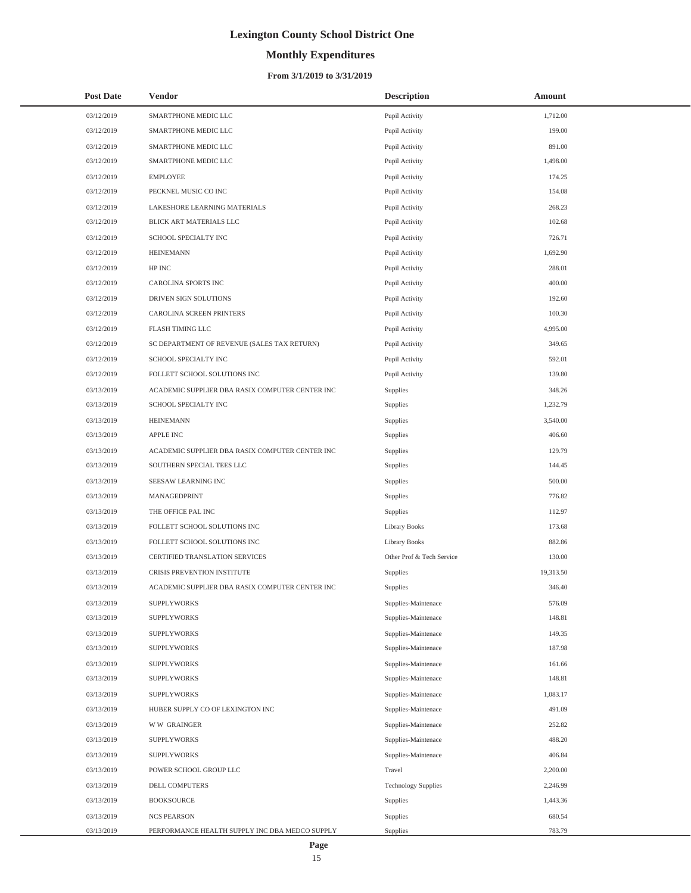# Lexington County School District One

## Monthly Expenditures

### From 3/1/2019 to 3/31/2019

| Post Date | Vendor | Description | Amount |
|---|---|---|---|
| 03/12/2019 | SMARTPHONE MEDIC LLC | Pupil Activity | 1,712.00 |
| 03/12/2019 | SMARTPHONE MEDIC LLC | Pupil Activity | 199.00 |
| 03/12/2019 | SMARTPHONE MEDIC LLC | Pupil Activity | 891.00 |
| 03/12/2019 | SMARTPHONE MEDIC LLC | Pupil Activity | 1,498.00 |
| 03/12/2019 | EMPLOYEE | Pupil Activity | 174.25 |
| 03/12/2019 | PECKNEL MUSIC CO INC | Pupil Activity | 154.08 |
| 03/12/2019 | LAKESHORE LEARNING MATERIALS | Pupil Activity | 268.23 |
| 03/12/2019 | BLICK ART MATERIALS LLC | Pupil Activity | 102.68 |
| 03/12/2019 | SCHOOL SPECIALTY INC | Pupil Activity | 726.71 |
| 03/12/2019 | HEINEMANN | Pupil Activity | 1,692.90 |
| 03/12/2019 | HP INC | Pupil Activity | 288.01 |
| 03/12/2019 | CAROLINA SPORTS INC | Pupil Activity | 400.00 |
| 03/12/2019 | DRIVEN SIGN SOLUTIONS | Pupil Activity | 192.60 |
| 03/12/2019 | CAROLINA SCREEN PRINTERS | Pupil Activity | 100.30 |
| 03/12/2019 | FLASH TIMING LLC | Pupil Activity | 4,995.00 |
| 03/12/2019 | SC DEPARTMENT OF REVENUE (SALES TAX RETURN) | Pupil Activity | 349.65 |
| 03/12/2019 | SCHOOL SPECIALTY INC | Pupil Activity | 592.01 |
| 03/12/2019 | FOLLETT SCHOOL SOLUTIONS INC | Pupil Activity | 139.80 |
| 03/13/2019 | ACADEMIC SUPPLIER DBA RASIX COMPUTER CENTER INC | Supplies | 348.26 |
| 03/13/2019 | SCHOOL SPECIALTY INC | Supplies | 1,232.79 |
| 03/13/2019 | HEINEMANN | Supplies | 3,540.00 |
| 03/13/2019 | APPLE INC | Supplies | 406.60 |
| 03/13/2019 | ACADEMIC SUPPLIER DBA RASIX COMPUTER CENTER INC | Supplies | 129.79 |
| 03/13/2019 | SOUTHERN SPECIAL TEES LLC | Supplies | 144.45 |
| 03/13/2019 | SEESAW LEARNING INC | Supplies | 500.00 |
| 03/13/2019 | MANAGEDPRINT | Supplies | 776.82 |
| 03/13/2019 | THE OFFICE PAL INC | Supplies | 112.97 |
| 03/13/2019 | FOLLETT SCHOOL SOLUTIONS INC | Library Books | 173.68 |
| 03/13/2019 | FOLLETT SCHOOL SOLUTIONS INC | Library Books | 882.86 |
| 03/13/2019 | CERTIFIED TRANSLATION SERVICES | Other Prof & Tech Service | 130.00 |
| 03/13/2019 | CRISIS PREVENTION INSTITUTE | Supplies | 19,313.50 |
| 03/13/2019 | ACADEMIC SUPPLIER DBA RASIX COMPUTER CENTER INC | Supplies | 346.40 |
| 03/13/2019 | SUPPLYWORKS | Supplies-Maintenace | 576.09 |
| 03/13/2019 | SUPPLYWORKS | Supplies-Maintenace | 148.81 |
| 03/13/2019 | SUPPLYWORKS | Supplies-Maintenace | 149.35 |
| 03/13/2019 | SUPPLYWORKS | Supplies-Maintenace | 187.98 |
| 03/13/2019 | SUPPLYWORKS | Supplies-Maintenace | 161.66 |
| 03/13/2019 | SUPPLYWORKS | Supplies-Maintenace | 148.81 |
| 03/13/2019 | SUPPLYWORKS | Supplies-Maintenace | 1,083.17 |
| 03/13/2019 | HUBER SUPPLY CO OF LEXINGTON INC | Supplies-Maintenace | 491.09 |
| 03/13/2019 | W W GRAINGER | Supplies-Maintenace | 252.82 |
| 03/13/2019 | SUPPLYWORKS | Supplies-Maintenace | 488.20 |
| 03/13/2019 | SUPPLYWORKS | Supplies-Maintenace | 406.84 |
| 03/13/2019 | POWER SCHOOL GROUP LLC | Travel | 2,200.00 |
| 03/13/2019 | DELL COMPUTERS | Technology Supplies | 2,246.99 |
| 03/13/2019 | BOOKSOURCE | Supplies | 1,443.36 |
| 03/13/2019 | NCS PEARSON | Supplies | 680.54 |
| 03/13/2019 | PERFORMANCE HEALTH SUPPLY INC DBA MEDCO SUPPLY | Supplies | 783.79 |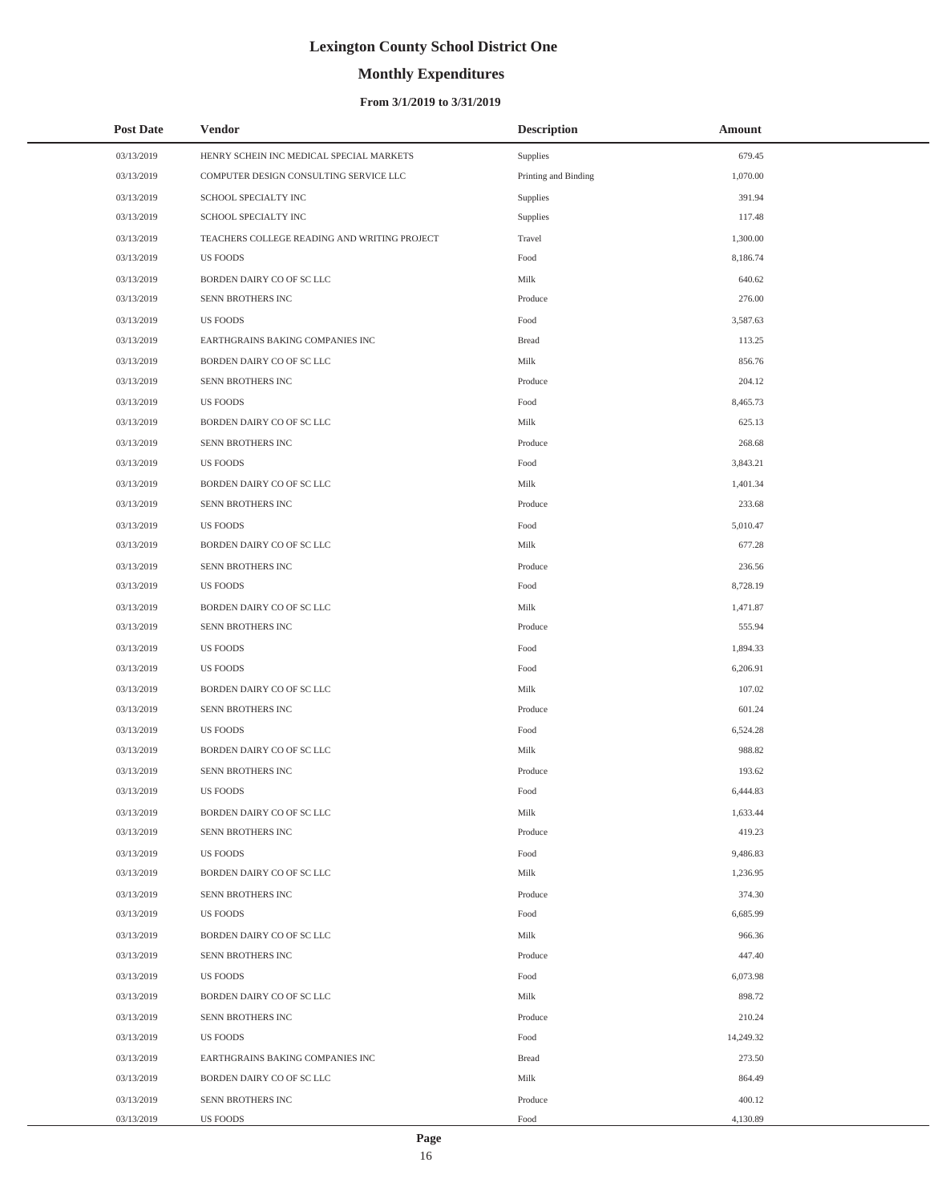# Lexington County School District One

## Monthly Expenditures

### From 3/1/2019 to 3/31/2019

| Post Date | Vendor | Description | Amount |
|---|---|---|---|
| 03/13/2019 | HENRY SCHEIN INC MEDICAL SPECIAL MARKETS | Supplies | 679.45 |
| 03/13/2019 | COMPUTER DESIGN CONSULTING SERVICE LLC | Printing and Binding | 1,070.00 |
| 03/13/2019 | SCHOOL SPECIALTY INC | Supplies | 391.94 |
| 03/13/2019 | SCHOOL SPECIALTY INC | Supplies | 117.48 |
| 03/13/2019 | TEACHERS COLLEGE READING AND WRITING PROJECT | Travel | 1,300.00 |
| 03/13/2019 | US FOODS | Food | 8,186.74 |
| 03/13/2019 | BORDEN DAIRY CO OF SC LLC | Milk | 640.62 |
| 03/13/2019 | SENN BROTHERS INC | Produce | 276.00 |
| 03/13/2019 | US FOODS | Food | 3,587.63 |
| 03/13/2019 | EARTHGRAINS BAKING COMPANIES INC | Bread | 113.25 |
| 03/13/2019 | BORDEN DAIRY CO OF SC LLC | Milk | 856.76 |
| 03/13/2019 | SENN BROTHERS INC | Produce | 204.12 |
| 03/13/2019 | US FOODS | Food | 8,465.73 |
| 03/13/2019 | BORDEN DAIRY CO OF SC LLC | Milk | 625.13 |
| 03/13/2019 | SENN BROTHERS INC | Produce | 268.68 |
| 03/13/2019 | US FOODS | Food | 3,843.21 |
| 03/13/2019 | BORDEN DAIRY CO OF SC LLC | Milk | 1,401.34 |
| 03/13/2019 | SENN BROTHERS INC | Produce | 233.68 |
| 03/13/2019 | US FOODS | Food | 5,010.47 |
| 03/13/2019 | BORDEN DAIRY CO OF SC LLC | Milk | 677.28 |
| 03/13/2019 | SENN BROTHERS INC | Produce | 236.56 |
| 03/13/2019 | US FOODS | Food | 8,728.19 |
| 03/13/2019 | BORDEN DAIRY CO OF SC LLC | Milk | 1,471.87 |
| 03/13/2019 | SENN BROTHERS INC | Produce | 555.94 |
| 03/13/2019 | US FOODS | Food | 1,894.33 |
| 03/13/2019 | US FOODS | Food | 6,206.91 |
| 03/13/2019 | BORDEN DAIRY CO OF SC LLC | Milk | 107.02 |
| 03/13/2019 | SENN BROTHERS INC | Produce | 601.24 |
| 03/13/2019 | US FOODS | Food | 6,524.28 |
| 03/13/2019 | BORDEN DAIRY CO OF SC LLC | Milk | 988.82 |
| 03/13/2019 | SENN BROTHERS INC | Produce | 193.62 |
| 03/13/2019 | US FOODS | Food | 6,444.83 |
| 03/13/2019 | BORDEN DAIRY CO OF SC LLC | Milk | 1,633.44 |
| 03/13/2019 | SENN BROTHERS INC | Produce | 419.23 |
| 03/13/2019 | US FOODS | Food | 9,486.83 |
| 03/13/2019 | BORDEN DAIRY CO OF SC LLC | Milk | 1,236.95 |
| 03/13/2019 | SENN BROTHERS INC | Produce | 374.30 |
| 03/13/2019 | US FOODS | Food | 6,685.99 |
| 03/13/2019 | BORDEN DAIRY CO OF SC LLC | Milk | 966.36 |
| 03/13/2019 | SENN BROTHERS INC | Produce | 447.40 |
| 03/13/2019 | US FOODS | Food | 6,073.98 |
| 03/13/2019 | BORDEN DAIRY CO OF SC LLC | Milk | 898.72 |
| 03/13/2019 | SENN BROTHERS INC | Produce | 210.24 |
| 03/13/2019 | US FOODS | Food | 14,249.32 |
| 03/13/2019 | EARTHGRAINS BAKING COMPANIES INC | Bread | 273.50 |
| 03/13/2019 | BORDEN DAIRY CO OF SC LLC | Milk | 864.49 |
| 03/13/2019 | SENN BROTHERS INC | Produce | 400.12 |
| 03/13/2019 | US FOODS | Food | 4,130.89 |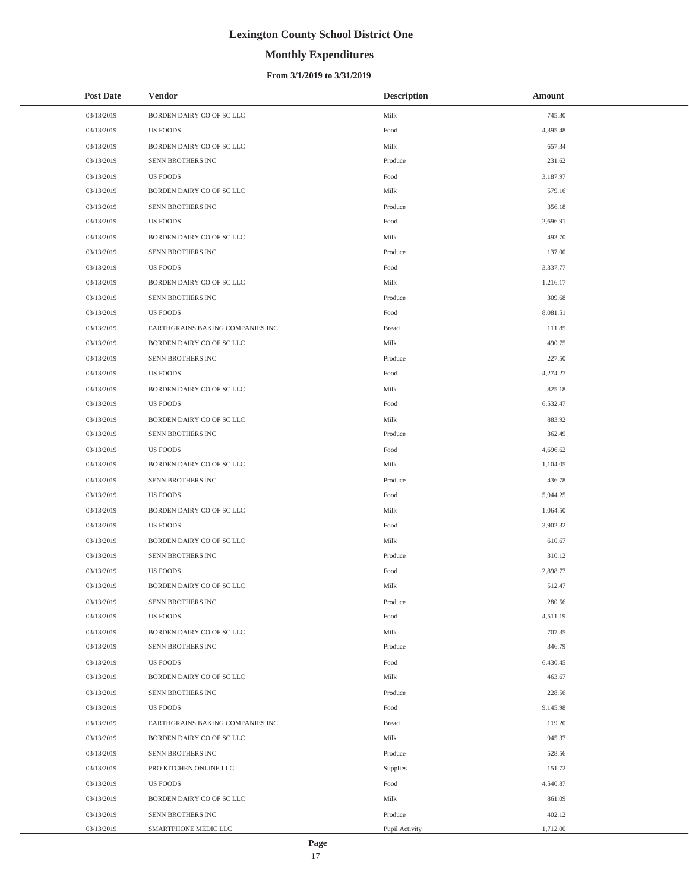# Lexington County School District One

## Monthly Expenditures

### From 3/1/2019 to 3/31/2019

| Post Date | Vendor | Description | Amount |
|---|---|---|---|
| 03/13/2019 | BORDEN DAIRY CO OF SC LLC | Milk | 745.30 |
| 03/13/2019 | US FOODS | Food | 4,395.48 |
| 03/13/2019 | BORDEN DAIRY CO OF SC LLC | Milk | 657.34 |
| 03/13/2019 | SENN BROTHERS INC | Produce | 231.62 |
| 03/13/2019 | US FOODS | Food | 3,187.97 |
| 03/13/2019 | BORDEN DAIRY CO OF SC LLC | Milk | 579.16 |
| 03/13/2019 | SENN BROTHERS INC | Produce | 356.18 |
| 03/13/2019 | US FOODS | Food | 2,696.91 |
| 03/13/2019 | BORDEN DAIRY CO OF SC LLC | Milk | 493.70 |
| 03/13/2019 | SENN BROTHERS INC | Produce | 137.00 |
| 03/13/2019 | US FOODS | Food | 3,337.77 |
| 03/13/2019 | BORDEN DAIRY CO OF SC LLC | Milk | 1,216.17 |
| 03/13/2019 | SENN BROTHERS INC | Produce | 309.68 |
| 03/13/2019 | US FOODS | Food | 8,081.51 |
| 03/13/2019 | EARTHGRAINS BAKING COMPANIES INC | Bread | 111.85 |
| 03/13/2019 | BORDEN DAIRY CO OF SC LLC | Milk | 490.75 |
| 03/13/2019 | SENN BROTHERS INC | Produce | 227.50 |
| 03/13/2019 | US FOODS | Food | 4,274.27 |
| 03/13/2019 | BORDEN DAIRY CO OF SC LLC | Milk | 825.18 |
| 03/13/2019 | US FOODS | Food | 6,532.47 |
| 03/13/2019 | BORDEN DAIRY CO OF SC LLC | Milk | 883.92 |
| 03/13/2019 | SENN BROTHERS INC | Produce | 362.49 |
| 03/13/2019 | US FOODS | Food | 4,696.62 |
| 03/13/2019 | BORDEN DAIRY CO OF SC LLC | Milk | 1,104.05 |
| 03/13/2019 | SENN BROTHERS INC | Produce | 436.78 |
| 03/13/2019 | US FOODS | Food | 5,944.25 |
| 03/13/2019 | BORDEN DAIRY CO OF SC LLC | Milk | 1,064.50 |
| 03/13/2019 | US FOODS | Food | 3,902.32 |
| 03/13/2019 | BORDEN DAIRY CO OF SC LLC | Milk | 610.67 |
| 03/13/2019 | SENN BROTHERS INC | Produce | 310.12 |
| 03/13/2019 | US FOODS | Food | 2,898.77 |
| 03/13/2019 | BORDEN DAIRY CO OF SC LLC | Milk | 512.47 |
| 03/13/2019 | SENN BROTHERS INC | Produce | 280.56 |
| 03/13/2019 | US FOODS | Food | 4,511.19 |
| 03/13/2019 | BORDEN DAIRY CO OF SC LLC | Milk | 707.35 |
| 03/13/2019 | SENN BROTHERS INC | Produce | 346.79 |
| 03/13/2019 | US FOODS | Food | 6,430.45 |
| 03/13/2019 | BORDEN DAIRY CO OF SC LLC | Milk | 463.67 |
| 03/13/2019 | SENN BROTHERS INC | Produce | 228.56 |
| 03/13/2019 | US FOODS | Food | 9,145.98 |
| 03/13/2019 | EARTHGRAINS BAKING COMPANIES INC | Bread | 119.20 |
| 03/13/2019 | BORDEN DAIRY CO OF SC LLC | Milk | 945.37 |
| 03/13/2019 | SENN BROTHERS INC | Produce | 528.56 |
| 03/13/2019 | PRO KITCHEN ONLINE LLC | Supplies | 151.72 |
| 03/13/2019 | US FOODS | Food | 4,540.87 |
| 03/13/2019 | BORDEN DAIRY CO OF SC LLC | Milk | 861.09 |
| 03/13/2019 | SENN BROTHERS INC | Produce | 402.12 |
| 03/13/2019 | SMARTPHONE MEDIC LLC | Pupil Activity | 1,712.00 |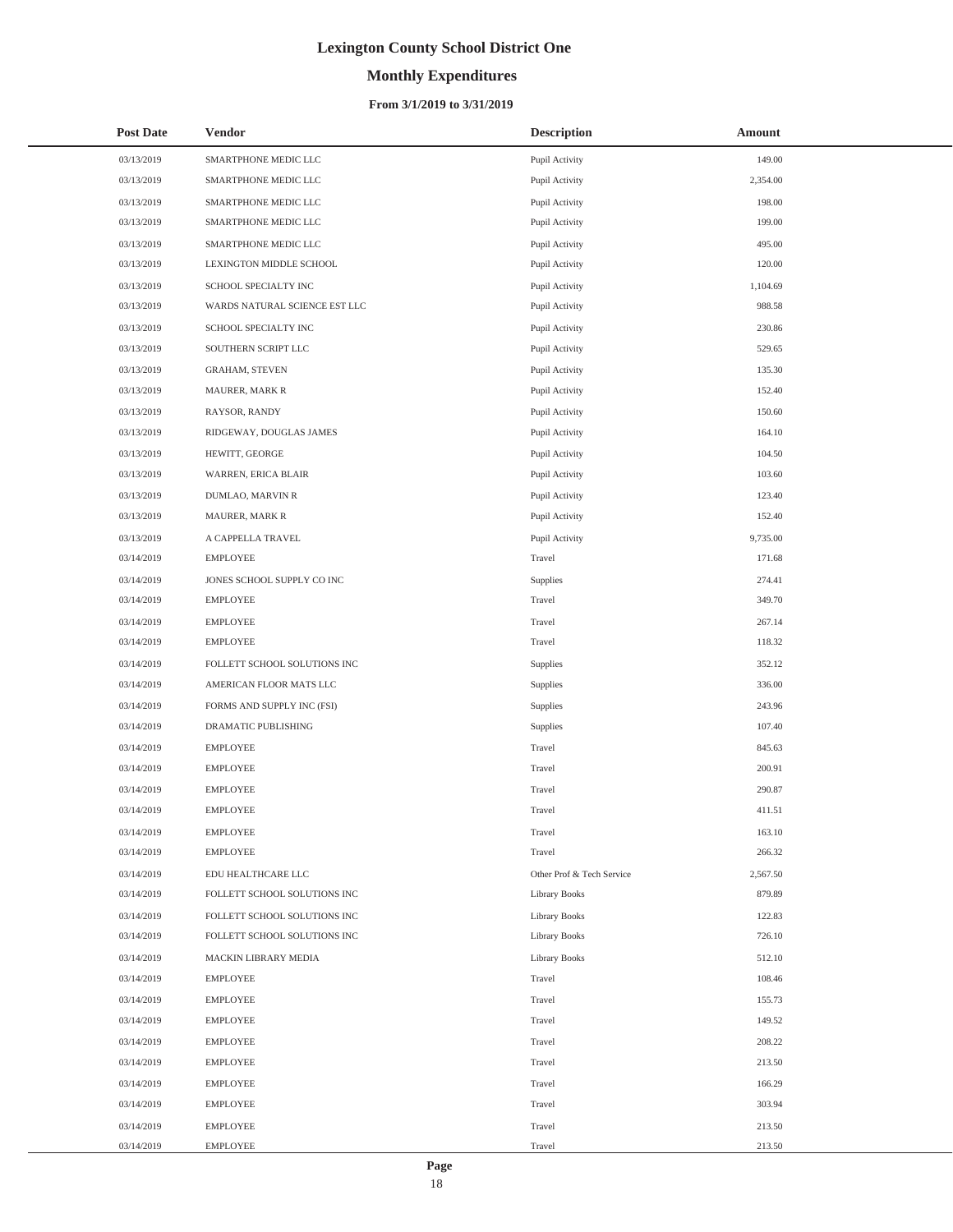# Lexington County School District One

## Monthly Expenditures

### From 3/1/2019 to 3/31/2019

| Post Date | Vendor | Description | Amount |
|---|---|---|---|
| 03/13/2019 | SMARTPHONE MEDIC LLC | Pupil Activity | 149.00 |
| 03/13/2019 | SMARTPHONE MEDIC LLC | Pupil Activity | 2,354.00 |
| 03/13/2019 | SMARTPHONE MEDIC LLC | Pupil Activity | 198.00 |
| 03/13/2019 | SMARTPHONE MEDIC LLC | Pupil Activity | 199.00 |
| 03/13/2019 | SMARTPHONE MEDIC LLC | Pupil Activity | 495.00 |
| 03/13/2019 | LEXINGTON MIDDLE SCHOOL | Pupil Activity | 120.00 |
| 03/13/2019 | SCHOOL SPECIALTY INC | Pupil Activity | 1,104.69 |
| 03/13/2019 | WARDS NATURAL SCIENCE EST LLC | Pupil Activity | 988.58 |
| 03/13/2019 | SCHOOL SPECIALTY INC | Pupil Activity | 230.86 |
| 03/13/2019 | SOUTHERN SCRIPT LLC | Pupil Activity | 529.65 |
| 03/13/2019 | GRAHAM, STEVEN | Pupil Activity | 135.30 |
| 03/13/2019 | MAURER, MARK R | Pupil Activity | 152.40 |
| 03/13/2019 | RAYSOR, RANDY | Pupil Activity | 150.60 |
| 03/13/2019 | RIDGEWAY, DOUGLAS JAMES | Pupil Activity | 164.10 |
| 03/13/2019 | HEWITT, GEORGE | Pupil Activity | 104.50 |
| 03/13/2019 | WARREN, ERICA BLAIR | Pupil Activity | 103.60 |
| 03/13/2019 | DUMLAO, MARVIN R | Pupil Activity | 123.40 |
| 03/13/2019 | MAURER, MARK R | Pupil Activity | 152.40 |
| 03/13/2019 | A CAPPELLA TRAVEL | Pupil Activity | 9,735.00 |
| 03/14/2019 | EMPLOYEE | Travel | 171.68 |
| 03/14/2019 | JONES SCHOOL SUPPLY CO INC | Supplies | 274.41 |
| 03/14/2019 | EMPLOYEE | Travel | 349.70 |
| 03/14/2019 | EMPLOYEE | Travel | 267.14 |
| 03/14/2019 | EMPLOYEE | Travel | 118.32 |
| 03/14/2019 | FOLLETT SCHOOL SOLUTIONS INC | Supplies | 352.12 |
| 03/14/2019 | AMERICAN FLOOR MATS LLC | Supplies | 336.00 |
| 03/14/2019 | FORMS AND SUPPLY INC (FSI) | Supplies | 243.96 |
| 03/14/2019 | DRAMATIC PUBLISHING | Supplies | 107.40 |
| 03/14/2019 | EMPLOYEE | Travel | 845.63 |
| 03/14/2019 | EMPLOYEE | Travel | 200.91 |
| 03/14/2019 | EMPLOYEE | Travel | 290.87 |
| 03/14/2019 | EMPLOYEE | Travel | 411.51 |
| 03/14/2019 | EMPLOYEE | Travel | 163.10 |
| 03/14/2019 | EMPLOYEE | Travel | 266.32 |
| 03/14/2019 | EDU HEALTHCARE LLC | Other Prof & Tech Service | 2,567.50 |
| 03/14/2019 | FOLLETT SCHOOL SOLUTIONS INC | Library Books | 879.89 |
| 03/14/2019 | FOLLETT SCHOOL SOLUTIONS INC | Library Books | 122.83 |
| 03/14/2019 | FOLLETT SCHOOL SOLUTIONS INC | Library Books | 726.10 |
| 03/14/2019 | MACKIN LIBRARY MEDIA | Library Books | 512.10 |
| 03/14/2019 | EMPLOYEE | Travel | 108.46 |
| 03/14/2019 | EMPLOYEE | Travel | 155.73 |
| 03/14/2019 | EMPLOYEE | Travel | 149.52 |
| 03/14/2019 | EMPLOYEE | Travel | 208.22 |
| 03/14/2019 | EMPLOYEE | Travel | 213.50 |
| 03/14/2019 | EMPLOYEE | Travel | 166.29 |
| 03/14/2019 | EMPLOYEE | Travel | 303.94 |
| 03/14/2019 | EMPLOYEE | Travel | 213.50 |
| 03/14/2019 | EMPLOYEE | Travel | 213.50 |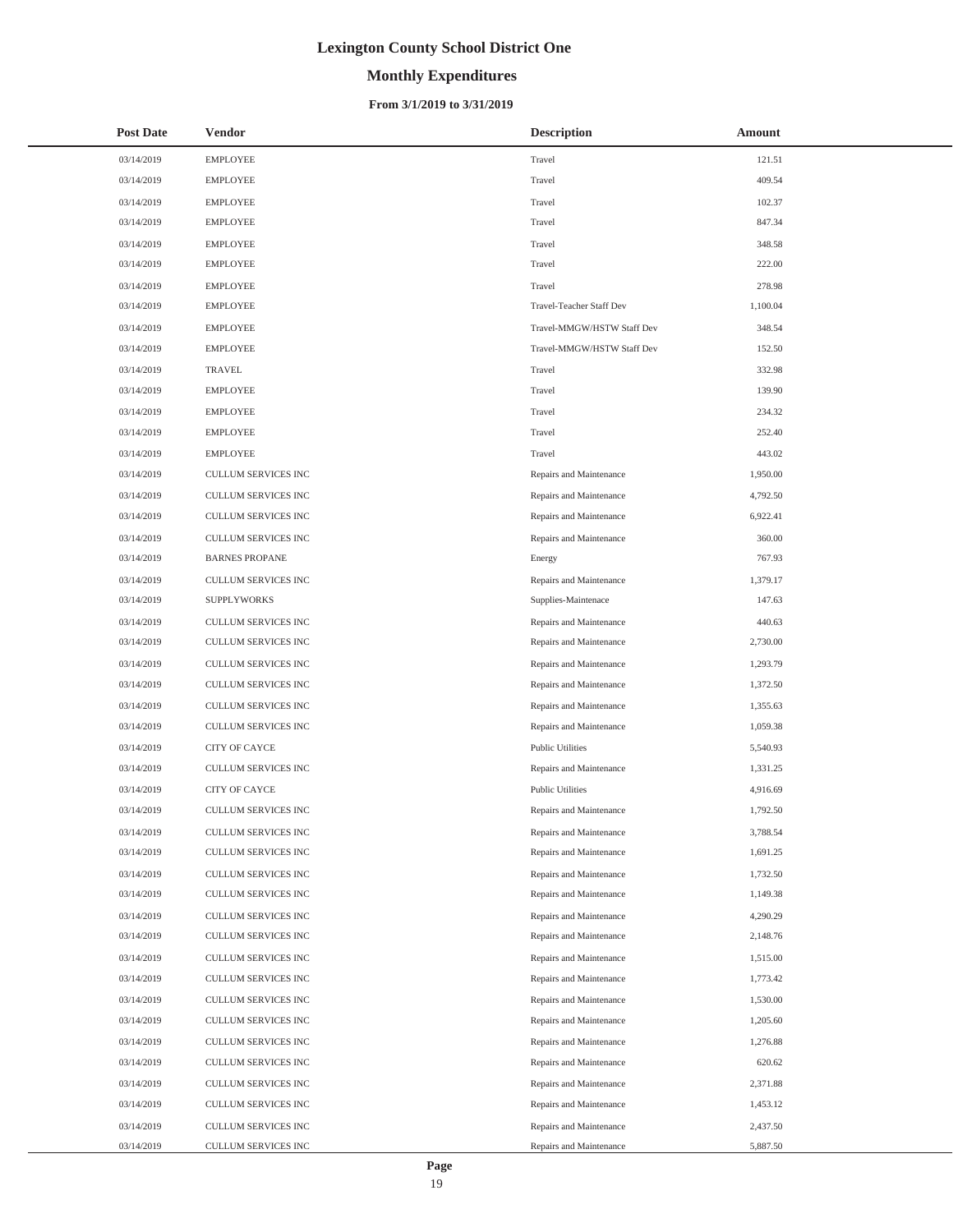# Lexington County School District One

## Monthly Expenditures

### From 3/1/2019 to 3/31/2019

| Post Date | Vendor | Description | Amount |
|---|---|---|---|
| 03/14/2019 | EMPLOYEE | Travel | 121.51 |
| 03/14/2019 | EMPLOYEE | Travel | 409.54 |
| 03/14/2019 | EMPLOYEE | Travel | 102.37 |
| 03/14/2019 | EMPLOYEE | Travel | 847.34 |
| 03/14/2019 | EMPLOYEE | Travel | 348.58 |
| 03/14/2019 | EMPLOYEE | Travel | 222.00 |
| 03/14/2019 | EMPLOYEE | Travel | 278.98 |
| 03/14/2019 | EMPLOYEE | Travel-Teacher Staff Dev | 1,100.04 |
| 03/14/2019 | EMPLOYEE | Travel-MMGW/HSTW Staff Dev | 348.54 |
| 03/14/2019 | EMPLOYEE | Travel-MMGW/HSTW Staff Dev | 152.50 |
| 03/14/2019 | TRAVEL | Travel | 332.98 |
| 03/14/2019 | EMPLOYEE | Travel | 139.90 |
| 03/14/2019 | EMPLOYEE | Travel | 234.32 |
| 03/14/2019 | EMPLOYEE | Travel | 252.40 |
| 03/14/2019 | EMPLOYEE | Travel | 443.02 |
| 03/14/2019 | CULLUM SERVICES INC | Repairs and Maintenance | 1,950.00 |
| 03/14/2019 | CULLUM SERVICES INC | Repairs and Maintenance | 4,792.50 |
| 03/14/2019 | CULLUM SERVICES INC | Repairs and Maintenance | 6,922.41 |
| 03/14/2019 | CULLUM SERVICES INC | Repairs and Maintenance | 360.00 |
| 03/14/2019 | BARNES PROPANE | Energy | 767.93 |
| 03/14/2019 | CULLUM SERVICES INC | Repairs and Maintenance | 1,379.17 |
| 03/14/2019 | SUPPLYWORKS | Supplies-Maintenace | 147.63 |
| 03/14/2019 | CULLUM SERVICES INC | Repairs and Maintenance | 440.63 |
| 03/14/2019 | CULLUM SERVICES INC | Repairs and Maintenance | 2,730.00 |
| 03/14/2019 | CULLUM SERVICES INC | Repairs and Maintenance | 1,293.79 |
| 03/14/2019 | CULLUM SERVICES INC | Repairs and Maintenance | 1,372.50 |
| 03/14/2019 | CULLUM SERVICES INC | Repairs and Maintenance | 1,355.63 |
| 03/14/2019 | CULLUM SERVICES INC | Repairs and Maintenance | 1,059.38 |
| 03/14/2019 | CITY OF CAYCE | Public Utilities | 5,540.93 |
| 03/14/2019 | CULLUM SERVICES INC | Repairs and Maintenance | 1,331.25 |
| 03/14/2019 | CITY OF CAYCE | Public Utilities | 4,916.69 |
| 03/14/2019 | CULLUM SERVICES INC | Repairs and Maintenance | 1,792.50 |
| 03/14/2019 | CULLUM SERVICES INC | Repairs and Maintenance | 3,788.54 |
| 03/14/2019 | CULLUM SERVICES INC | Repairs and Maintenance | 1,691.25 |
| 03/14/2019 | CULLUM SERVICES INC | Repairs and Maintenance | 1,732.50 |
| 03/14/2019 | CULLUM SERVICES INC | Repairs and Maintenance | 1,149.38 |
| 03/14/2019 | CULLUM SERVICES INC | Repairs and Maintenance | 4,290.29 |
| 03/14/2019 | CULLUM SERVICES INC | Repairs and Maintenance | 2,148.76 |
| 03/14/2019 | CULLUM SERVICES INC | Repairs and Maintenance | 1,515.00 |
| 03/14/2019 | CULLUM SERVICES INC | Repairs and Maintenance | 1,773.42 |
| 03/14/2019 | CULLUM SERVICES INC | Repairs and Maintenance | 1,530.00 |
| 03/14/2019 | CULLUM SERVICES INC | Repairs and Maintenance | 1,205.60 |
| 03/14/2019 | CULLUM SERVICES INC | Repairs and Maintenance | 1,276.88 |
| 03/14/2019 | CULLUM SERVICES INC | Repairs and Maintenance | 620.62 |
| 03/14/2019 | CULLUM SERVICES INC | Repairs and Maintenance | 2,371.88 |
| 03/14/2019 | CULLUM SERVICES INC | Repairs and Maintenance | 1,453.12 |
| 03/14/2019 | CULLUM SERVICES INC | Repairs and Maintenance | 2,437.50 |
| 03/14/2019 | CULLUM SERVICES INC | Repairs and Maintenance | 5,887.50 |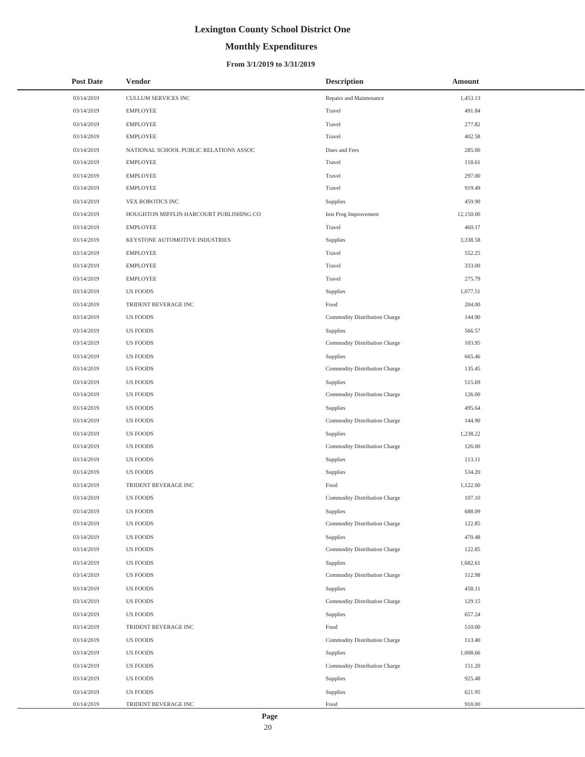# Lexington County School District One

## Monthly Expenditures

### From 3/1/2019 to 3/31/2019

| Post Date | Vendor | Description | Amount |
|---|---|---|---|
| 03/14/2019 | CULLUM SERVICES INC | Repairs and Maintenance | 1,453.13 |
| 03/14/2019 | EMPLOYEE | Travel | 491.84 |
| 03/14/2019 | EMPLOYEE | Travel | 277.82 |
| 03/14/2019 | EMPLOYEE | Travel | 402.58 |
| 03/14/2019 | NATIONAL SCHOOL PUBLIC RELATIONS ASSOC | Dues and Fees | 285.00 |
| 03/14/2019 | EMPLOYEE | Travel | 118.61 |
| 03/14/2019 | EMPLOYEE | Travel | 297.00 |
| 03/14/2019 | EMPLOYEE | Travel | 919.49 |
| 03/14/2019 | VEX ROBOTICS INC | Supplies | 459.90 |
| 03/14/2019 | HOUGHTON MIFFLIN HARCOURT PUBLISHING CO | Inst Prog Improvement | 12,150.00 |
| 03/14/2019 | EMPLOYEE | Travel | 460.17 |
| 03/14/2019 | KEYSTONE AUTOMOTIVE INDUSTRIES | Supplies | 3,338.58 |
| 03/14/2019 | EMPLOYEE | Travel | 552.25 |
| 03/14/2019 | EMPLOYEE | Travel | 333.00 |
| 03/14/2019 | EMPLOYEE | Travel | 275.79 |
| 03/14/2019 | US FOODS | Supplies | 1,077.51 |
| 03/14/2019 | TRIDENT BEVERAGE INC | Food | 204.00 |
| 03/14/2019 | US FOODS | Commodity Distribution Charge | 144.90 |
| 03/14/2019 | US FOODS | Supplies | 566.57 |
| 03/14/2019 | US FOODS | Commodity Distribution Charge | 103.95 |
| 03/14/2019 | US FOODS | Supplies | 665.46 |
| 03/14/2019 | US FOODS | Commodity Distribution Charge | 135.45 |
| 03/14/2019 | US FOODS | Supplies | 515.69 |
| 03/14/2019 | US FOODS | Commodity Distribution Charge | 126.00 |
| 03/14/2019 | US FOODS | Supplies | 495.64 |
| 03/14/2019 | US FOODS | Commodity Distribution Charge | 144.90 |
| 03/14/2019 | US FOODS | Supplies | 1,238.22 |
| 03/14/2019 | US FOODS | Commodity Distribution Charge | 126.00 |
| 03/14/2019 | US FOODS | Supplies | 113.11 |
| 03/14/2019 | US FOODS | Supplies | 534.20 |
| 03/14/2019 | TRIDENT BEVERAGE INC | Food | 1,122.00 |
| 03/14/2019 | US FOODS | Commodity Distribution Charge | 107.10 |
| 03/14/2019 | US FOODS | Supplies | 688.09 |
| 03/14/2019 | US FOODS | Commodity Distribution Charge | 122.85 |
| 03/14/2019 | US FOODS | Supplies | 470.48 |
| 03/14/2019 | US FOODS | Commodity Distribution Charge | 122.85 |
| 03/14/2019 | US FOODS | Supplies | 1,682.61 |
| 03/14/2019 | US FOODS | Commodity Distribution Charge | 112.98 |
| 03/14/2019 | US FOODS | Supplies | 458.11 |
| 03/14/2019 | US FOODS | Commodity Distribution Charge | 129.15 |
| 03/14/2019 | US FOODS | Supplies | 657.24 |
| 03/14/2019 | TRIDENT BEVERAGE INC | Food | 510.00 |
| 03/14/2019 | US FOODS | Commodity Distribution Charge | 113.40 |
| 03/14/2019 | US FOODS | Supplies | 1,008.66 |
| 03/14/2019 | US FOODS | Commodity Distribution Charge | 151.20 |
| 03/14/2019 | US FOODS | Supplies | 925.48 |
| 03/14/2019 | US FOODS | Supplies | 621.95 |
| 03/14/2019 | TRIDENT BEVERAGE INC | Food | 918.00 |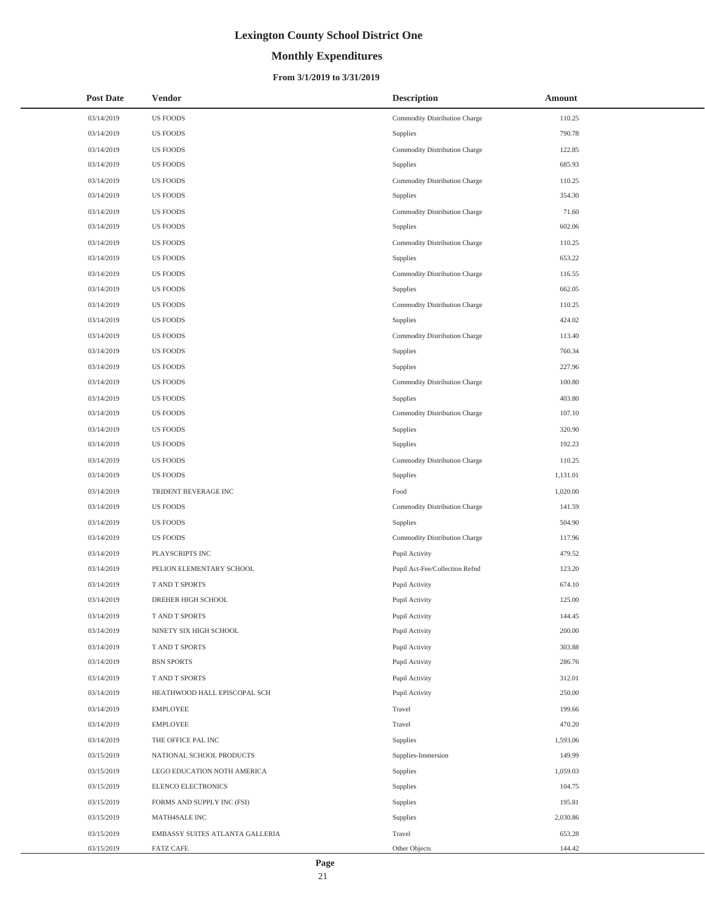# Lexington County School District One

## Monthly Expenditures

### From 3/1/2019 to 3/31/2019

| Post Date | Vendor | Description | Amount |
|---|---|---|---|
| 03/14/2019 | US FOODS | Commodity Distribution Charge | 110.25 |
| 03/14/2019 | US FOODS | Supplies | 790.78 |
| 03/14/2019 | US FOODS | Commodity Distribution Charge | 122.85 |
| 03/14/2019 | US FOODS | Supplies | 685.93 |
| 03/14/2019 | US FOODS | Commodity Distribution Charge | 110.25 |
| 03/14/2019 | US FOODS | Supplies | 354.30 |
| 03/14/2019 | US FOODS | Commodity Distribution Charge | 71.60 |
| 03/14/2019 | US FOODS | Supplies | 602.06 |
| 03/14/2019 | US FOODS | Commodity Distribution Charge | 110.25 |
| 03/14/2019 | US FOODS | Supplies | 653.22 |
| 03/14/2019 | US FOODS | Commodity Distribution Charge | 116.55 |
| 03/14/2019 | US FOODS | Supplies | 662.05 |
| 03/14/2019 | US FOODS | Commodity Distribution Charge | 110.25 |
| 03/14/2019 | US FOODS | Supplies | 424.02 |
| 03/14/2019 | US FOODS | Commodity Distribution Charge | 113.40 |
| 03/14/2019 | US FOODS | Supplies | 760.34 |
| 03/14/2019 | US FOODS | Supplies | 227.96 |
| 03/14/2019 | US FOODS | Commodity Distribution Charge | 100.80 |
| 03/14/2019 | US FOODS | Supplies | 403.80 |
| 03/14/2019 | US FOODS | Commodity Distribution Charge | 107.10 |
| 03/14/2019 | US FOODS | Supplies | 320.90 |
| 03/14/2019 | US FOODS | Supplies | 192.23 |
| 03/14/2019 | US FOODS | Commodity Distribution Charge | 110.25 |
| 03/14/2019 | US FOODS | Supplies | 1,131.01 |
| 03/14/2019 | TRIDENT BEVERAGE INC | Food | 1,020.00 |
| 03/14/2019 | US FOODS | Commodity Distribution Charge | 141.59 |
| 03/14/2019 | US FOODS | Supplies | 504.90 |
| 03/14/2019 | US FOODS | Commodity Distribution Charge | 117.96 |
| 03/14/2019 | PLAYSCRIPTS INC | Pupil Activity | 479.52 |
| 03/14/2019 | PELION ELEMENTARY SCHOOL | Pupil Act-Fee/Collection Refnd | 123.20 |
| 03/14/2019 | T AND T SPORTS | Pupil Activity | 674.10 |
| 03/14/2019 | DREHER HIGH SCHOOL | Pupil Activity | 125.00 |
| 03/14/2019 | T AND T SPORTS | Pupil Activity | 144.45 |
| 03/14/2019 | NINETY SIX HIGH SCHOOL | Pupil Activity | 200.00 |
| 03/14/2019 | T AND T SPORTS | Pupil Activity | 303.88 |
| 03/14/2019 | BSN SPORTS | Pupil Activity | 286.76 |
| 03/14/2019 | T AND T SPORTS | Pupil Activity | 312.01 |
| 03/14/2019 | HEATHWOOD HALL EPISCOPAL SCH | Pupil Activity | 250.00 |
| 03/14/2019 | EMPLOYEE | Travel | 199.66 |
| 03/14/2019 | EMPLOYEE | Travel | 470.20 |
| 03/14/2019 | THE OFFICE PAL INC | Supplies | 1,593.06 |
| 03/15/2019 | NATIONAL SCHOOL PRODUCTS | Supplies-Immersion | 149.99 |
| 03/15/2019 | LEGO EDUCATION NOTH AMERICA | Supplies | 1,059.03 |
| 03/15/2019 | ELENCO ELECTRONICS | Supplies | 104.75 |
| 03/15/2019 | FORMS AND SUPPLY INC (FSI) | Supplies | 195.81 |
| 03/15/2019 | MATH4SALE INC | Supplies | 2,030.86 |
| 03/15/2019 | EMBASSY SUITES ATLANTA GALLERIA | Travel | 653.28 |
| 03/15/2019 | FATZ CAFE | Other Objects | 144.42 |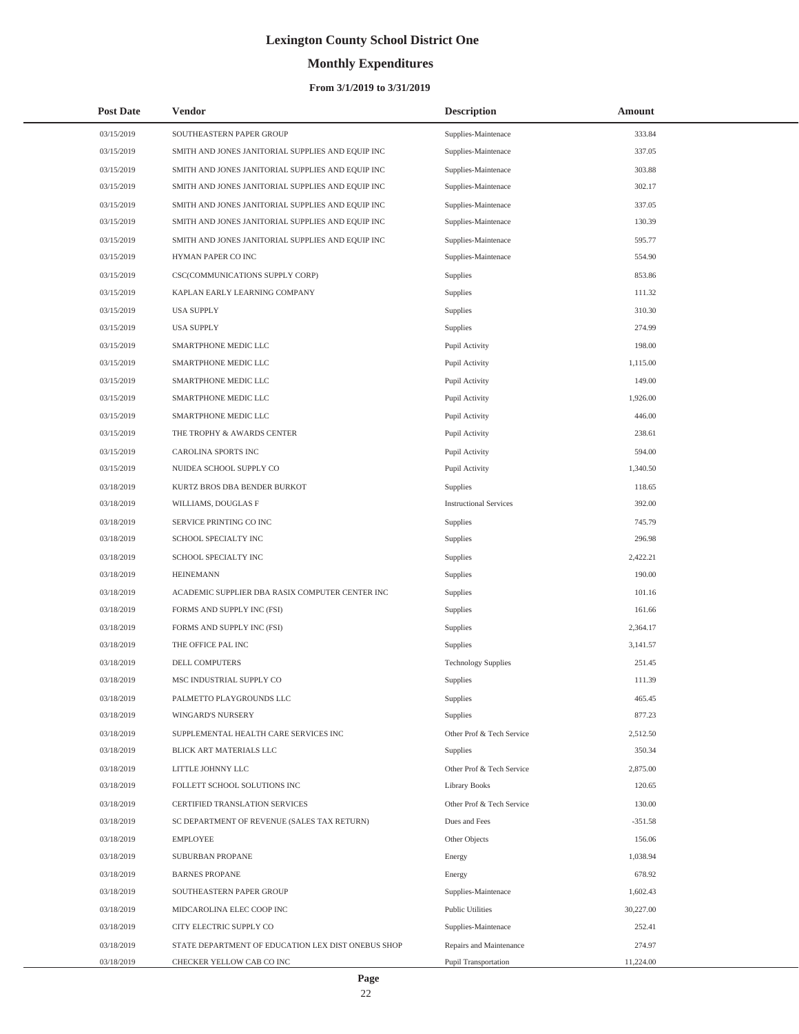# Lexington County School District One

## Monthly Expenditures

### From 3/1/2019 to 3/31/2019

| Post Date | Vendor | Description | Amount |
|---|---|---|---|
| 03/15/2019 | SOUTHEASTERN PAPER GROUP | Supplies-Maintenace | 333.84 |
| 03/15/2019 | SMITH AND JONES JANITORIAL SUPPLIES AND EQUIP INC | Supplies-Maintenace | 337.05 |
| 03/15/2019 | SMITH AND JONES JANITORIAL SUPPLIES AND EQUIP INC | Supplies-Maintenace | 303.88 |
| 03/15/2019 | SMITH AND JONES JANITORIAL SUPPLIES AND EQUIP INC | Supplies-Maintenace | 302.17 |
| 03/15/2019 | SMITH AND JONES JANITORIAL SUPPLIES AND EQUIP INC | Supplies-Maintenace | 337.05 |
| 03/15/2019 | SMITH AND JONES JANITORIAL SUPPLIES AND EQUIP INC | Supplies-Maintenace | 130.39 |
| 03/15/2019 | SMITH AND JONES JANITORIAL SUPPLIES AND EQUIP INC | Supplies-Maintenace | 595.77 |
| 03/15/2019 | HYMAN PAPER CO INC | Supplies-Maintenace | 554.90 |
| 03/15/2019 | CSC(COMMUNICATIONS SUPPLY CORP) | Supplies | 853.86 |
| 03/15/2019 | KAPLAN EARLY LEARNING COMPANY | Supplies | 111.32 |
| 03/15/2019 | USA SUPPLY | Supplies | 310.30 |
| 03/15/2019 | USA SUPPLY | Supplies | 274.99 |
| 03/15/2019 | SMARTPHONE MEDIC LLC | Pupil Activity | 198.00 |
| 03/15/2019 | SMARTPHONE MEDIC LLC | Pupil Activity | 1,115.00 |
| 03/15/2019 | SMARTPHONE MEDIC LLC | Pupil Activity | 149.00 |
| 03/15/2019 | SMARTPHONE MEDIC LLC | Pupil Activity | 1,926.00 |
| 03/15/2019 | SMARTPHONE MEDIC LLC | Pupil Activity | 446.00 |
| 03/15/2019 | THE TROPHY & AWARDS CENTER | Pupil Activity | 238.61 |
| 03/15/2019 | CAROLINA SPORTS INC | Pupil Activity | 594.00 |
| 03/15/2019 | NUIDEA SCHOOL SUPPLY CO | Pupil Activity | 1,340.50 |
| 03/18/2019 | KURTZ BROS DBA BENDER BURKOT | Supplies | 118.65 |
| 03/18/2019 | WILLIAMS, DOUGLAS F | Instructional Services | 392.00 |
| 03/18/2019 | SERVICE PRINTING CO INC | Supplies | 745.79 |
| 03/18/2019 | SCHOOL SPECIALTY INC | Supplies | 296.98 |
| 03/18/2019 | SCHOOL SPECIALTY INC | Supplies | 2,422.21 |
| 03/18/2019 | HEINEMANN | Supplies | 190.00 |
| 03/18/2019 | ACADEMIC SUPPLIER DBA RASIX COMPUTER CENTER INC | Supplies | 101.16 |
| 03/18/2019 | FORMS AND SUPPLY INC (FSI) | Supplies | 161.66 |
| 03/18/2019 | FORMS AND SUPPLY INC (FSI) | Supplies | 2,364.17 |
| 03/18/2019 | THE OFFICE PAL INC | Supplies | 3,141.57 |
| 03/18/2019 | DELL COMPUTERS | Technology Supplies | 251.45 |
| 03/18/2019 | MSC INDUSTRIAL SUPPLY CO | Supplies | 111.39 |
| 03/18/2019 | PALMETTO PLAYGROUNDS LLC | Supplies | 465.45 |
| 03/18/2019 | WINGARD'S NURSERY | Supplies | 877.23 |
| 03/18/2019 | SUPPLEMENTAL HEALTH CARE SERVICES INC | Other Prof & Tech Service | 2,512.50 |
| 03/18/2019 | BLICK ART MATERIALS LLC | Supplies | 350.34 |
| 03/18/2019 | LITTLE JOHNNY LLC | Other Prof & Tech Service | 2,875.00 |
| 03/18/2019 | FOLLETT SCHOOL SOLUTIONS INC | Library Books | 120.65 |
| 03/18/2019 | CERTIFIED TRANSLATION SERVICES | Other Prof & Tech Service | 130.00 |
| 03/18/2019 | SC DEPARTMENT OF REVENUE (SALES TAX RETURN) | Dues and Fees | -351.58 |
| 03/18/2019 | EMPLOYEE | Other Objects | 156.06 |
| 03/18/2019 | SUBURBAN PROPANE | Energy | 1,038.94 |
| 03/18/2019 | BARNES PROPANE | Energy | 678.92 |
| 03/18/2019 | SOUTHEASTERN PAPER GROUP | Supplies-Maintenace | 1,602.43 |
| 03/18/2019 | MIDCAROLINA ELEC COOP INC | Public Utilities | 30,227.00 |
| 03/18/2019 | CITY ELECTRIC SUPPLY CO | Supplies-Maintenace | 252.41 |
| 03/18/2019 | STATE DEPARTMENT OF EDUCATION LEX DIST ONEBUS SHOP | Repairs and Maintenance | 274.97 |
| 03/18/2019 | CHECKER YELLOW CAB CO INC | Pupil Transportation | 11,224.00 |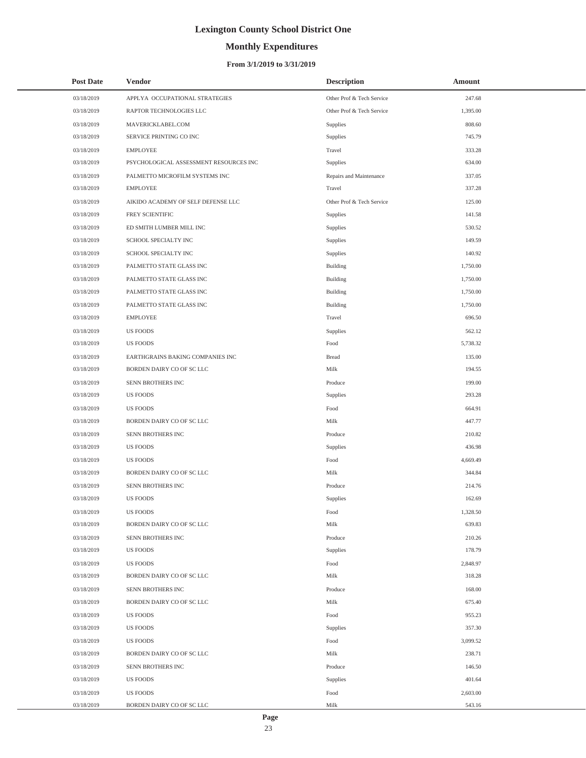# Lexington County School District One

## Monthly Expenditures

### From 3/1/2019 to 3/31/2019

| Post Date | Vendor | Description | Amount |
|---|---|---|---|
| 03/18/2019 | APPLYA OCCUPATIONAL STRATEGIES | Other Prof & Tech Service | 247.68 |
| 03/18/2019 | RAPTOR TECHNOLOGIES LLC | Other Prof & Tech Service | 1,395.00 |
| 03/18/2019 | MAVERICKLABEL.COM | Supplies | 808.60 |
| 03/18/2019 | SERVICE PRINTING CO INC | Supplies | 745.79 |
| 03/18/2019 | EMPLOYEE | Travel | 333.28 |
| 03/18/2019 | PSYCHOLOGICAL ASSESSMENT RESOURCES INC | Supplies | 634.00 |
| 03/18/2019 | PALMETTO MICROFILM SYSTEMS INC | Repairs and Maintenance | 337.05 |
| 03/18/2019 | EMPLOYEE | Travel | 337.28 |
| 03/18/2019 | AIKIDO ACADEMY OF SELF DEFENSE LLC | Other Prof & Tech Service | 125.00 |
| 03/18/2019 | FREY SCIENTIFIC | Supplies | 141.58 |
| 03/18/2019 | ED SMITH LUMBER MILL INC | Supplies | 530.52 |
| 03/18/2019 | SCHOOL SPECIALTY INC | Supplies | 149.59 |
| 03/18/2019 | SCHOOL SPECIALTY INC | Supplies | 140.92 |
| 03/18/2019 | PALMETTO STATE GLASS INC | Building | 1,750.00 |
| 03/18/2019 | PALMETTO STATE GLASS INC | Building | 1,750.00 |
| 03/18/2019 | PALMETTO STATE GLASS INC | Building | 1,750.00 |
| 03/18/2019 | PALMETTO STATE GLASS INC | Building | 1,750.00 |
| 03/18/2019 | EMPLOYEE | Travel | 696.50 |
| 03/18/2019 | US FOODS | Supplies | 562.12 |
| 03/18/2019 | US FOODS | Food | 5,738.32 |
| 03/18/2019 | EARTHGRAINS BAKING COMPANIES INC | Bread | 135.00 |
| 03/18/2019 | BORDEN DAIRY CO OF SC LLC | Milk | 194.55 |
| 03/18/2019 | SENN BROTHERS INC | Produce | 199.00 |
| 03/18/2019 | US FOODS | Supplies | 293.28 |
| 03/18/2019 | US FOODS | Food | 664.91 |
| 03/18/2019 | BORDEN DAIRY CO OF SC LLC | Milk | 447.77 |
| 03/18/2019 | SENN BROTHERS INC | Produce | 210.82 |
| 03/18/2019 | US FOODS | Supplies | 436.98 |
| 03/18/2019 | US FOODS | Food | 4,669.49 |
| 03/18/2019 | BORDEN DAIRY CO OF SC LLC | Milk | 344.84 |
| 03/18/2019 | SENN BROTHERS INC | Produce | 214.76 |
| 03/18/2019 | US FOODS | Supplies | 162.69 |
| 03/18/2019 | US FOODS | Food | 1,328.50 |
| 03/18/2019 | BORDEN DAIRY CO OF SC LLC | Milk | 639.83 |
| 03/18/2019 | SENN BROTHERS INC | Produce | 210.26 |
| 03/18/2019 | US FOODS | Supplies | 178.79 |
| 03/18/2019 | US FOODS | Food | 2,848.97 |
| 03/18/2019 | BORDEN DAIRY CO OF SC LLC | Milk | 318.28 |
| 03/18/2019 | SENN BROTHERS INC | Produce | 168.00 |
| 03/18/2019 | BORDEN DAIRY CO OF SC LLC | Milk | 675.40 |
| 03/18/2019 | US FOODS | Food | 955.23 |
| 03/18/2019 | US FOODS | Supplies | 357.30 |
| 03/18/2019 | US FOODS | Food | 3,099.52 |
| 03/18/2019 | BORDEN DAIRY CO OF SC LLC | Milk | 238.71 |
| 03/18/2019 | SENN BROTHERS INC | Produce | 146.50 |
| 03/18/2019 | US FOODS | Supplies | 401.64 |
| 03/18/2019 | US FOODS | Food | 2,603.00 |
| 03/18/2019 | BORDEN DAIRY CO OF SC LLC | Milk | 543.16 |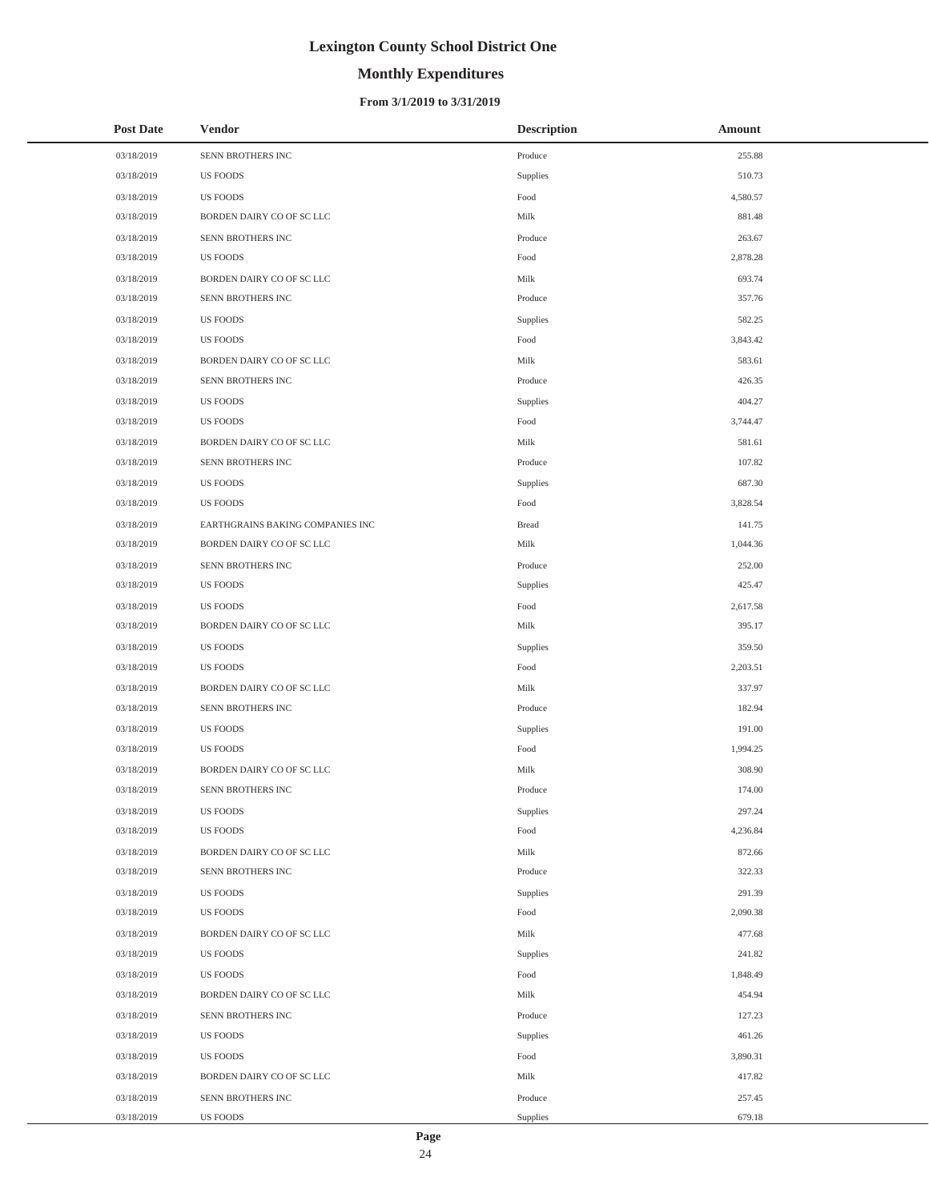# Lexington County School District One

## Monthly Expenditures

### From 3/1/2019 to 3/31/2019

| Post Date | Vendor | Description | Amount |
|---|---|---|---|
| 03/18/2019 | SENN BROTHERS INC | Produce | 255.88 |
| 03/18/2019 | US FOODS | Supplies | 510.73 |
| 03/18/2019 | US FOODS | Food | 4,580.57 |
| 03/18/2019 | BORDEN DAIRY CO OF SC LLC | Milk | 881.48 |
| 03/18/2019 | SENN BROTHERS INC | Produce | 263.67 |
| 03/18/2019 | US FOODS | Food | 2,878.28 |
| 03/18/2019 | BORDEN DAIRY CO OF SC LLC | Milk | 693.74 |
| 03/18/2019 | SENN BROTHERS INC | Produce | 357.76 |
| 03/18/2019 | US FOODS | Supplies | 582.25 |
| 03/18/2019 | US FOODS | Food | 3,843.42 |
| 03/18/2019 | BORDEN DAIRY CO OF SC LLC | Milk | 583.61 |
| 03/18/2019 | SENN BROTHERS INC | Produce | 426.35 |
| 03/18/2019 | US FOODS | Supplies | 404.27 |
| 03/18/2019 | US FOODS | Food | 3,744.47 |
| 03/18/2019 | BORDEN DAIRY CO OF SC LLC | Milk | 581.61 |
| 03/18/2019 | SENN BROTHERS INC | Produce | 107.82 |
| 03/18/2019 | US FOODS | Supplies | 687.30 |
| 03/18/2019 | US FOODS | Food | 3,828.54 |
| 03/18/2019 | EARTHGRAINS BAKING COMPANIES INC | Bread | 141.75 |
| 03/18/2019 | BORDEN DAIRY CO OF SC LLC | Milk | 1,044.36 |
| 03/18/2019 | SENN BROTHERS INC | Produce | 252.00 |
| 03/18/2019 | US FOODS | Supplies | 425.47 |
| 03/18/2019 | US FOODS | Food | 2,617.58 |
| 03/18/2019 | BORDEN DAIRY CO OF SC LLC | Milk | 395.17 |
| 03/18/2019 | US FOODS | Supplies | 359.50 |
| 03/18/2019 | US FOODS | Food | 2,203.51 |
| 03/18/2019 | BORDEN DAIRY CO OF SC LLC | Milk | 337.97 |
| 03/18/2019 | SENN BROTHERS INC | Produce | 182.94 |
| 03/18/2019 | US FOODS | Supplies | 191.00 |
| 03/18/2019 | US FOODS | Food | 1,994.25 |
| 03/18/2019 | BORDEN DAIRY CO OF SC LLC | Milk | 308.90 |
| 03/18/2019 | SENN BROTHERS INC | Produce | 174.00 |
| 03/18/2019 | US FOODS | Supplies | 297.24 |
| 03/18/2019 | US FOODS | Food | 4,236.84 |
| 03/18/2019 | BORDEN DAIRY CO OF SC LLC | Milk | 872.66 |
| 03/18/2019 | SENN BROTHERS INC | Produce | 322.33 |
| 03/18/2019 | US FOODS | Supplies | 291.39 |
| 03/18/2019 | US FOODS | Food | 2,090.38 |
| 03/18/2019 | BORDEN DAIRY CO OF SC LLC | Milk | 477.68 |
| 03/18/2019 | US FOODS | Supplies | 241.82 |
| 03/18/2019 | US FOODS | Food | 1,848.49 |
| 03/18/2019 | BORDEN DAIRY CO OF SC LLC | Milk | 454.94 |
| 03/18/2019 | SENN BROTHERS INC | Produce | 127.23 |
| 03/18/2019 | US FOODS | Supplies | 461.26 |
| 03/18/2019 | US FOODS | Food | 3,890.31 |
| 03/18/2019 | BORDEN DAIRY CO OF SC LLC | Milk | 417.82 |
| 03/18/2019 | SENN BROTHERS INC | Produce | 257.45 |
| 03/18/2019 | US FOODS | Supplies | 679.18 |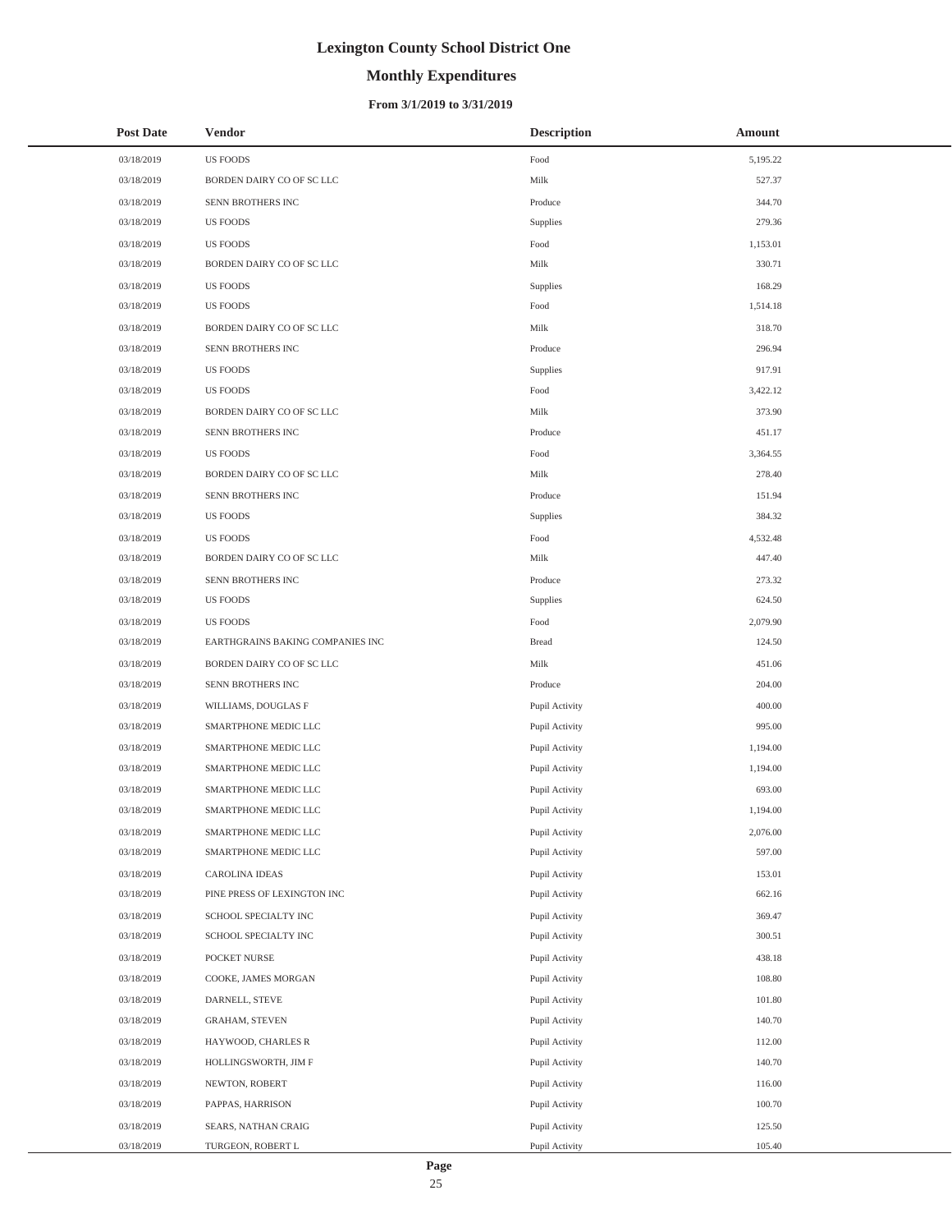# Lexington County School District One

## Monthly Expenditures

### From 3/1/2019 to 3/31/2019

| Post Date | Vendor | Description | Amount |
|---|---|---|---|
| 03/18/2019 | US FOODS | Food | 5,195.22 |
| 03/18/2019 | BORDEN DAIRY CO OF SC LLC | Milk | 527.37 |
| 03/18/2019 | SENN BROTHERS INC | Produce | 344.70 |
| 03/18/2019 | US FOODS | Supplies | 279.36 |
| 03/18/2019 | US FOODS | Food | 1,153.01 |
| 03/18/2019 | BORDEN DAIRY CO OF SC LLC | Milk | 330.71 |
| 03/18/2019 | US FOODS | Supplies | 168.29 |
| 03/18/2019 | US FOODS | Food | 1,514.18 |
| 03/18/2019 | BORDEN DAIRY CO OF SC LLC | Milk | 318.70 |
| 03/18/2019 | SENN BROTHERS INC | Produce | 296.94 |
| 03/18/2019 | US FOODS | Supplies | 917.91 |
| 03/18/2019 | US FOODS | Food | 3,422.12 |
| 03/18/2019 | BORDEN DAIRY CO OF SC LLC | Milk | 373.90 |
| 03/18/2019 | SENN BROTHERS INC | Produce | 451.17 |
| 03/18/2019 | US FOODS | Food | 3,364.55 |
| 03/18/2019 | BORDEN DAIRY CO OF SC LLC | Milk | 278.40 |
| 03/18/2019 | SENN BROTHERS INC | Produce | 151.94 |
| 03/18/2019 | US FOODS | Supplies | 384.32 |
| 03/18/2019 | US FOODS | Food | 4,532.48 |
| 03/18/2019 | BORDEN DAIRY CO OF SC LLC | Milk | 447.40 |
| 03/18/2019 | SENN BROTHERS INC | Produce | 273.32 |
| 03/18/2019 | US FOODS | Supplies | 624.50 |
| 03/18/2019 | US FOODS | Food | 2,079.90 |
| 03/18/2019 | EARTHGRAINS BAKING COMPANIES INC | Bread | 124.50 |
| 03/18/2019 | BORDEN DAIRY CO OF SC LLC | Milk | 451.06 |
| 03/18/2019 | SENN BROTHERS INC | Produce | 204.00 |
| 03/18/2019 | WILLIAMS, DOUGLAS F | Pupil Activity | 400.00 |
| 03/18/2019 | SMARTPHONE MEDIC LLC | Pupil Activity | 995.00 |
| 03/18/2019 | SMARTPHONE MEDIC LLC | Pupil Activity | 1,194.00 |
| 03/18/2019 | SMARTPHONE MEDIC LLC | Pupil Activity | 1,194.00 |
| 03/18/2019 | SMARTPHONE MEDIC LLC | Pupil Activity | 693.00 |
| 03/18/2019 | SMARTPHONE MEDIC LLC | Pupil Activity | 1,194.00 |
| 03/18/2019 | SMARTPHONE MEDIC LLC | Pupil Activity | 2,076.00 |
| 03/18/2019 | SMARTPHONE MEDIC LLC | Pupil Activity | 597.00 |
| 03/18/2019 | CAROLINA IDEAS | Pupil Activity | 153.01 |
| 03/18/2019 | PINE PRESS OF LEXINGTON INC | Pupil Activity | 662.16 |
| 03/18/2019 | SCHOOL SPECIALTY INC | Pupil Activity | 369.47 |
| 03/18/2019 | SCHOOL SPECIALTY INC | Pupil Activity | 300.51 |
| 03/18/2019 | POCKET NURSE | Pupil Activity | 438.18 |
| 03/18/2019 | COOKE, JAMES MORGAN | Pupil Activity | 108.80 |
| 03/18/2019 | DARNELL, STEVE | Pupil Activity | 101.80 |
| 03/18/2019 | GRAHAM, STEVEN | Pupil Activity | 140.70 |
| 03/18/2019 | HAYWOOD, CHARLES R | Pupil Activity | 112.00 |
| 03/18/2019 | HOLLINGSWORTH, JIM F | Pupil Activity | 140.70 |
| 03/18/2019 | NEWTON, ROBERT | Pupil Activity | 116.00 |
| 03/18/2019 | PAPPAS, HARRISON | Pupil Activity | 100.70 |
| 03/18/2019 | SEARS, NATHAN CRAIG | Pupil Activity | 125.50 |
| 03/18/2019 | TURGEON, ROBERT L | Pupil Activity | 105.40 |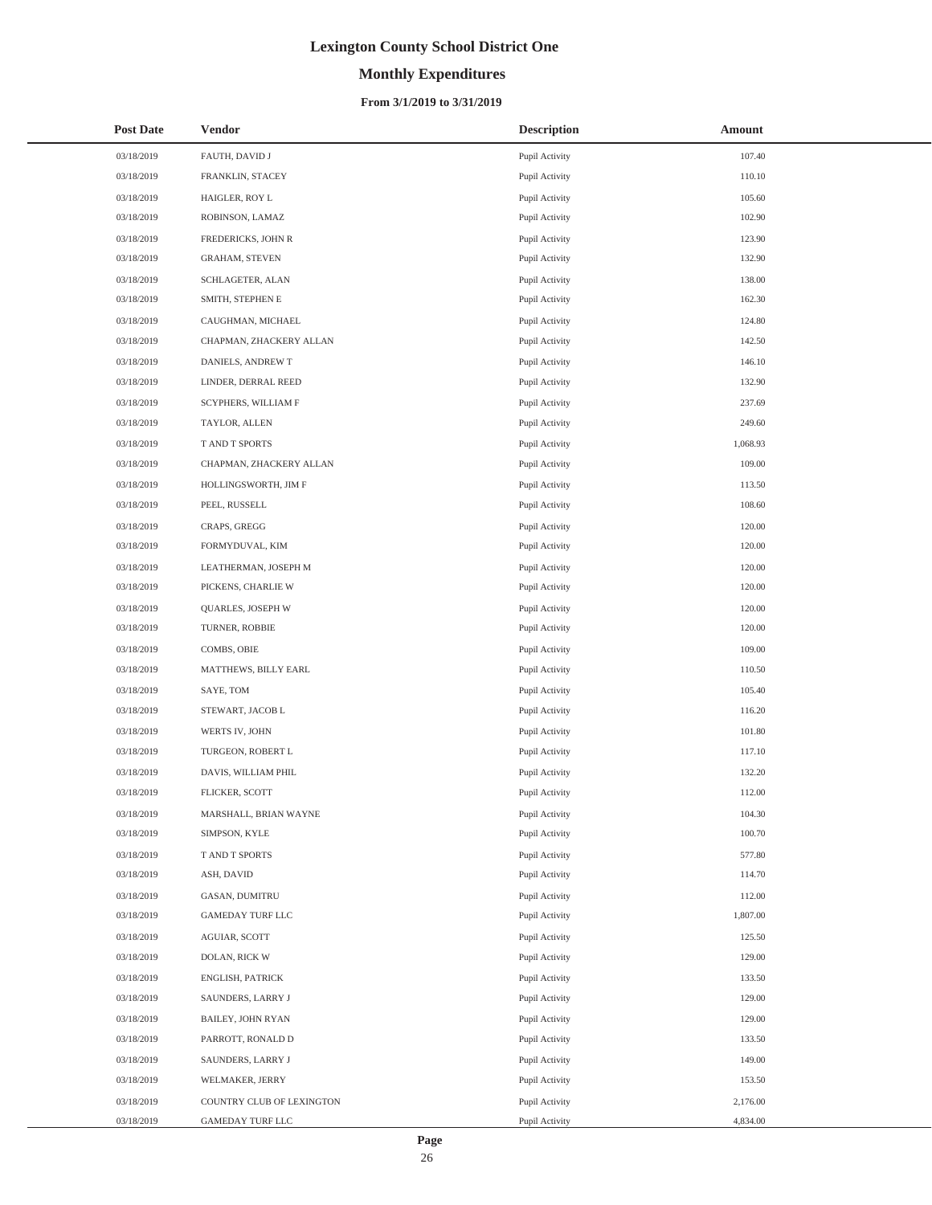# Lexington County School District One

## Monthly Expenditures

### From 3/1/2019 to 3/31/2019

| Post Date | Vendor | Description | Amount |
|---|---|---|---|
| 03/18/2019 | FAUTH, DAVID J | Pupil Activity | 107.40 |
| 03/18/2019 | FRANKLIN, STACEY | Pupil Activity | 110.10 |
| 03/18/2019 | HAIGLER, ROY L | Pupil Activity | 105.60 |
| 03/18/2019 | ROBINSON, LAMAZ | Pupil Activity | 102.90 |
| 03/18/2019 | FREDERICKS, JOHN R | Pupil Activity | 123.90 |
| 03/18/2019 | GRAHAM, STEVEN | Pupil Activity | 132.90 |
| 03/18/2019 | SCHLAGETER, ALAN | Pupil Activity | 138.00 |
| 03/18/2019 | SMITH, STEPHEN E | Pupil Activity | 162.30 |
| 03/18/2019 | CAUGHMAN, MICHAEL | Pupil Activity | 124.80 |
| 03/18/2019 | CHAPMAN, ZHACKERY ALLAN | Pupil Activity | 142.50 |
| 03/18/2019 | DANIELS, ANDREW T | Pupil Activity | 146.10 |
| 03/18/2019 | LINDER, DERRAL REED | Pupil Activity | 132.90 |
| 03/18/2019 | SCYPHERS, WILLIAM F | Pupil Activity | 237.69 |
| 03/18/2019 | TAYLOR, ALLEN | Pupil Activity | 249.60 |
| 03/18/2019 | T AND T SPORTS | Pupil Activity | 1,068.93 |
| 03/18/2019 | CHAPMAN, ZHACKERY ALLAN | Pupil Activity | 109.00 |
| 03/18/2019 | HOLLINGSWORTH, JIM F | Pupil Activity | 113.50 |
| 03/18/2019 | PEEL, RUSSELL | Pupil Activity | 108.60 |
| 03/18/2019 | CRAPS, GREGG | Pupil Activity | 120.00 |
| 03/18/2019 | FORMYDUVAL, KIM | Pupil Activity | 120.00 |
| 03/18/2019 | LEATHERMAN, JOSEPH M | Pupil Activity | 120.00 |
| 03/18/2019 | PICKENS, CHARLIE W | Pupil Activity | 120.00 |
| 03/18/2019 | QUARLES, JOSEPH W | Pupil Activity | 120.00 |
| 03/18/2019 | TURNER, ROBBIE | Pupil Activity | 120.00 |
| 03/18/2019 | COMBS, OBIE | Pupil Activity | 109.00 |
| 03/18/2019 | MATTHEWS, BILLY EARL | Pupil Activity | 110.50 |
| 03/18/2019 | SAYE, TOM | Pupil Activity | 105.40 |
| 03/18/2019 | STEWART, JACOB L | Pupil Activity | 116.20 |
| 03/18/2019 | WERTS IV, JOHN | Pupil Activity | 101.80 |
| 03/18/2019 | TURGEON, ROBERT L | Pupil Activity | 117.10 |
| 03/18/2019 | DAVIS, WILLIAM PHIL | Pupil Activity | 132.20 |
| 03/18/2019 | FLICKER, SCOTT | Pupil Activity | 112.00 |
| 03/18/2019 | MARSHALL, BRIAN WAYNE | Pupil Activity | 104.30 |
| 03/18/2019 | SIMPSON, KYLE | Pupil Activity | 100.70 |
| 03/18/2019 | T AND T SPORTS | Pupil Activity | 577.80 |
| 03/18/2019 | ASH, DAVID | Pupil Activity | 114.70 |
| 03/18/2019 | GASAN, DUMITRU | Pupil Activity | 112.00 |
| 03/18/2019 | GAMEDAY TURF LLC | Pupil Activity | 1,807.00 |
| 03/18/2019 | AGUIAR, SCOTT | Pupil Activity | 125.50 |
| 03/18/2019 | DOLAN, RICK W | Pupil Activity | 129.00 |
| 03/18/2019 | ENGLISH, PATRICK | Pupil Activity | 133.50 |
| 03/18/2019 | SAUNDERS, LARRY J | Pupil Activity | 129.00 |
| 03/18/2019 | BAILEY, JOHN RYAN | Pupil Activity | 129.00 |
| 03/18/2019 | PARROTT, RONALD D | Pupil Activity | 133.50 |
| 03/18/2019 | SAUNDERS, LARRY J | Pupil Activity | 149.00 |
| 03/18/2019 | WELMAKER, JERRY | Pupil Activity | 153.50 |
| 03/18/2019 | COUNTRY CLUB OF LEXINGTON | Pupil Activity | 2,176.00 |
| 03/18/2019 | GAMEDAY TURF LLC | Pupil Activity | 4,834.00 |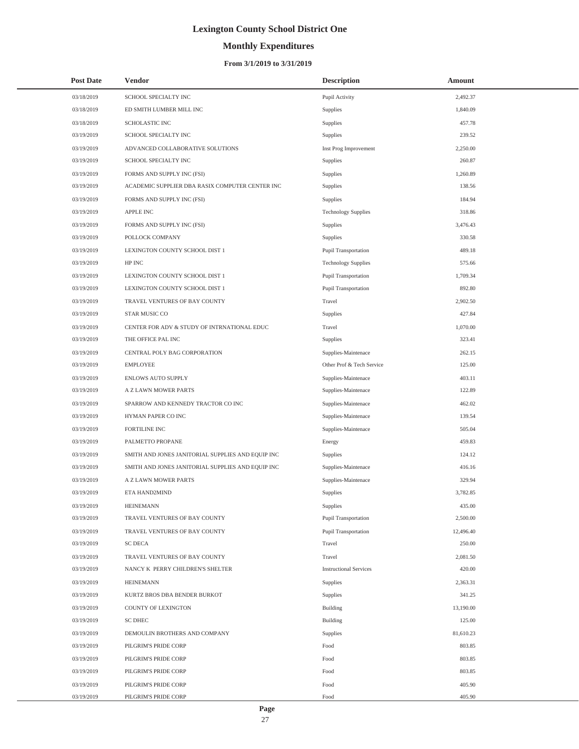# Lexington County School District One

## Monthly Expenditures

### From 3/1/2019 to 3/31/2019

| Post Date | Vendor | Description | Amount |
|---|---|---|---|
| 03/18/2019 | SCHOOL SPECIALTY INC | Pupil Activity | 2,492.37 |
| 03/18/2019 | ED SMITH LUMBER MILL INC | Supplies | 1,840.09 |
| 03/18/2019 | SCHOLASTIC INC | Supplies | 457.78 |
| 03/19/2019 | SCHOOL SPECIALTY INC | Supplies | 239.52 |
| 03/19/2019 | ADVANCED COLLABORATIVE SOLUTIONS | Inst Prog Improvement | 2,250.00 |
| 03/19/2019 | SCHOOL SPECIALTY INC | Supplies | 260.87 |
| 03/19/2019 | FORMS AND SUPPLY INC (FSI) | Supplies | 1,260.89 |
| 03/19/2019 | ACADEMIC SUPPLIER DBA RASIX COMPUTER CENTER INC | Supplies | 138.56 |
| 03/19/2019 | FORMS AND SUPPLY INC (FSI) | Supplies | 184.94 |
| 03/19/2019 | APPLE INC | Technology Supplies | 318.86 |
| 03/19/2019 | FORMS AND SUPPLY INC (FSI) | Supplies | 3,476.43 |
| 03/19/2019 | POLLOCK COMPANY | Supplies | 330.58 |
| 03/19/2019 | LEXINGTON COUNTY SCHOOL DIST 1 | Pupil Transportation | 489.18 |
| 03/19/2019 | HP INC | Technology Supplies | 575.66 |
| 03/19/2019 | LEXINGTON COUNTY SCHOOL DIST 1 | Pupil Transportation | 1,709.34 |
| 03/19/2019 | LEXINGTON COUNTY SCHOOL DIST 1 | Pupil Transportation | 892.80 |
| 03/19/2019 | TRAVEL VENTURES OF BAY COUNTY | Travel | 2,902.50 |
| 03/19/2019 | STAR MUSIC CO | Supplies | 427.84 |
| 03/19/2019 | CENTER FOR ADV & STUDY OF INTRNATIONAL EDUC | Travel | 1,070.00 |
| 03/19/2019 | THE OFFICE PAL INC | Supplies | 323.41 |
| 03/19/2019 | CENTRAL POLY BAG CORPORATION | Supplies-Maintenace | 262.15 |
| 03/19/2019 | EMPLOYEE | Other Prof & Tech Service | 125.00 |
| 03/19/2019 | ENLOWS AUTO SUPPLY | Supplies-Maintenace | 403.11 |
| 03/19/2019 | A Z LAWN MOWER PARTS | Supplies-Maintenace | 122.89 |
| 03/19/2019 | SPARROW AND KENNEDY TRACTOR CO INC | Supplies-Maintenace | 462.02 |
| 03/19/2019 | HYMAN PAPER CO INC | Supplies-Maintenace | 139.54 |
| 03/19/2019 | FORTILINE INC | Supplies-Maintenace | 505.04 |
| 03/19/2019 | PALMETTO PROPANE | Energy | 459.83 |
| 03/19/2019 | SMITH AND JONES JANITORIAL SUPPLIES AND EQUIP INC | Supplies | 124.12 |
| 03/19/2019 | SMITH AND JONES JANITORIAL SUPPLIES AND EQUIP INC | Supplies-Maintenace | 416.16 |
| 03/19/2019 | A Z LAWN MOWER PARTS | Supplies-Maintenace | 329.94 |
| 03/19/2019 | ETA HAND2MIND | Supplies | 3,782.85 |
| 03/19/2019 | HEINEMANN | Supplies | 435.00 |
| 03/19/2019 | TRAVEL VENTURES OF BAY COUNTY | Pupil Transportation | 2,500.00 |
| 03/19/2019 | TRAVEL VENTURES OF BAY COUNTY | Pupil Transportation | 12,496.40 |
| 03/19/2019 | SC DECA | Travel | 250.00 |
| 03/19/2019 | TRAVEL VENTURES OF BAY COUNTY | Travel | 2,081.50 |
| 03/19/2019 | NANCY K PERRY CHILDREN'S SHELTER | Instructional Services | 420.00 |
| 03/19/2019 | HEINEMANN | Supplies | 2,363.31 |
| 03/19/2019 | KURTZ BROS DBA BENDER BURKOT | Supplies | 341.25 |
| 03/19/2019 | COUNTY OF LEXINGTON | Building | 13,190.00 |
| 03/19/2019 | SC DHEC | Building | 125.00 |
| 03/19/2019 | DEMOULIN BROTHERS AND COMPANY | Supplies | 81,610.23 |
| 03/19/2019 | PILGRIM'S PRIDE CORP | Food | 803.85 |
| 03/19/2019 | PILGRIM'S PRIDE CORP | Food | 803.85 |
| 03/19/2019 | PILGRIM'S PRIDE CORP | Food | 803.85 |
| 03/19/2019 | PILGRIM'S PRIDE CORP | Food | 405.90 |
| 03/19/2019 | PILGRIM'S PRIDE CORP | Food | 405.90 |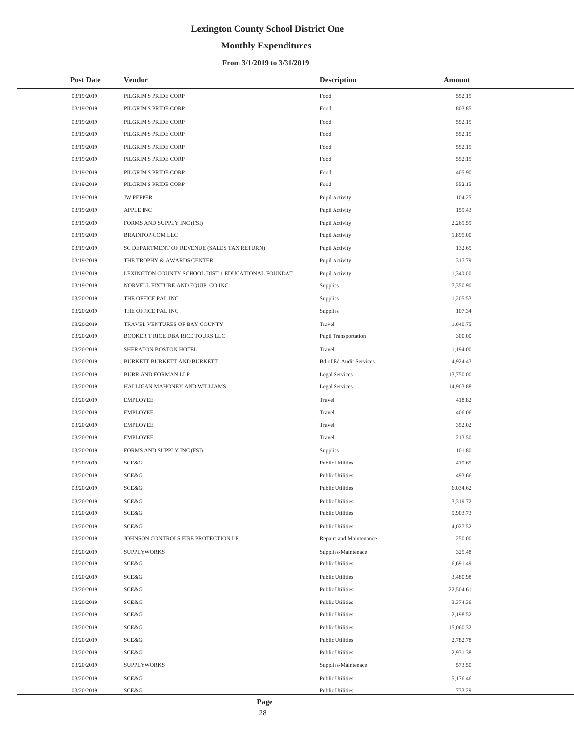# Lexington County School District One

## Monthly Expenditures

### From 3/1/2019 to 3/31/2019

| Post Date | Vendor | Description | Amount |
|---|---|---|---|
| 03/19/2019 | PILGRIM'S PRIDE CORP | Food | 552.15 |
| 03/19/2019 | PILGRIM'S PRIDE CORP | Food | 803.85 |
| 03/19/2019 | PILGRIM'S PRIDE CORP | Food | 552.15 |
| 03/19/2019 | PILGRIM'S PRIDE CORP | Food | 552.15 |
| 03/19/2019 | PILGRIM'S PRIDE CORP | Food | 552.15 |
| 03/19/2019 | PILGRIM'S PRIDE CORP | Food | 552.15 |
| 03/19/2019 | PILGRIM'S PRIDE CORP | Food | 405.90 |
| 03/19/2019 | PILGRIM'S PRIDE CORP | Food | 552.15 |
| 03/19/2019 | JW PEPPER | Pupil Activity | 104.25 |
| 03/19/2019 | APPLE INC | Pupil Activity | 159.43 |
| 03/19/2019 | FORMS AND SUPPLY INC (FSI) | Pupil Activity | 2,269.59 |
| 03/19/2019 | BRAINPOP.COM LLC | Pupil Activity | 1,895.00 |
| 03/19/2019 | SC DEPARTMENT OF REVENUE (SALES TAX RETURN) | Pupil Activity | 132.65 |
| 03/19/2019 | THE TROPHY & AWARDS CENTER | Pupil Activity | 317.79 |
| 03/19/2019 | LEXINGTON COUNTY SCHOOL DIST 1 EDUCATIONAL FOUNDAT | Pupil Activity | 1,340.00 |
| 03/19/2019 | NORVELL FIXTURE AND EQUIP CO INC | Supplies | 7,350.90 |
| 03/20/2019 | THE OFFICE PAL INC | Supplies | 1,205.53 |
| 03/20/2019 | THE OFFICE PAL INC | Supplies | 107.34 |
| 03/20/2019 | TRAVEL VENTURES OF BAY COUNTY | Travel | 1,040.75 |
| 03/20/2019 | BOOKER T RICE DBA RICE TOURS LLC | Pupil Transportation | 300.00 |
| 03/20/2019 | SHERATON BOSTON HOTEL | Travel | 1,194.00 |
| 03/20/2019 | BURKETT BURKETT AND BURKETT | Bd of Ed Audit Services | 4,924.43 |
| 03/20/2019 | BURR AND FORMAN LLP | Legal Services | 13,750.00 |
| 03/20/2019 | HALLIGAN MAHONEY AND WILLIAMS | Legal Services | 14,903.88 |
| 03/20/2019 | EMPLOYEE | Travel | 418.82 |
| 03/20/2019 | EMPLOYEE | Travel | 406.06 |
| 03/20/2019 | EMPLOYEE | Travel | 352.02 |
| 03/20/2019 | EMPLOYEE | Travel | 213.50 |
| 03/20/2019 | FORMS AND SUPPLY INC (FSI) | Supplies | 101.80 |
| 03/20/2019 | SCE&G | Public Utilities | 419.65 |
| 03/20/2019 | SCE&G | Public Utilities | 493.66 |
| 03/20/2019 | SCE&G | Public Utilities | 6,034.62 |
| 03/20/2019 | SCE&G | Public Utilities | 3,319.72 |
| 03/20/2019 | SCE&G | Public Utilities | 9,903.73 |
| 03/20/2019 | SCE&G | Public Utilities | 4,027.52 |
| 03/20/2019 | JOHNSON CONTROLS FIRE PROTECTION LP | Repairs and Maintenance | 250.00 |
| 03/20/2019 | SUPPLYWORKS | Supplies-Maintenace | 325.48 |
| 03/20/2019 | SCE&G | Public Utilities | 6,691.49 |
| 03/20/2019 | SCE&G | Public Utilities | 3,480.98 |
| 03/20/2019 | SCE&G | Public Utilities | 22,504.61 |
| 03/20/2019 | SCE&G | Public Utilities | 3,374.36 |
| 03/20/2019 | SCE&G | Public Utilities | 2,198.52 |
| 03/20/2019 | SCE&G | Public Utilities | 15,060.32 |
| 03/20/2019 | SCE&G | Public Utilities | 2,782.78 |
| 03/20/2019 | SCE&G | Public Utilities | 2,931.38 |
| 03/20/2019 | SUPPLYWORKS | Supplies-Maintenace | 573.50 |
| 03/20/2019 | SCE&G | Public Utilities | 5,176.46 |
| 03/20/2019 | SCE&G | Public Utilities | 733.29 |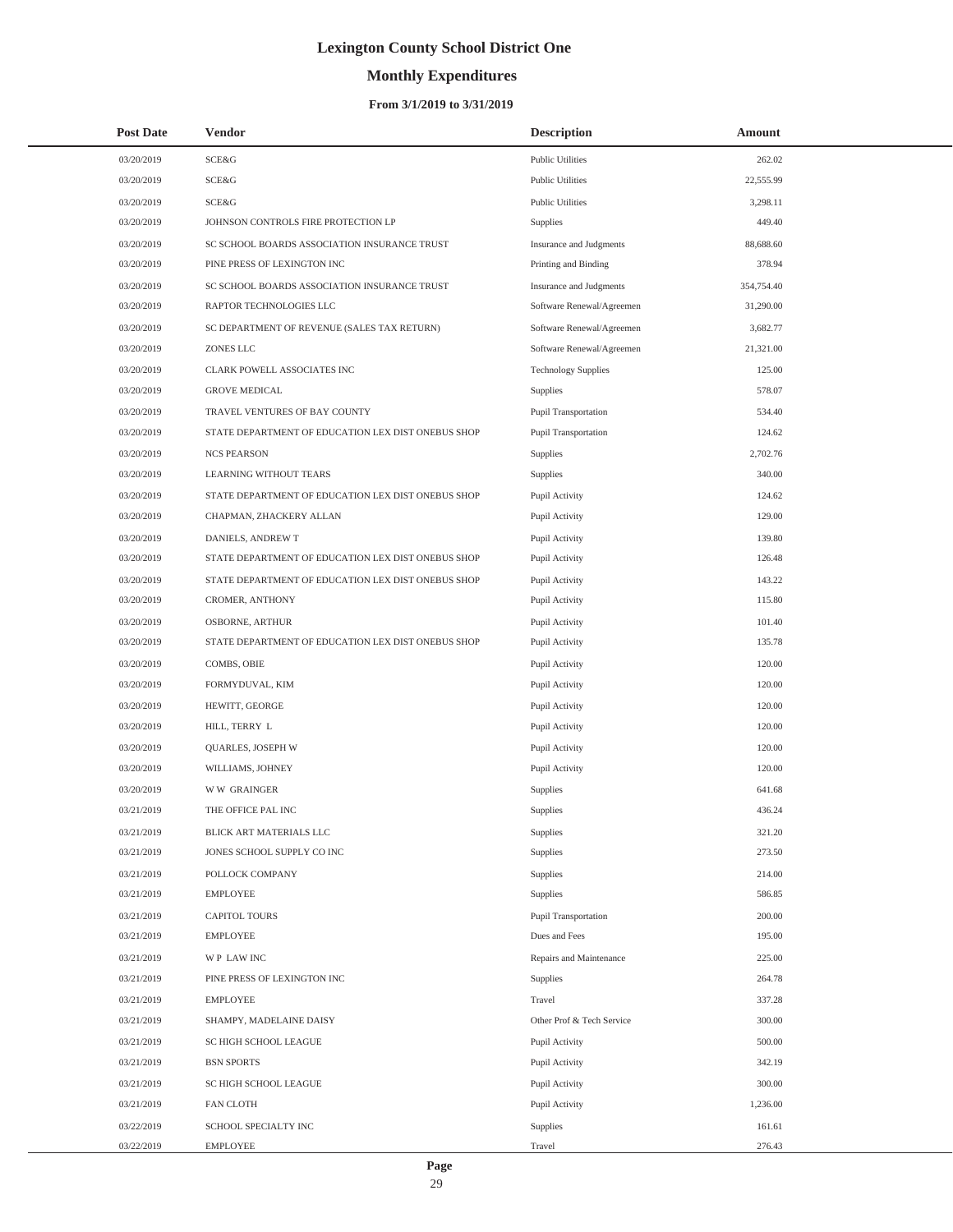# Lexington County School District One

## Monthly Expenditures

### From 3/1/2019 to 3/31/2019

| Post Date | Vendor | Description | Amount |
|---|---|---|---|
| 03/20/2019 | SCE&G | Public Utilities | 262.02 |
| 03/20/2019 | SCE&G | Public Utilities | 22,555.99 |
| 03/20/2019 | SCE&G | Public Utilities | 3,298.11 |
| 03/20/2019 | JOHNSON CONTROLS FIRE PROTECTION LP | Supplies | 449.40 |
| 03/20/2019 | SC SCHOOL BOARDS ASSOCIATION INSURANCE TRUST | Insurance and Judgments | 88,688.60 |
| 03/20/2019 | PINE PRESS OF LEXINGTON INC | Printing and Binding | 378.94 |
| 03/20/2019 | SC SCHOOL BOARDS ASSOCIATION INSURANCE TRUST | Insurance and Judgments | 354,754.40 |
| 03/20/2019 | RAPTOR TECHNOLOGIES LLC | Software Renewal/Agreemen | 31,290.00 |
| 03/20/2019 | SC DEPARTMENT OF REVENUE (SALES TAX RETURN) | Software Renewal/Agreemen | 3,682.77 |
| 03/20/2019 | ZONES LLC | Software Renewal/Agreemen | 21,321.00 |
| 03/20/2019 | CLARK POWELL ASSOCIATES INC | Technology Supplies | 125.00 |
| 03/20/2019 | GROVE MEDICAL | Supplies | 578.07 |
| 03/20/2019 | TRAVEL VENTURES OF BAY COUNTY | Pupil Transportation | 534.40 |
| 03/20/2019 | STATE DEPARTMENT OF EDUCATION LEX DIST ONEBUS SHOP | Pupil Transportation | 124.62 |
| 03/20/2019 | NCS PEARSON | Supplies | 2,702.76 |
| 03/20/2019 | LEARNING WITHOUT TEARS | Supplies | 340.00 |
| 03/20/2019 | STATE DEPARTMENT OF EDUCATION LEX DIST ONEBUS SHOP | Pupil Activity | 124.62 |
| 03/20/2019 | CHAPMAN, ZHACKERY ALLAN | Pupil Activity | 129.00 |
| 03/20/2019 | DANIELS, ANDREW T | Pupil Activity | 139.80 |
| 03/20/2019 | STATE DEPARTMENT OF EDUCATION LEX DIST ONEBUS SHOP | Pupil Activity | 126.48 |
| 03/20/2019 | STATE DEPARTMENT OF EDUCATION LEX DIST ONEBUS SHOP | Pupil Activity | 143.22 |
| 03/20/2019 | CROMER, ANTHONY | Pupil Activity | 115.80 |
| 03/20/2019 | OSBORNE, ARTHUR | Pupil Activity | 101.40 |
| 03/20/2019 | STATE DEPARTMENT OF EDUCATION LEX DIST ONEBUS SHOP | Pupil Activity | 135.78 |
| 03/20/2019 | COMBS, OBIE | Pupil Activity | 120.00 |
| 03/20/2019 | FORMYDUVAL, KIM | Pupil Activity | 120.00 |
| 03/20/2019 | HEWITT, GEORGE | Pupil Activity | 120.00 |
| 03/20/2019 | HILL, TERRY L | Pupil Activity | 120.00 |
| 03/20/2019 | QUARLES, JOSEPH W | Pupil Activity | 120.00 |
| 03/20/2019 | WILLIAMS, JOHNEY | Pupil Activity | 120.00 |
| 03/20/2019 | W W GRAINGER | Supplies | 641.68 |
| 03/21/2019 | THE OFFICE PAL INC | Supplies | 436.24 |
| 03/21/2019 | BLICK ART MATERIALS LLC | Supplies | 321.20 |
| 03/21/2019 | JONES SCHOOL SUPPLY CO INC | Supplies | 273.50 |
| 03/21/2019 | POLLOCK COMPANY | Supplies | 214.00 |
| 03/21/2019 | EMPLOYEE | Supplies | 586.85 |
| 03/21/2019 | CAPITOL TOURS | Pupil Transportation | 200.00 |
| 03/21/2019 | EMPLOYEE | Dues and Fees | 195.00 |
| 03/21/2019 | W P LAW INC | Repairs and Maintenance | 225.00 |
| 03/21/2019 | PINE PRESS OF LEXINGTON INC | Supplies | 264.78 |
| 03/21/2019 | EMPLOYEE | Travel | 337.28 |
| 03/21/2019 | SHAMPY, MADELAINE DAISY | Other Prof & Tech Service | 300.00 |
| 03/21/2019 | SC HIGH SCHOOL LEAGUE | Pupil Activity | 500.00 |
| 03/21/2019 | BSN SPORTS | Pupil Activity | 342.19 |
| 03/21/2019 | SC HIGH SCHOOL LEAGUE | Pupil Activity | 300.00 |
| 03/21/2019 | FAN CLOTH | Pupil Activity | 1,236.00 |
| 03/22/2019 | SCHOOL SPECIALTY INC | Supplies | 161.61 |
| 03/22/2019 | EMPLOYEE | Travel | 276.43 |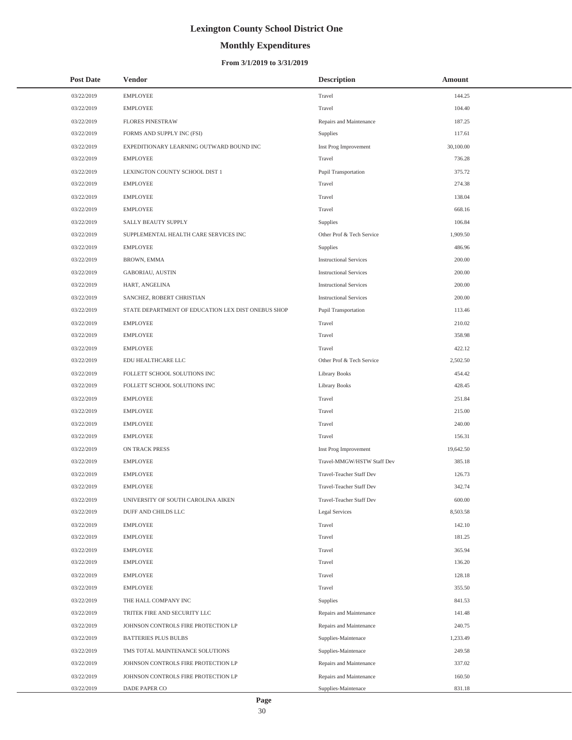# Lexington County School District One

## Monthly Expenditures

### From 3/1/2019 to 3/31/2019

| Post Date | Vendor | Description | Amount |
|---|---|---|---|
| 03/22/2019 | EMPLOYEE | Travel | 144.25 |
| 03/22/2019 | EMPLOYEE | Travel | 104.40 |
| 03/22/2019 | FLORES PINESTRAW | Repairs and Maintenance | 187.25 |
| 03/22/2019 | FORMS AND SUPPLY INC (FSI) | Supplies | 117.61 |
| 03/22/2019 | EXPEDITIONARY LEARNING OUTWARD BOUND INC | Inst Prog Improvement | 30,100.00 |
| 03/22/2019 | EMPLOYEE | Travel | 736.28 |
| 03/22/2019 | LEXINGTON COUNTY SCHOOL DIST 1 | Pupil Transportation | 375.72 |
| 03/22/2019 | EMPLOYEE | Travel | 274.38 |
| 03/22/2019 | EMPLOYEE | Travel | 138.04 |
| 03/22/2019 | EMPLOYEE | Travel | 668.16 |
| 03/22/2019 | SALLY BEAUTY SUPPLY | Supplies | 106.84 |
| 03/22/2019 | SUPPLEMENTAL HEALTH CARE SERVICES INC | Other Prof & Tech Service | 1,909.50 |
| 03/22/2019 | EMPLOYEE | Supplies | 486.96 |
| 03/22/2019 | BROWN, EMMA | Instructional Services | 200.00 |
| 03/22/2019 | GABORIAU, AUSTIN | Instructional Services | 200.00 |
| 03/22/2019 | HART, ANGELINA | Instructional Services | 200.00 |
| 03/22/2019 | SANCHEZ, ROBERT CHRISTIAN | Instructional Services | 200.00 |
| 03/22/2019 | STATE DEPARTMENT OF EDUCATION LEX DIST ONEBUS SHOP | Pupil Transportation | 113.46 |
| 03/22/2019 | EMPLOYEE | Travel | 210.02 |
| 03/22/2019 | EMPLOYEE | Travel | 358.98 |
| 03/22/2019 | EMPLOYEE | Travel | 422.12 |
| 03/22/2019 | EDU HEALTHCARE LLC | Other Prof & Tech Service | 2,502.50 |
| 03/22/2019 | FOLLETT SCHOOL SOLUTIONS INC | Library Books | 454.42 |
| 03/22/2019 | FOLLETT SCHOOL SOLUTIONS INC | Library Books | 428.45 |
| 03/22/2019 | EMPLOYEE | Travel | 251.84 |
| 03/22/2019 | EMPLOYEE | Travel | 215.00 |
| 03/22/2019 | EMPLOYEE | Travel | 240.00 |
| 03/22/2019 | EMPLOYEE | Travel | 156.31 |
| 03/22/2019 | ON TRACK PRESS | Inst Prog Improvement | 19,642.50 |
| 03/22/2019 | EMPLOYEE | Travel-MMGW/HSTW Staff Dev | 385.18 |
| 03/22/2019 | EMPLOYEE | Travel-Teacher Staff Dev | 126.73 |
| 03/22/2019 | EMPLOYEE | Travel-Teacher Staff Dev | 342.74 |
| 03/22/2019 | UNIVERSITY OF SOUTH CAROLINA AIKEN | Travel-Teacher Staff Dev | 600.00 |
| 03/22/2019 | DUFF AND CHILDS LLC | Legal Services | 8,503.58 |
| 03/22/2019 | EMPLOYEE | Travel | 142.10 |
| 03/22/2019 | EMPLOYEE | Travel | 181.25 |
| 03/22/2019 | EMPLOYEE | Travel | 365.94 |
| 03/22/2019 | EMPLOYEE | Travel | 136.20 |
| 03/22/2019 | EMPLOYEE | Travel | 128.18 |
| 03/22/2019 | EMPLOYEE | Travel | 355.50 |
| 03/22/2019 | THE HALL COMPANY INC | Supplies | 841.53 |
| 03/22/2019 | TRITEK FIRE AND SECURITY LLC | Repairs and Maintenance | 141.48 |
| 03/22/2019 | JOHNSON CONTROLS FIRE PROTECTION LP | Repairs and Maintenance | 240.75 |
| 03/22/2019 | BATTERIES PLUS BULBS | Supplies-Maintenace | 1,233.49 |
| 03/22/2019 | TMS TOTAL MAINTENANCE SOLUTIONS | Supplies-Maintenace | 249.58 |
| 03/22/2019 | JOHNSON CONTROLS FIRE PROTECTION LP | Repairs and Maintenance | 337.02 |
| 03/22/2019 | JOHNSON CONTROLS FIRE PROTECTION LP | Repairs and Maintenance | 160.50 |
| 03/22/2019 | DADE PAPER CO | Supplies-Maintenace | 831.18 |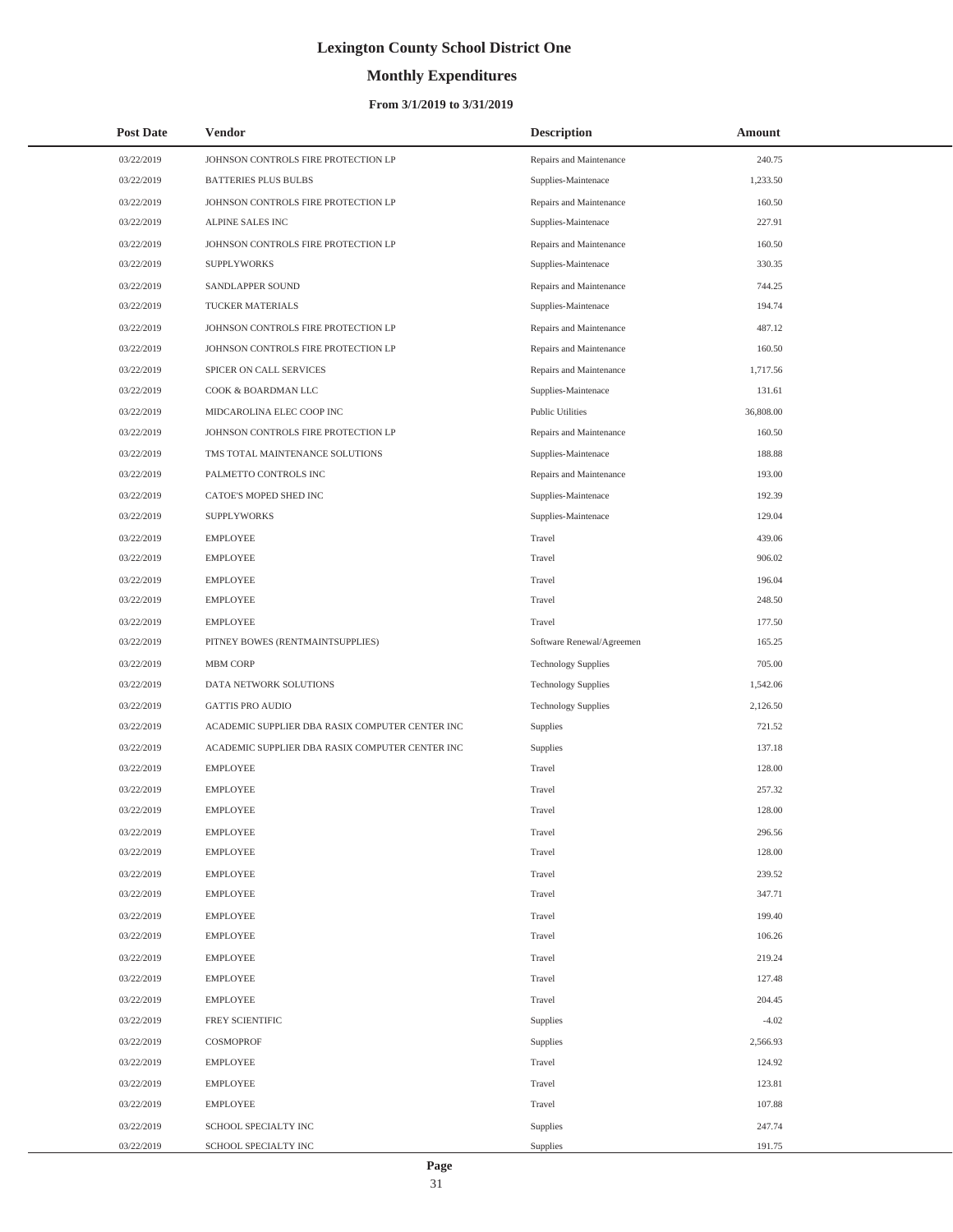# Lexington County School District One

## Monthly Expenditures

### From 3/1/2019 to 3/31/2019

| Post Date | Vendor | Description | Amount |
|---|---|---|---|
| 03/22/2019 | JOHNSON CONTROLS FIRE PROTECTION LP | Repairs and Maintenance | 240.75 |
| 03/22/2019 | BATTERIES PLUS BULBS | Supplies-Maintenace | 1,233.50 |
| 03/22/2019 | JOHNSON CONTROLS FIRE PROTECTION LP | Repairs and Maintenance | 160.50 |
| 03/22/2019 | ALPINE SALES INC | Supplies-Maintenace | 227.91 |
| 03/22/2019 | JOHNSON CONTROLS FIRE PROTECTION LP | Repairs and Maintenance | 160.50 |
| 03/22/2019 | SUPPLYWORKS | Supplies-Maintenace | 330.35 |
| 03/22/2019 | SANDLAPPER SOUND | Repairs and Maintenance | 744.25 |
| 03/22/2019 | TUCKER MATERIALS | Supplies-Maintenace | 194.74 |
| 03/22/2019 | JOHNSON CONTROLS FIRE PROTECTION LP | Repairs and Maintenance | 487.12 |
| 03/22/2019 | JOHNSON CONTROLS FIRE PROTECTION LP | Repairs and Maintenance | 160.50 |
| 03/22/2019 | SPICER ON CALL SERVICES | Repairs and Maintenance | 1,717.56 |
| 03/22/2019 | COOK & BOARDMAN LLC | Supplies-Maintenace | 131.61 |
| 03/22/2019 | MIDCAROLINA ELEC COOP INC | Public Utilities | 36,808.00 |
| 03/22/2019 | JOHNSON CONTROLS FIRE PROTECTION LP | Repairs and Maintenance | 160.50 |
| 03/22/2019 | TMS TOTAL MAINTENANCE SOLUTIONS | Supplies-Maintenace | 188.88 |
| 03/22/2019 | PALMETTO CONTROLS INC | Repairs and Maintenance | 193.00 |
| 03/22/2019 | CATOE'S MOPED SHED INC | Supplies-Maintenace | 192.39 |
| 03/22/2019 | SUPPLYWORKS | Supplies-Maintenace | 129.04 |
| 03/22/2019 | EMPLOYEE | Travel | 439.06 |
| 03/22/2019 | EMPLOYEE | Travel | 906.02 |
| 03/22/2019 | EMPLOYEE | Travel | 196.04 |
| 03/22/2019 | EMPLOYEE | Travel | 248.50 |
| 03/22/2019 | EMPLOYEE | Travel | 177.50 |
| 03/22/2019 | PITNEY BOWES (RENTMAINTSUPPLIES) | Software Renewal/Agreemen | 165.25 |
| 03/22/2019 | MBM CORP | Technology Supplies | 705.00 |
| 03/22/2019 | DATA NETWORK SOLUTIONS | Technology Supplies | 1,542.06 |
| 03/22/2019 | GATTIS PRO AUDIO | Technology Supplies | 2,126.50 |
| 03/22/2019 | ACADEMIC SUPPLIER DBA RASIX COMPUTER CENTER INC | Supplies | 721.52 |
| 03/22/2019 | ACADEMIC SUPPLIER DBA RASIX COMPUTER CENTER INC | Supplies | 137.18 |
| 03/22/2019 | EMPLOYEE | Travel | 128.00 |
| 03/22/2019 | EMPLOYEE | Travel | 257.32 |
| 03/22/2019 | EMPLOYEE | Travel | 128.00 |
| 03/22/2019 | EMPLOYEE | Travel | 296.56 |
| 03/22/2019 | EMPLOYEE | Travel | 128.00 |
| 03/22/2019 | EMPLOYEE | Travel | 239.52 |
| 03/22/2019 | EMPLOYEE | Travel | 347.71 |
| 03/22/2019 | EMPLOYEE | Travel | 199.40 |
| 03/22/2019 | EMPLOYEE | Travel | 106.26 |
| 03/22/2019 | EMPLOYEE | Travel | 219.24 |
| 03/22/2019 | EMPLOYEE | Travel | 127.48 |
| 03/22/2019 | EMPLOYEE | Travel | 204.45 |
| 03/22/2019 | FREY SCIENTIFIC | Supplies | -4.02 |
| 03/22/2019 | COSMOPROF | Supplies | 2,566.93 |
| 03/22/2019 | EMPLOYEE | Travel | 124.92 |
| 03/22/2019 | EMPLOYEE | Travel | 123.81 |
| 03/22/2019 | EMPLOYEE | Travel | 107.88 |
| 03/22/2019 | SCHOOL SPECIALTY INC | Supplies | 247.74 |
| 03/22/2019 | SCHOOL SPECIALTY INC | Supplies | 191.75 |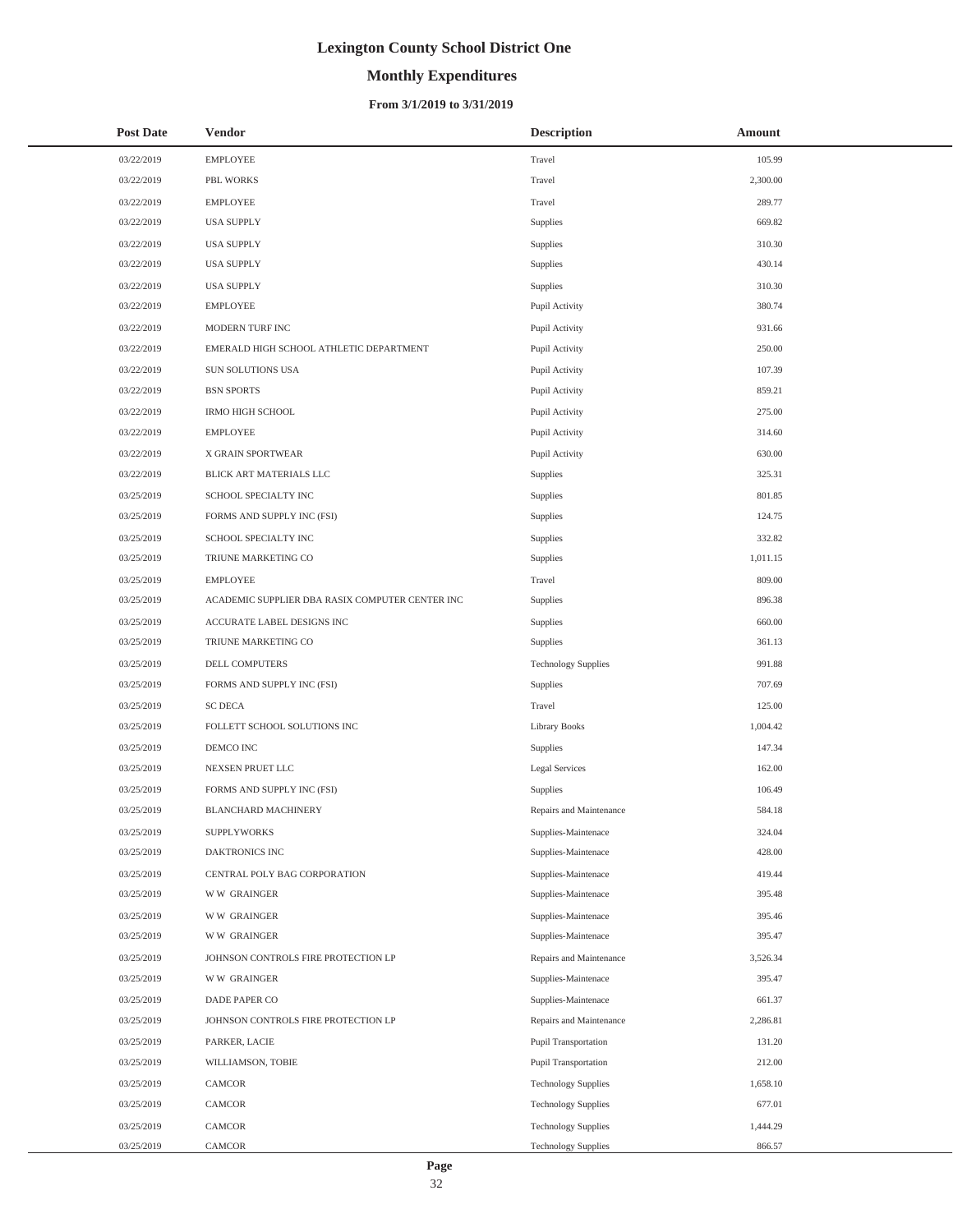# Lexington County School District One

## Monthly Expenditures

### From 3/1/2019 to 3/31/2019

| Post Date | Vendor | Description | Amount |
|---|---|---|---|
| 03/22/2019 | EMPLOYEE | Travel | 105.99 |
| 03/22/2019 | PBL WORKS | Travel | 2,300.00 |
| 03/22/2019 | EMPLOYEE | Travel | 289.77 |
| 03/22/2019 | USA SUPPLY | Supplies | 669.82 |
| 03/22/2019 | USA SUPPLY | Supplies | 310.30 |
| 03/22/2019 | USA SUPPLY | Supplies | 430.14 |
| 03/22/2019 | USA SUPPLY | Supplies | 310.30 |
| 03/22/2019 | EMPLOYEE | Pupil Activity | 380.74 |
| 03/22/2019 | MODERN TURF INC | Pupil Activity | 931.66 |
| 03/22/2019 | EMERALD HIGH SCHOOL ATHLETIC DEPARTMENT | Pupil Activity | 250.00 |
| 03/22/2019 | SUN SOLUTIONS USA | Pupil Activity | 107.39 |
| 03/22/2019 | BSN SPORTS | Pupil Activity | 859.21 |
| 03/22/2019 | IRMO HIGH SCHOOL | Pupil Activity | 275.00 |
| 03/22/2019 | EMPLOYEE | Pupil Activity | 314.60 |
| 03/22/2019 | X GRAIN SPORTWEAR | Pupil Activity | 630.00 |
| 03/22/2019 | BLICK ART MATERIALS LLC | Supplies | 325.31 |
| 03/25/2019 | SCHOOL SPECIALTY INC | Supplies | 801.85 |
| 03/25/2019 | FORMS AND SUPPLY INC (FSI) | Supplies | 124.75 |
| 03/25/2019 | SCHOOL SPECIALTY INC | Supplies | 332.82 |
| 03/25/2019 | TRIUNE MARKETING CO | Supplies | 1,011.15 |
| 03/25/2019 | EMPLOYEE | Travel | 809.00 |
| 03/25/2019 | ACADEMIC SUPPLIER DBA RASIX COMPUTER CENTER INC | Supplies | 896.38 |
| 03/25/2019 | ACCURATE LABEL DESIGNS INC | Supplies | 660.00 |
| 03/25/2019 | TRIUNE MARKETING CO | Supplies | 361.13 |
| 03/25/2019 | DELL COMPUTERS | Technology Supplies | 991.88 |
| 03/25/2019 | FORMS AND SUPPLY INC (FSI) | Supplies | 707.69 |
| 03/25/2019 | SC DECA | Travel | 125.00 |
| 03/25/2019 | FOLLETT SCHOOL SOLUTIONS INC | Library Books | 1,004.42 |
| 03/25/2019 | DEMCO INC | Supplies | 147.34 |
| 03/25/2019 | NEXSEN PRUET LLC | Legal Services | 162.00 |
| 03/25/2019 | FORMS AND SUPPLY INC (FSI) | Supplies | 106.49 |
| 03/25/2019 | BLANCHARD MACHINERY | Repairs and Maintenance | 584.18 |
| 03/25/2019 | SUPPLYWORKS | Supplies-Maintenace | 324.04 |
| 03/25/2019 | DAKTRONICS INC | Supplies-Maintenace | 428.00 |
| 03/25/2019 | CENTRAL POLY BAG CORPORATION | Supplies-Maintenace | 419.44 |
| 03/25/2019 | W W GRAINGER | Supplies-Maintenace | 395.48 |
| 03/25/2019 | W W GRAINGER | Supplies-Maintenace | 395.46 |
| 03/25/2019 | W W GRAINGER | Supplies-Maintenace | 395.47 |
| 03/25/2019 | JOHNSON CONTROLS FIRE PROTECTION LP | Repairs and Maintenance | 3,526.34 |
| 03/25/2019 | W W GRAINGER | Supplies-Maintenace | 395.47 |
| 03/25/2019 | DADE PAPER CO | Supplies-Maintenace | 661.37 |
| 03/25/2019 | JOHNSON CONTROLS FIRE PROTECTION LP | Repairs and Maintenance | 2,286.81 |
| 03/25/2019 | PARKER, LACIE | Pupil Transportation | 131.20 |
| 03/25/2019 | WILLIAMSON, TOBIE | Pupil Transportation | 212.00 |
| 03/25/2019 | CAMCOR | Technology Supplies | 1,658.10 |
| 03/25/2019 | CAMCOR | Technology Supplies | 677.01 |
| 03/25/2019 | CAMCOR | Technology Supplies | 1,444.29 |
| 03/25/2019 | CAMCOR | Technology Supplies | 866.57 |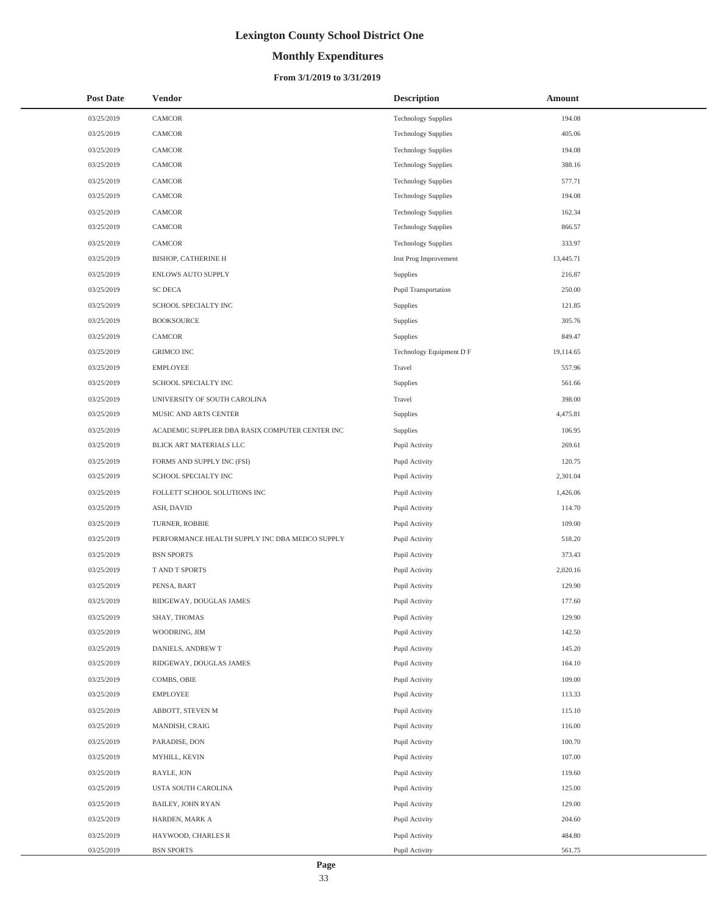# Lexington County School District One

## Monthly Expenditures

### From 3/1/2019 to 3/31/2019

| Post Date | Vendor | Description | Amount |
|---|---|---|---|
| 03/25/2019 | CAMCOR | Technology Supplies | 194.08 |
| 03/25/2019 | CAMCOR | Technology Supplies | 405.06 |
| 03/25/2019 | CAMCOR | Technology Supplies | 194.08 |
| 03/25/2019 | CAMCOR | Technology Supplies | 388.16 |
| 03/25/2019 | CAMCOR | Technology Supplies | 577.71 |
| 03/25/2019 | CAMCOR | Technology Supplies | 194.08 |
| 03/25/2019 | CAMCOR | Technology Supplies | 162.34 |
| 03/25/2019 | CAMCOR | Technology Supplies | 866.57 |
| 03/25/2019 | CAMCOR | Technology Supplies | 333.97 |
| 03/25/2019 | BISHOP, CATHERINE H | Inst Prog Improvement | 13,445.71 |
| 03/25/2019 | ENLOWS AUTO SUPPLY | Supplies | 216.87 |
| 03/25/2019 | SC DECA | Pupil Transportation | 250.00 |
| 03/25/2019 | SCHOOL SPECIALTY INC | Supplies | 121.85 |
| 03/25/2019 | BOOKSOURCE | Supplies | 305.76 |
| 03/25/2019 | CAMCOR | Supplies | 849.47 |
| 03/25/2019 | GRIMCO INC | Technology Equipment D F | 19,114.65 |
| 03/25/2019 | EMPLOYEE | Travel | 557.96 |
| 03/25/2019 | SCHOOL SPECIALTY INC | Supplies | 561.66 |
| 03/25/2019 | UNIVERSITY OF SOUTH CAROLINA | Travel | 398.00 |
| 03/25/2019 | MUSIC AND ARTS CENTER | Supplies | 4,475.81 |
| 03/25/2019 | ACADEMIC SUPPLIER DBA RASIX COMPUTER CENTER INC | Supplies | 106.95 |
| 03/25/2019 | BLICK ART MATERIALS LLC | Pupil Activity | 269.61 |
| 03/25/2019 | FORMS AND SUPPLY INC (FSI) | Pupil Activity | 120.75 |
| 03/25/2019 | SCHOOL SPECIALTY INC | Pupil Activity | 2,301.04 |
| 03/25/2019 | FOLLETT SCHOOL SOLUTIONS INC | Pupil Activity | 1,426.06 |
| 03/25/2019 | ASH, DAVID | Pupil Activity | 114.70 |
| 03/25/2019 | TURNER, ROBBIE | Pupil Activity | 109.00 |
| 03/25/2019 | PERFORMANCE HEALTH SUPPLY INC DBA MEDCO SUPPLY | Pupil Activity | 518.20 |
| 03/25/2019 | BSN SPORTS | Pupil Activity | 373.43 |
| 03/25/2019 | T AND T SPORTS | Pupil Activity | 2,020.16 |
| 03/25/2019 | PENSA, BART | Pupil Activity | 129.90 |
| 03/25/2019 | RIDGEWAY, DOUGLAS JAMES | Pupil Activity | 177.60 |
| 03/25/2019 | SHAY, THOMAS | Pupil Activity | 129.90 |
| 03/25/2019 | WOODRING, JIM | Pupil Activity | 142.50 |
| 03/25/2019 | DANIELS, ANDREW T | Pupil Activity | 145.20 |
| 03/25/2019 | RIDGEWAY, DOUGLAS JAMES | Pupil Activity | 164.10 |
| 03/25/2019 | COMBS, OBIE | Pupil Activity | 109.00 |
| 03/25/2019 | EMPLOYEE | Pupil Activity | 113.33 |
| 03/25/2019 | ABBOTT, STEVEN M | Pupil Activity | 115.10 |
| 03/25/2019 | MANDISH, CRAIG | Pupil Activity | 116.00 |
| 03/25/2019 | PARADISE, DON | Pupil Activity | 100.70 |
| 03/25/2019 | MYHILL, KEVIN | Pupil Activity | 107.00 |
| 03/25/2019 | RAYLE, JON | Pupil Activity | 119.60 |
| 03/25/2019 | USTA SOUTH CAROLINA | Pupil Activity | 125.00 |
| 03/25/2019 | BAILEY, JOHN RYAN | Pupil Activity | 129.00 |
| 03/25/2019 | HARDEN, MARK A | Pupil Activity | 204.60 |
| 03/25/2019 | HAYWOOD, CHARLES R | Pupil Activity | 484.80 |
| 03/25/2019 | BSN SPORTS | Pupil Activity | 561.75 |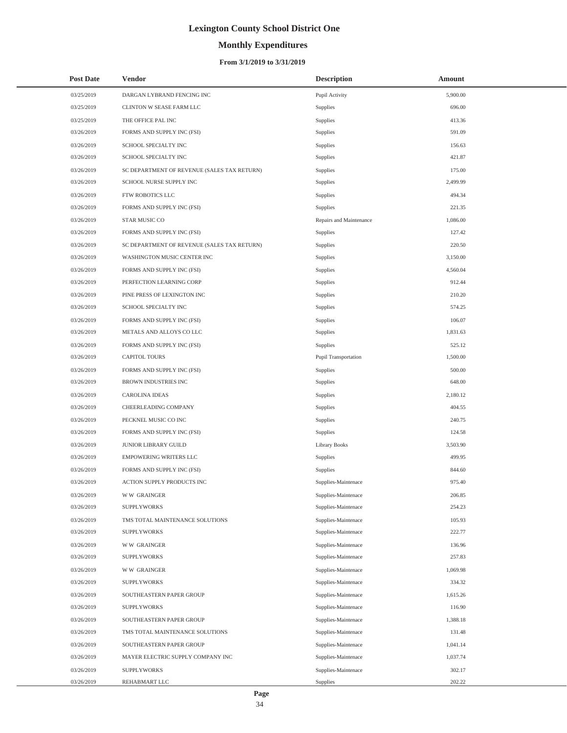# Lexington County School District One

## Monthly Expenditures

### From 3/1/2019 to 3/31/2019

| Post Date | Vendor | Description | Amount |
|---|---|---|---|
| 03/25/2019 | DARGAN LYBRAND FENCING INC | Pupil Activity | 5,900.00 |
| 03/25/2019 | CLINTON W SEASE FARM LLC | Supplies | 696.00 |
| 03/25/2019 | THE OFFICE PAL INC | Supplies | 413.36 |
| 03/26/2019 | FORMS AND SUPPLY INC (FSI) | Supplies | 591.09 |
| 03/26/2019 | SCHOOL SPECIALTY INC | Supplies | 156.63 |
| 03/26/2019 | SCHOOL SPECIALTY INC | Supplies | 421.87 |
| 03/26/2019 | SC DEPARTMENT OF REVENUE (SALES TAX RETURN) | Supplies | 175.00 |
| 03/26/2019 | SCHOOL NURSE SUPPLY INC | Supplies | 2,499.99 |
| 03/26/2019 | FTW ROBOTICS LLC | Supplies | 494.34 |
| 03/26/2019 | FORMS AND SUPPLY INC (FSI) | Supplies | 221.35 |
| 03/26/2019 | STAR MUSIC CO | Repairs and Maintenance | 1,086.00 |
| 03/26/2019 | FORMS AND SUPPLY INC (FSI) | Supplies | 127.42 |
| 03/26/2019 | SC DEPARTMENT OF REVENUE (SALES TAX RETURN) | Supplies | 220.50 |
| 03/26/2019 | WASHINGTON MUSIC CENTER INC | Supplies | 3,150.00 |
| 03/26/2019 | FORMS AND SUPPLY INC (FSI) | Supplies | 4,560.04 |
| 03/26/2019 | PERFECTION LEARNING CORP | Supplies | 912.44 |
| 03/26/2019 | PINE PRESS OF LEXINGTON INC | Supplies | 210.20 |
| 03/26/2019 | SCHOOL SPECIALTY INC | Supplies | 574.25 |
| 03/26/2019 | FORMS AND SUPPLY INC (FSI) | Supplies | 106.07 |
| 03/26/2019 | METALS AND ALLOYS CO LLC | Supplies | 1,831.63 |
| 03/26/2019 | FORMS AND SUPPLY INC (FSI) | Supplies | 525.12 |
| 03/26/2019 | CAPITOL TOURS | Pupil Transportation | 1,500.00 |
| 03/26/2019 | FORMS AND SUPPLY INC (FSI) | Supplies | 500.00 |
| 03/26/2019 | BROWN INDUSTRIES INC | Supplies | 648.00 |
| 03/26/2019 | CAROLINA IDEAS | Supplies | 2,180.12 |
| 03/26/2019 | CHEERLEADING COMPANY | Supplies | 404.55 |
| 03/26/2019 | PECKNEL MUSIC CO INC | Supplies | 240.75 |
| 03/26/2019 | FORMS AND SUPPLY INC (FSI) | Supplies | 124.58 |
| 03/26/2019 | JUNIOR LIBRARY GUILD | Library Books | 3,503.90 |
| 03/26/2019 | EMPOWERING WRITERS LLC | Supplies | 499.95 |
| 03/26/2019 | FORMS AND SUPPLY INC (FSI) | Supplies | 844.60 |
| 03/26/2019 | ACTION SUPPLY PRODUCTS INC | Supplies-Maintenace | 975.40 |
| 03/26/2019 | W W GRAINGER | Supplies-Maintenace | 206.85 |
| 03/26/2019 | SUPPLYWORKS | Supplies-Maintenace | 254.23 |
| 03/26/2019 | TMS TOTAL MAINTENANCE SOLUTIONS | Supplies-Maintenace | 105.93 |
| 03/26/2019 | SUPPLYWORKS | Supplies-Maintenace | 222.77 |
| 03/26/2019 | W W GRAINGER | Supplies-Maintenace | 136.96 |
| 03/26/2019 | SUPPLYWORKS | Supplies-Maintenace | 257.83 |
| 03/26/2019 | W W GRAINGER | Supplies-Maintenace | 1,069.98 |
| 03/26/2019 | SUPPLYWORKS | Supplies-Maintenace | 334.32 |
| 03/26/2019 | SOUTHEASTERN PAPER GROUP | Supplies-Maintenace | 1,615.26 |
| 03/26/2019 | SUPPLYWORKS | Supplies-Maintenace | 116.90 |
| 03/26/2019 | SOUTHEASTERN PAPER GROUP | Supplies-Maintenace | 1,388.18 |
| 03/26/2019 | TMS TOTAL MAINTENANCE SOLUTIONS | Supplies-Maintenace | 131.48 |
| 03/26/2019 | SOUTHEASTERN PAPER GROUP | Supplies-Maintenace | 1,041.14 |
| 03/26/2019 | MAYER ELECTRIC SUPPLY COMPANY INC | Supplies-Maintenace | 1,037.74 |
| 03/26/2019 | SUPPLYWORKS | Supplies-Maintenace | 302.17 |
| 03/26/2019 | REHABMART LLC | Supplies | 202.22 |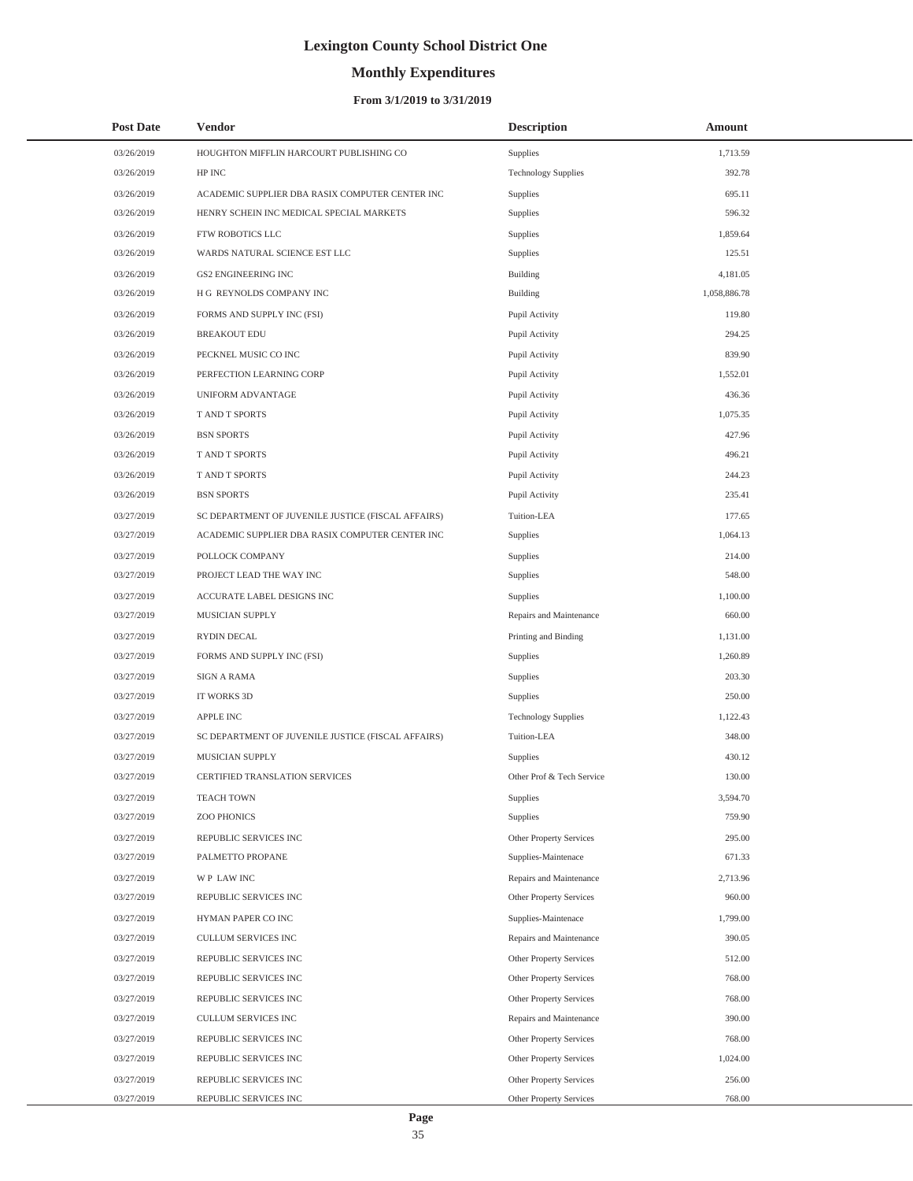# Lexington County School District One

## Monthly Expenditures

### From 3/1/2019 to 3/31/2019

| Post Date | Vendor | Description | Amount |
|---|---|---|---|
| 03/26/2019 | HOUGHTON MIFFLIN HARCOURT PUBLISHING CO | Supplies | 1,713.59 |
| 03/26/2019 | HP INC | Technology Supplies | 392.78 |
| 03/26/2019 | ACADEMIC SUPPLIER DBA RASIX COMPUTER CENTER INC | Supplies | 695.11 |
| 03/26/2019 | HENRY SCHEIN INC MEDICAL SPECIAL MARKETS | Supplies | 596.32 |
| 03/26/2019 | FTW ROBOTICS LLC | Supplies | 1,859.64 |
| 03/26/2019 | WARDS NATURAL SCIENCE EST LLC | Supplies | 125.51 |
| 03/26/2019 | GS2 ENGINEERING INC | Building | 4,181.05 |
| 03/26/2019 | H G REYNOLDS COMPANY INC | Building | 1,058,886.78 |
| 03/26/2019 | FORMS AND SUPPLY INC (FSI) | Pupil Activity | 119.80 |
| 03/26/2019 | BREAKOUT EDU | Pupil Activity | 294.25 |
| 03/26/2019 | PECKNEL MUSIC CO INC | Pupil Activity | 839.90 |
| 03/26/2019 | PERFECTION LEARNING CORP | Pupil Activity | 1,552.01 |
| 03/26/2019 | UNIFORM ADVANTAGE | Pupil Activity | 436.36 |
| 03/26/2019 | T AND T SPORTS | Pupil Activity | 1,075.35 |
| 03/26/2019 | BSN SPORTS | Pupil Activity | 427.96 |
| 03/26/2019 | T AND T SPORTS | Pupil Activity | 496.21 |
| 03/26/2019 | T AND T SPORTS | Pupil Activity | 244.23 |
| 03/26/2019 | BSN SPORTS | Pupil Activity | 235.41 |
| 03/27/2019 | SC DEPARTMENT OF JUVENILE JUSTICE (FISCAL AFFAIRS) | Tuition-LEA | 177.65 |
| 03/27/2019 | ACADEMIC SUPPLIER DBA RASIX COMPUTER CENTER INC | Supplies | 1,064.13 |
| 03/27/2019 | POLLOCK COMPANY | Supplies | 214.00 |
| 03/27/2019 | PROJECT LEAD THE WAY INC | Supplies | 548.00 |
| 03/27/2019 | ACCURATE LABEL DESIGNS INC | Supplies | 1,100.00 |
| 03/27/2019 | MUSICIAN SUPPLY | Repairs and Maintenance | 660.00 |
| 03/27/2019 | RYDIN DECAL | Printing and Binding | 1,131.00 |
| 03/27/2019 | FORMS AND SUPPLY INC (FSI) | Supplies | 1,260.89 |
| 03/27/2019 | SIGN A RAMA | Supplies | 203.30 |
| 03/27/2019 | IT WORKS 3D | Supplies | 250.00 |
| 03/27/2019 | APPLE INC | Technology Supplies | 1,122.43 |
| 03/27/2019 | SC DEPARTMENT OF JUVENILE JUSTICE (FISCAL AFFAIRS) | Tuition-LEA | 348.00 |
| 03/27/2019 | MUSICIAN SUPPLY | Supplies | 430.12 |
| 03/27/2019 | CERTIFIED TRANSLATION SERVICES | Other Prof & Tech Service | 130.00 |
| 03/27/2019 | TEACH TOWN | Supplies | 3,594.70 |
| 03/27/2019 | ZOO PHONICS | Supplies | 759.90 |
| 03/27/2019 | REPUBLIC SERVICES INC | Other Property Services | 295.00 |
| 03/27/2019 | PALMETTO PROPANE | Supplies-Maintenace | 671.33 |
| 03/27/2019 | W P LAW INC | Repairs and Maintenance | 2,713.96 |
| 03/27/2019 | REPUBLIC SERVICES INC | Other Property Services | 960.00 |
| 03/27/2019 | HYMAN PAPER CO INC | Supplies-Maintenace | 1,799.00 |
| 03/27/2019 | CULLUM SERVICES INC | Repairs and Maintenance | 390.05 |
| 03/27/2019 | REPUBLIC SERVICES INC | Other Property Services | 512.00 |
| 03/27/2019 | REPUBLIC SERVICES INC | Other Property Services | 768.00 |
| 03/27/2019 | REPUBLIC SERVICES INC | Other Property Services | 768.00 |
| 03/27/2019 | CULLUM SERVICES INC | Repairs and Maintenance | 390.00 |
| 03/27/2019 | REPUBLIC SERVICES INC | Other Property Services | 768.00 |
| 03/27/2019 | REPUBLIC SERVICES INC | Other Property Services | 1,024.00 |
| 03/27/2019 | REPUBLIC SERVICES INC | Other Property Services | 256.00 |
| 03/27/2019 | REPUBLIC SERVICES INC | Other Property Services | 768.00 |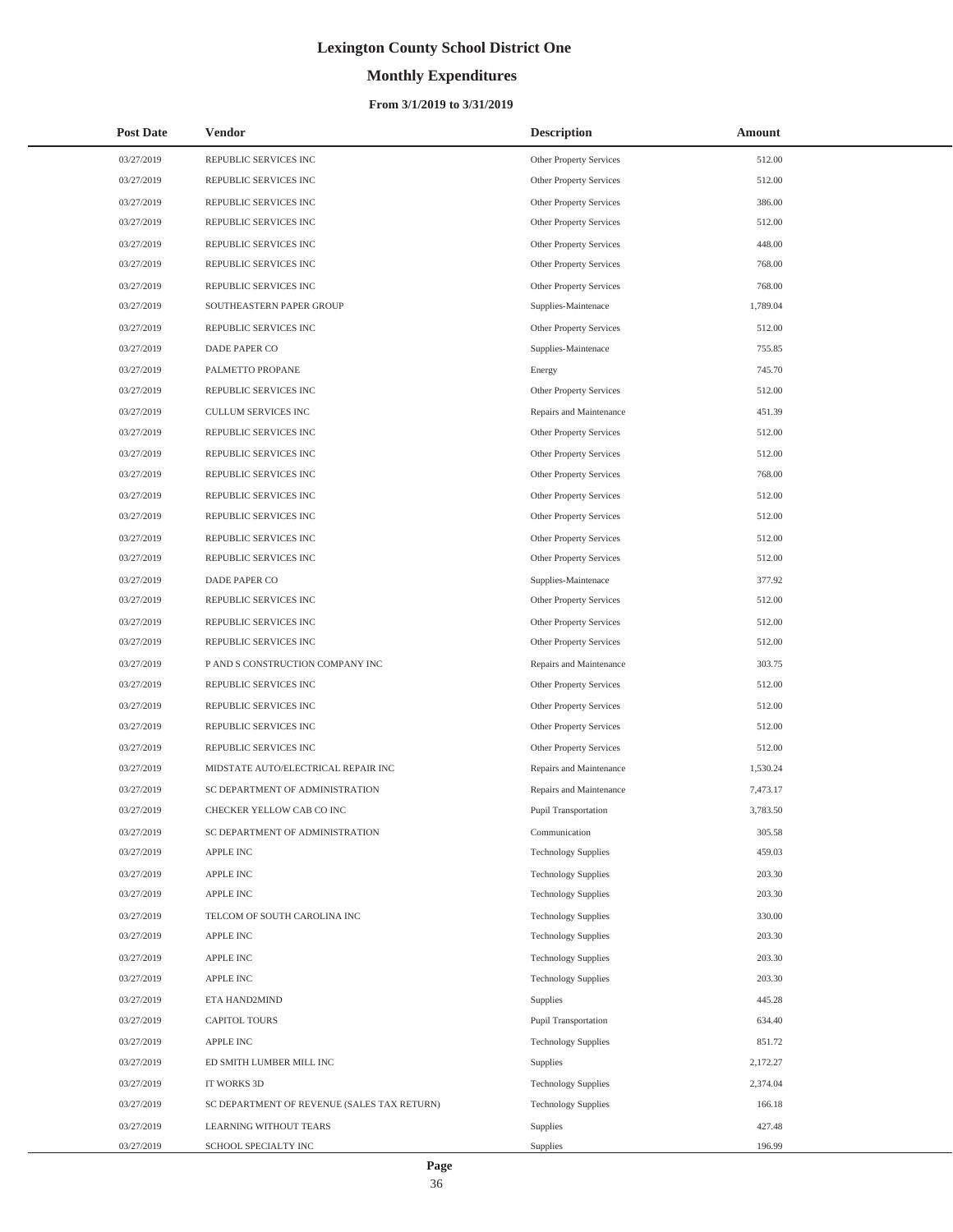# Lexington County School District One

## Monthly Expenditures

### From 3/1/2019 to 3/31/2019

| Post Date | Vendor | Description | Amount |
|---|---|---|---|
| 03/27/2019 | REPUBLIC SERVICES INC | Other Property Services | 512.00 |
| 03/27/2019 | REPUBLIC SERVICES INC | Other Property Services | 512.00 |
| 03/27/2019 | REPUBLIC SERVICES INC | Other Property Services | 386.00 |
| 03/27/2019 | REPUBLIC SERVICES INC | Other Property Services | 512.00 |
| 03/27/2019 | REPUBLIC SERVICES INC | Other Property Services | 448.00 |
| 03/27/2019 | REPUBLIC SERVICES INC | Other Property Services | 768.00 |
| 03/27/2019 | REPUBLIC SERVICES INC | Other Property Services | 768.00 |
| 03/27/2019 | SOUTHEASTERN PAPER GROUP | Supplies-Maintenace | 1,789.04 |
| 03/27/2019 | REPUBLIC SERVICES INC | Other Property Services | 512.00 |
| 03/27/2019 | DADE PAPER CO | Supplies-Maintenace | 755.85 |
| 03/27/2019 | PALMETTO PROPANE | Energy | 745.70 |
| 03/27/2019 | REPUBLIC SERVICES INC | Other Property Services | 512.00 |
| 03/27/2019 | CULLUM SERVICES INC | Repairs and Maintenance | 451.39 |
| 03/27/2019 | REPUBLIC SERVICES INC | Other Property Services | 512.00 |
| 03/27/2019 | REPUBLIC SERVICES INC | Other Property Services | 512.00 |
| 03/27/2019 | REPUBLIC SERVICES INC | Other Property Services | 768.00 |
| 03/27/2019 | REPUBLIC SERVICES INC | Other Property Services | 512.00 |
| 03/27/2019 | REPUBLIC SERVICES INC | Other Property Services | 512.00 |
| 03/27/2019 | REPUBLIC SERVICES INC | Other Property Services | 512.00 |
| 03/27/2019 | REPUBLIC SERVICES INC | Other Property Services | 512.00 |
| 03/27/2019 | DADE PAPER CO | Supplies-Maintenace | 377.92 |
| 03/27/2019 | REPUBLIC SERVICES INC | Other Property Services | 512.00 |
| 03/27/2019 | REPUBLIC SERVICES INC | Other Property Services | 512.00 |
| 03/27/2019 | REPUBLIC SERVICES INC | Other Property Services | 512.00 |
| 03/27/2019 | P AND S CONSTRUCTION COMPANY INC | Repairs and Maintenance | 303.75 |
| 03/27/2019 | REPUBLIC SERVICES INC | Other Property Services | 512.00 |
| 03/27/2019 | REPUBLIC SERVICES INC | Other Property Services | 512.00 |
| 03/27/2019 | REPUBLIC SERVICES INC | Other Property Services | 512.00 |
| 03/27/2019 | REPUBLIC SERVICES INC | Other Property Services | 512.00 |
| 03/27/2019 | MIDSTATE AUTO/ELECTRICAL REPAIR INC | Repairs and Maintenance | 1,530.24 |
| 03/27/2019 | SC DEPARTMENT OF ADMINISTRATION | Repairs and Maintenance | 7,473.17 |
| 03/27/2019 | CHECKER YELLOW CAB CO INC | Pupil Transportation | 3,783.50 |
| 03/27/2019 | SC DEPARTMENT OF ADMINISTRATION | Communication | 305.58 |
| 03/27/2019 | APPLE INC | Technology Supplies | 459.03 |
| 03/27/2019 | APPLE INC | Technology Supplies | 203.30 |
| 03/27/2019 | APPLE INC | Technology Supplies | 203.30 |
| 03/27/2019 | TELCOM OF SOUTH CAROLINA INC | Technology Supplies | 330.00 |
| 03/27/2019 | APPLE INC | Technology Supplies | 203.30 |
| 03/27/2019 | APPLE INC | Technology Supplies | 203.30 |
| 03/27/2019 | APPLE INC | Technology Supplies | 203.30 |
| 03/27/2019 | ETA HAND2MIND | Supplies | 445.28 |
| 03/27/2019 | CAPITOL TOURS | Pupil Transportation | 634.40 |
| 03/27/2019 | APPLE INC | Technology Supplies | 851.72 |
| 03/27/2019 | ED SMITH LUMBER MILL INC | Supplies | 2,172.27 |
| 03/27/2019 | IT WORKS 3D | Technology Supplies | 2,374.04 |
| 03/27/2019 | SC DEPARTMENT OF REVENUE (SALES TAX RETURN) | Technology Supplies | 166.18 |
| 03/27/2019 | LEARNING WITHOUT TEARS | Supplies | 427.48 |
| 03/27/2019 | SCHOOL SPECIALTY INC | Supplies | 196.99 |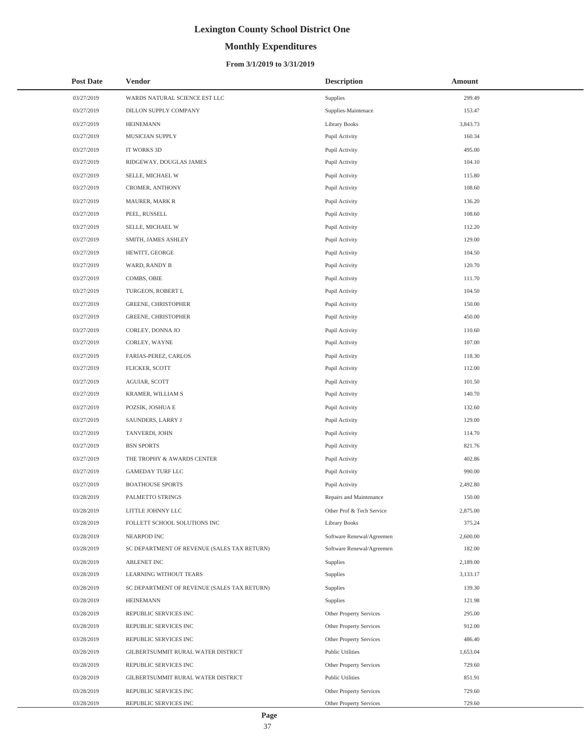# Lexington County School District One

## Monthly Expenditures

### From 3/1/2019 to 3/31/2019

| Post Date | Vendor | Description | Amount |
|---|---|---|---|
| 03/27/2019 | WARDS NATURAL SCIENCE EST LLC | Supplies | 299.49 |
| 03/27/2019 | DILLON SUPPLY COMPANY | Supplies-Maintenace | 153.47 |
| 03/27/2019 | HEINEMANN | Library Books | 3,843.73 |
| 03/27/2019 | MUSICIAN SUPPLY | Pupil Activity | 160.34 |
| 03/27/2019 | IT WORKS 3D | Pupil Activity | 495.00 |
| 03/27/2019 | RIDGEWAY, DOUGLAS JAMES | Pupil Activity | 104.10 |
| 03/27/2019 | SELLE, MICHAEL W | Pupil Activity | 115.80 |
| 03/27/2019 | CROMER, ANTHONY | Pupil Activity | 108.60 |
| 03/27/2019 | MAURER, MARK R | Pupil Activity | 136.20 |
| 03/27/2019 | PEEL, RUSSELL | Pupil Activity | 108.60 |
| 03/27/2019 | SELLE, MICHAEL W | Pupil Activity | 112.20 |
| 03/27/2019 | SMITH, JAMES ASHLEY | Pupil Activity | 129.00 |
| 03/27/2019 | HEWITT, GEORGE | Pupil Activity | 104.50 |
| 03/27/2019 | WARD, RANDY B | Pupil Activity | 120.70 |
| 03/27/2019 | COMBS, OBIE | Pupil Activity | 111.70 |
| 03/27/2019 | TURGEON, ROBERT L | Pupil Activity | 104.50 |
| 03/27/2019 | GREENE, CHRISTOPHER | Pupil Activity | 150.00 |
| 03/27/2019 | GREENE, CHRISTOPHER | Pupil Activity | 450.00 |
| 03/27/2019 | CORLEY, DONNA JO | Pupil Activity | 110.60 |
| 03/27/2019 | CORLEY, WAYNE | Pupil Activity | 107.00 |
| 03/27/2019 | FARIAS-PEREZ, CARLOS | Pupil Activity | 118.30 |
| 03/27/2019 | FLICKER, SCOTT | Pupil Activity | 112.00 |
| 03/27/2019 | AGUIAR, SCOTT | Pupil Activity | 101.50 |
| 03/27/2019 | KRAMER, WILLIAM S | Pupil Activity | 140.70 |
| 03/27/2019 | POZSIK, JOSHUA E | Pupil Activity | 132.60 |
| 03/27/2019 | SAUNDERS, LARRY J | Pupil Activity | 129.00 |
| 03/27/2019 | TANVERDI, JOHN | Pupil Activity | 114.70 |
| 03/27/2019 | BSN SPORTS | Pupil Activity | 821.76 |
| 03/27/2019 | THE TROPHY & AWARDS CENTER | Pupil Activity | 402.86 |
| 03/27/2019 | GAMEDAY TURF LLC | Pupil Activity | 990.00 |
| 03/27/2019 | BOATHOUSE SPORTS | Pupil Activity | 2,492.80 |
| 03/28/2019 | PALMETTO STRINGS | Repairs and Maintenance | 150.00 |
| 03/28/2019 | LITTLE JOHNNY LLC | Other Prof & Tech Service | 2,875.00 |
| 03/28/2019 | FOLLETT SCHOOL SOLUTIONS INC | Library Books | 375.24 |
| 03/28/2019 | NEARPOD INC | Software Renewal/Agreemen | 2,600.00 |
| 03/28/2019 | SC DEPARTMENT OF REVENUE (SALES TAX RETURN) | Software Renewal/Agreemen | 182.00 |
| 03/28/2019 | ABLENET INC | Supplies | 2,189.00 |
| 03/28/2019 | LEARNING WITHOUT TEARS | Supplies | 3,133.17 |
| 03/28/2019 | SC DEPARTMENT OF REVENUE (SALES TAX RETURN) | Supplies | 139.30 |
| 03/28/2019 | HEINEMANN | Supplies | 121.98 |
| 03/28/2019 | REPUBLIC SERVICES INC | Other Property Services | 295.00 |
| 03/28/2019 | REPUBLIC SERVICES INC | Other Property Services | 912.00 |
| 03/28/2019 | REPUBLIC SERVICES INC | Other Property Services | 486.40 |
| 03/28/2019 | GILBERTSUMMIT RURAL WATER DISTRICT | Public Utilities | 1,653.04 |
| 03/28/2019 | REPUBLIC SERVICES INC | Other Property Services | 729.60 |
| 03/28/2019 | GILBERTSUMMIT RURAL WATER DISTRICT | Public Utilities | 851.91 |
| 03/28/2019 | REPUBLIC SERVICES INC | Other Property Services | 729.60 |
| 03/28/2019 | REPUBLIC SERVICES INC | Other Property Services | 729.60 |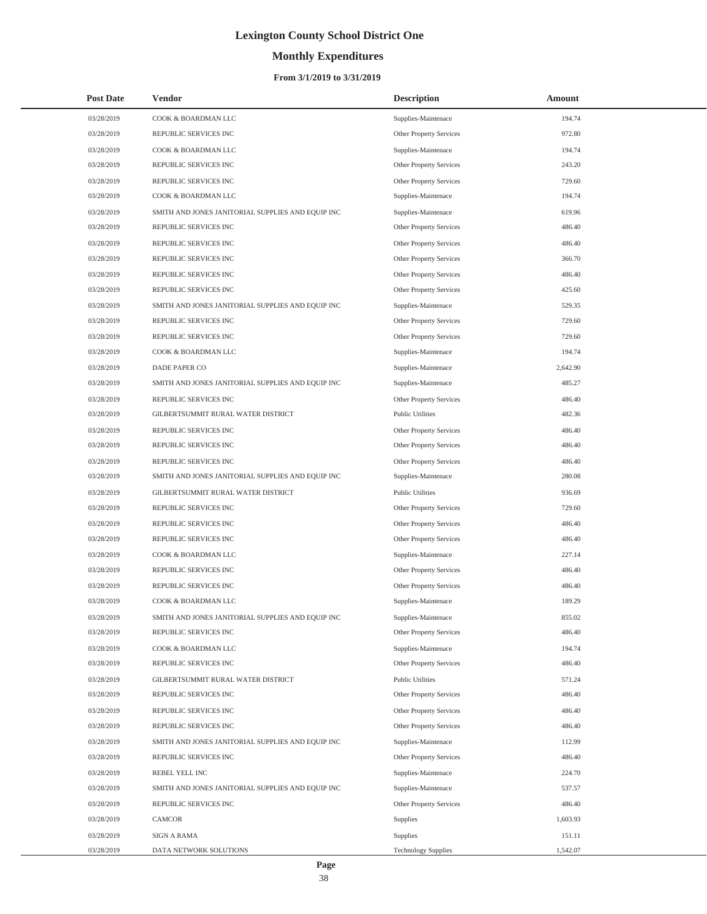# Lexington County School District One

## Monthly Expenditures

### From 3/1/2019 to 3/31/2019

| Post Date | Vendor | Description | Amount |
|---|---|---|---|
| 03/28/2019 | COOK & BOARDMAN LLC | Supplies-Maintenace | 194.74 |
| 03/28/2019 | REPUBLIC SERVICES INC | Other Property Services | 972.80 |
| 03/28/2019 | COOK & BOARDMAN LLC | Supplies-Maintenace | 194.74 |
| 03/28/2019 | REPUBLIC SERVICES INC | Other Property Services | 243.20 |
| 03/28/2019 | REPUBLIC SERVICES INC | Other Property Services | 729.60 |
| 03/28/2019 | COOK & BOARDMAN LLC | Supplies-Maintenace | 194.74 |
| 03/28/2019 | SMITH AND JONES JANITORIAL SUPPLIES AND EQUIP INC | Supplies-Maintenace | 619.96 |
| 03/28/2019 | REPUBLIC SERVICES INC | Other Property Services | 486.40 |
| 03/28/2019 | REPUBLIC SERVICES INC | Other Property Services | 486.40 |
| 03/28/2019 | REPUBLIC SERVICES INC | Other Property Services | 366.70 |
| 03/28/2019 | REPUBLIC SERVICES INC | Other Property Services | 486.40 |
| 03/28/2019 | REPUBLIC SERVICES INC | Other Property Services | 425.60 |
| 03/28/2019 | SMITH AND JONES JANITORIAL SUPPLIES AND EQUIP INC | Supplies-Maintenace | 529.35 |
| 03/28/2019 | REPUBLIC SERVICES INC | Other Property Services | 729.60 |
| 03/28/2019 | REPUBLIC SERVICES INC | Other Property Services | 729.60 |
| 03/28/2019 | COOK & BOARDMAN LLC | Supplies-Maintenace | 194.74 |
| 03/28/2019 | DADE PAPER CO | Supplies-Maintenace | 2,642.90 |
| 03/28/2019 | SMITH AND JONES JANITORIAL SUPPLIES AND EQUIP INC | Supplies-Maintenace | 485.27 |
| 03/28/2019 | REPUBLIC SERVICES INC | Other Property Services | 486.40 |
| 03/28/2019 | GILBERTSUMMIT RURAL WATER DISTRICT | Public Utilities | 482.36 |
| 03/28/2019 | REPUBLIC SERVICES INC | Other Property Services | 486.40 |
| 03/28/2019 | REPUBLIC SERVICES INC | Other Property Services | 486.40 |
| 03/28/2019 | REPUBLIC SERVICES INC | Other Property Services | 486.40 |
| 03/28/2019 | SMITH AND JONES JANITORIAL SUPPLIES AND EQUIP INC | Supplies-Maintenace | 280.08 |
| 03/28/2019 | GILBERTSUMMIT RURAL WATER DISTRICT | Public Utilities | 936.69 |
| 03/28/2019 | REPUBLIC SERVICES INC | Other Property Services | 729.60 |
| 03/28/2019 | REPUBLIC SERVICES INC | Other Property Services | 486.40 |
| 03/28/2019 | REPUBLIC SERVICES INC | Other Property Services | 486.40 |
| 03/28/2019 | COOK & BOARDMAN LLC | Supplies-Maintenace | 227.14 |
| 03/28/2019 | REPUBLIC SERVICES INC | Other Property Services | 486.40 |
| 03/28/2019 | REPUBLIC SERVICES INC | Other Property Services | 486.40 |
| 03/28/2019 | COOK & BOARDMAN LLC | Supplies-Maintenace | 189.29 |
| 03/28/2019 | SMITH AND JONES JANITORIAL SUPPLIES AND EQUIP INC | Supplies-Maintenace | 855.02 |
| 03/28/2019 | REPUBLIC SERVICES INC | Other Property Services | 486.40 |
| 03/28/2019 | COOK & BOARDMAN LLC | Supplies-Maintenace | 194.74 |
| 03/28/2019 | REPUBLIC SERVICES INC | Other Property Services | 486.40 |
| 03/28/2019 | GILBERTSUMMIT RURAL WATER DISTRICT | Public Utilities | 571.24 |
| 03/28/2019 | REPUBLIC SERVICES INC | Other Property Services | 486.40 |
| 03/28/2019 | REPUBLIC SERVICES INC | Other Property Services | 486.40 |
| 03/28/2019 | REPUBLIC SERVICES INC | Other Property Services | 486.40 |
| 03/28/2019 | SMITH AND JONES JANITORIAL SUPPLIES AND EQUIP INC | Supplies-Maintenace | 112.99 |
| 03/28/2019 | REPUBLIC SERVICES INC | Other Property Services | 486.40 |
| 03/28/2019 | REBEL YELL INC | Supplies-Maintenace | 224.70 |
| 03/28/2019 | SMITH AND JONES JANITORIAL SUPPLIES AND EQUIP INC | Supplies-Maintenace | 537.57 |
| 03/28/2019 | REPUBLIC SERVICES INC | Other Property Services | 486.40 |
| 03/28/2019 | CAMCOR | Supplies | 1,603.93 |
| 03/28/2019 | SIGN A RAMA | Supplies | 151.11 |
| 03/28/2019 | DATA NETWORK SOLUTIONS | Technology Supplies | 1,542.07 |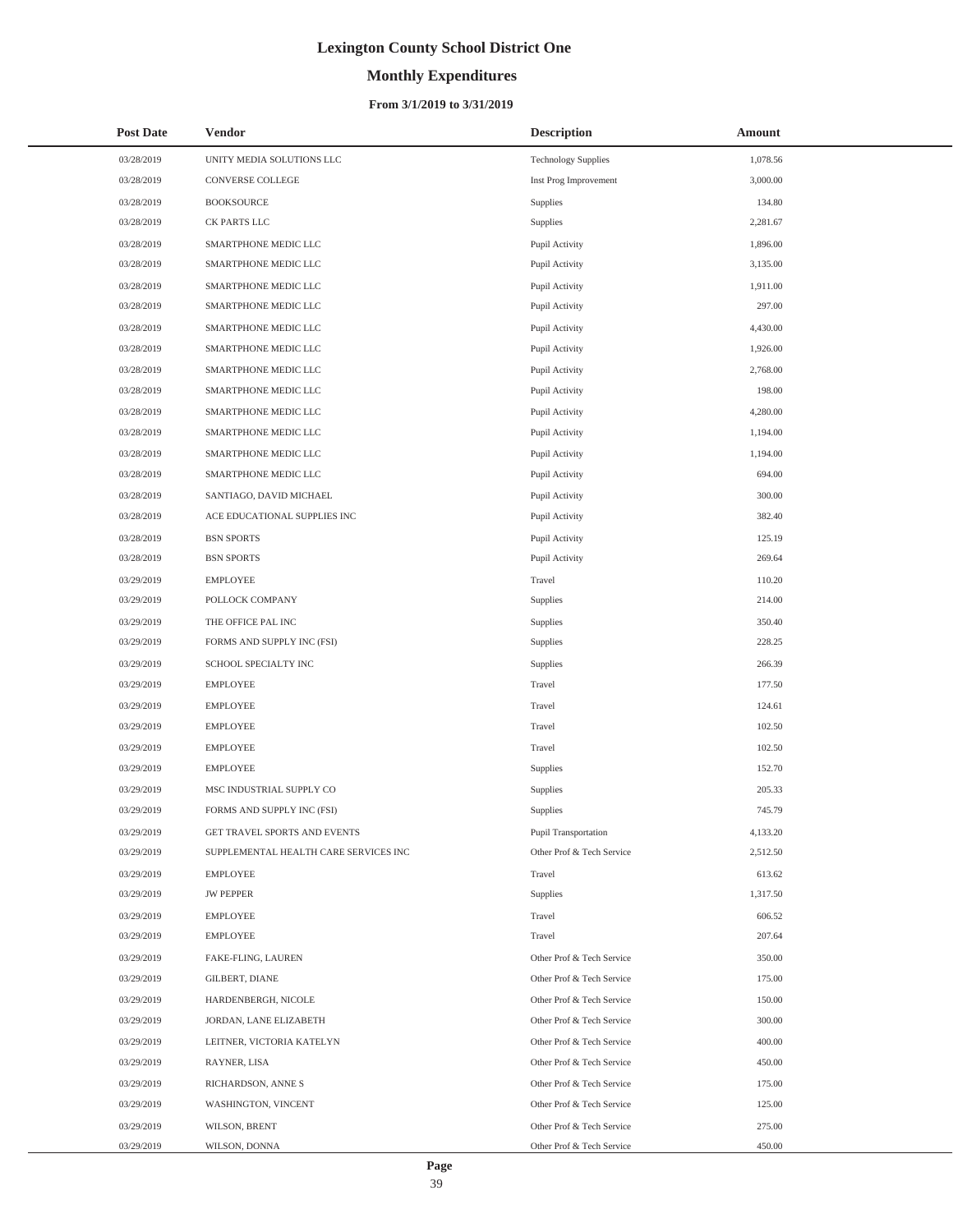# Lexington County School District One

## Monthly Expenditures

### From 3/1/2019 to 3/31/2019

| Post Date | Vendor | Description | Amount |
|---|---|---|---|
| 03/28/2019 | UNITY MEDIA SOLUTIONS LLC | Technology Supplies | 1,078.56 |
| 03/28/2019 | CONVERSE COLLEGE | Inst Prog Improvement | 3,000.00 |
| 03/28/2019 | BOOKSOURCE | Supplies | 134.80 |
| 03/28/2019 | CK PARTS LLC | Supplies | 2,281.67 |
| 03/28/2019 | SMARTPHONE MEDIC LLC | Pupil Activity | 1,896.00 |
| 03/28/2019 | SMARTPHONE MEDIC LLC | Pupil Activity | 3,135.00 |
| 03/28/2019 | SMARTPHONE MEDIC LLC | Pupil Activity | 1,911.00 |
| 03/28/2019 | SMARTPHONE MEDIC LLC | Pupil Activity | 297.00 |
| 03/28/2019 | SMARTPHONE MEDIC LLC | Pupil Activity | 4,430.00 |
| 03/28/2019 | SMARTPHONE MEDIC LLC | Pupil Activity | 1,926.00 |
| 03/28/2019 | SMARTPHONE MEDIC LLC | Pupil Activity | 2,768.00 |
| 03/28/2019 | SMARTPHONE MEDIC LLC | Pupil Activity | 198.00 |
| 03/28/2019 | SMARTPHONE MEDIC LLC | Pupil Activity | 4,280.00 |
| 03/28/2019 | SMARTPHONE MEDIC LLC | Pupil Activity | 1,194.00 |
| 03/28/2019 | SMARTPHONE MEDIC LLC | Pupil Activity | 1,194.00 |
| 03/28/2019 | SMARTPHONE MEDIC LLC | Pupil Activity | 694.00 |
| 03/28/2019 | SANTIAGO, DAVID MICHAEL | Pupil Activity | 300.00 |
| 03/28/2019 | ACE EDUCATIONAL SUPPLIES INC | Pupil Activity | 382.40 |
| 03/28/2019 | BSN SPORTS | Pupil Activity | 125.19 |
| 03/28/2019 | BSN SPORTS | Pupil Activity | 269.64 |
| 03/29/2019 | EMPLOYEE | Travel | 110.20 |
| 03/29/2019 | POLLOCK COMPANY | Supplies | 214.00 |
| 03/29/2019 | THE OFFICE PAL INC | Supplies | 350.40 |
| 03/29/2019 | FORMS AND SUPPLY INC (FSI) | Supplies | 228.25 |
| 03/29/2019 | SCHOOL SPECIALTY INC | Supplies | 266.39 |
| 03/29/2019 | EMPLOYEE | Travel | 177.50 |
| 03/29/2019 | EMPLOYEE | Travel | 124.61 |
| 03/29/2019 | EMPLOYEE | Travel | 102.50 |
| 03/29/2019 | EMPLOYEE | Travel | 102.50 |
| 03/29/2019 | EMPLOYEE | Supplies | 152.70 |
| 03/29/2019 | MSC INDUSTRIAL SUPPLY CO | Supplies | 205.33 |
| 03/29/2019 | FORMS AND SUPPLY INC (FSI) | Supplies | 745.79 |
| 03/29/2019 | GET TRAVEL SPORTS AND EVENTS | Pupil Transportation | 4,133.20 |
| 03/29/2019 | SUPPLEMENTAL HEALTH CARE SERVICES INC | Other Prof & Tech Service | 2,512.50 |
| 03/29/2019 | EMPLOYEE | Travel | 613.62 |
| 03/29/2019 | JW PEPPER | Supplies | 1,317.50 |
| 03/29/2019 | EMPLOYEE | Travel | 606.52 |
| 03/29/2019 | EMPLOYEE | Travel | 207.64 |
| 03/29/2019 | FAKE-FLING, LAUREN | Other Prof & Tech Service | 350.00 |
| 03/29/2019 | GILBERT, DIANE | Other Prof & Tech Service | 175.00 |
| 03/29/2019 | HARDENBERGH, NICOLE | Other Prof & Tech Service | 150.00 |
| 03/29/2019 | JORDAN, LANE ELIZABETH | Other Prof & Tech Service | 300.00 |
| 03/29/2019 | LEITNER, VICTORIA KATELYN | Other Prof & Tech Service | 400.00 |
| 03/29/2019 | RAYNER, LISA | Other Prof & Tech Service | 450.00 |
| 03/29/2019 | RICHARDSON, ANNE S | Other Prof & Tech Service | 175.00 |
| 03/29/2019 | WASHINGTON, VINCENT | Other Prof & Tech Service | 125.00 |
| 03/29/2019 | WILSON, BRENT | Other Prof & Tech Service | 275.00 |
| 03/29/2019 | WILSON, DONNA | Other Prof & Tech Service | 450.00 |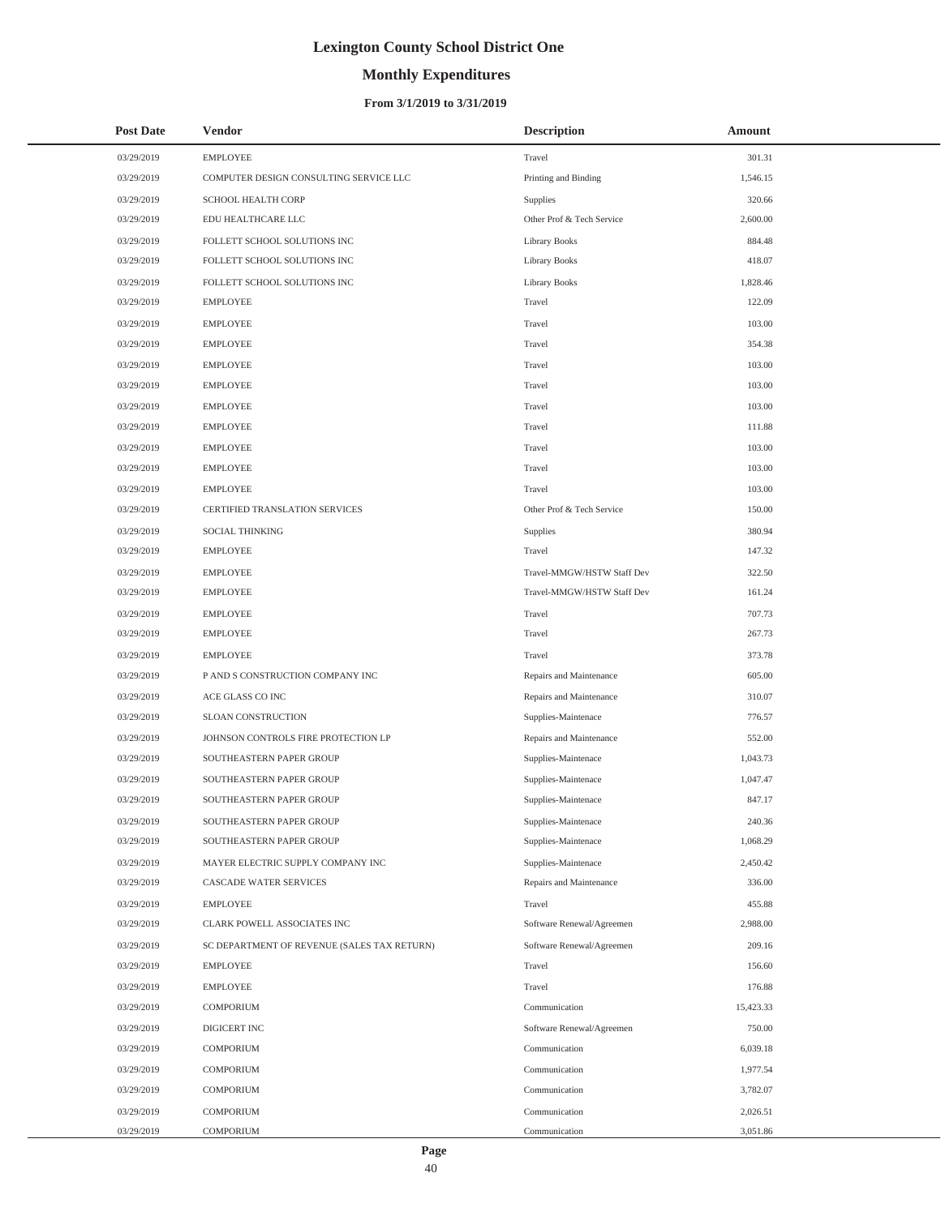# Lexington County School District One

## Monthly Expenditures

### From 3/1/2019 to 3/31/2019

| Post Date | Vendor | Description | Amount |
|---|---|---|---|
| 03/29/2019 | EMPLOYEE | Travel | 301.31 |
| 03/29/2019 | COMPUTER DESIGN CONSULTING SERVICE LLC | Printing and Binding | 1,546.15 |
| 03/29/2019 | SCHOOL HEALTH CORP | Supplies | 320.66 |
| 03/29/2019 | EDU HEALTHCARE LLC | Other Prof & Tech Service | 2,600.00 |
| 03/29/2019 | FOLLETT SCHOOL SOLUTIONS INC | Library Books | 884.48 |
| 03/29/2019 | FOLLETT SCHOOL SOLUTIONS INC | Library Books | 418.07 |
| 03/29/2019 | FOLLETT SCHOOL SOLUTIONS INC | Library Books | 1,828.46 |
| 03/29/2019 | EMPLOYEE | Travel | 122.09 |
| 03/29/2019 | EMPLOYEE | Travel | 103.00 |
| 03/29/2019 | EMPLOYEE | Travel | 354.38 |
| 03/29/2019 | EMPLOYEE | Travel | 103.00 |
| 03/29/2019 | EMPLOYEE | Travel | 103.00 |
| 03/29/2019 | EMPLOYEE | Travel | 103.00 |
| 03/29/2019 | EMPLOYEE | Travel | 111.88 |
| 03/29/2019 | EMPLOYEE | Travel | 103.00 |
| 03/29/2019 | EMPLOYEE | Travel | 103.00 |
| 03/29/2019 | EMPLOYEE | Travel | 103.00 |
| 03/29/2019 | CERTIFIED TRANSLATION SERVICES | Other Prof & Tech Service | 150.00 |
| 03/29/2019 | SOCIAL THINKING | Supplies | 380.94 |
| 03/29/2019 | EMPLOYEE | Travel | 147.32 |
| 03/29/2019 | EMPLOYEE | Travel-MMGW/HSTW Staff Dev | 322.50 |
| 03/29/2019 | EMPLOYEE | Travel-MMGW/HSTW Staff Dev | 161.24 |
| 03/29/2019 | EMPLOYEE | Travel | 707.73 |
| 03/29/2019 | EMPLOYEE | Travel | 267.73 |
| 03/29/2019 | EMPLOYEE | Travel | 373.78 |
| 03/29/2019 | P AND S CONSTRUCTION COMPANY INC | Repairs and Maintenance | 605.00 |
| 03/29/2019 | ACE GLASS CO INC | Repairs and Maintenance | 310.07 |
| 03/29/2019 | SLOAN CONSTRUCTION | Supplies-Maintenace | 776.57 |
| 03/29/2019 | JOHNSON CONTROLS FIRE PROTECTION LP | Repairs and Maintenance | 552.00 |
| 03/29/2019 | SOUTHEASTERN PAPER GROUP | Supplies-Maintenace | 1,043.73 |
| 03/29/2019 | SOUTHEASTERN PAPER GROUP | Supplies-Maintenace | 1,047.47 |
| 03/29/2019 | SOUTHEASTERN PAPER GROUP | Supplies-Maintenace | 847.17 |
| 03/29/2019 | SOUTHEASTERN PAPER GROUP | Supplies-Maintenace | 240.36 |
| 03/29/2019 | SOUTHEASTERN PAPER GROUP | Supplies-Maintenace | 1,068.29 |
| 03/29/2019 | MAYER ELECTRIC SUPPLY COMPANY INC | Supplies-Maintenace | 2,450.42 |
| 03/29/2019 | CASCADE WATER SERVICES | Repairs and Maintenance | 336.00 |
| 03/29/2019 | EMPLOYEE | Travel | 455.88 |
| 03/29/2019 | CLARK POWELL ASSOCIATES INC | Software Renewal/Agreemen | 2,988.00 |
| 03/29/2019 | SC DEPARTMENT OF REVENUE (SALES TAX RETURN) | Software Renewal/Agreemen | 209.16 |
| 03/29/2019 | EMPLOYEE | Travel | 156.60 |
| 03/29/2019 | EMPLOYEE | Travel | 176.88 |
| 03/29/2019 | COMPORIUM | Communication | 15,423.33 |
| 03/29/2019 | DIGICERT INC | Software Renewal/Agreemen | 750.00 |
| 03/29/2019 | COMPORIUM | Communication | 6,039.18 |
| 03/29/2019 | COMPORIUM | Communication | 1,977.54 |
| 03/29/2019 | COMPORIUM | Communication | 3,782.07 |
| 03/29/2019 | COMPORIUM | Communication | 2,026.51 |
| 03/29/2019 | COMPORIUM | Communication | 3,051.86 |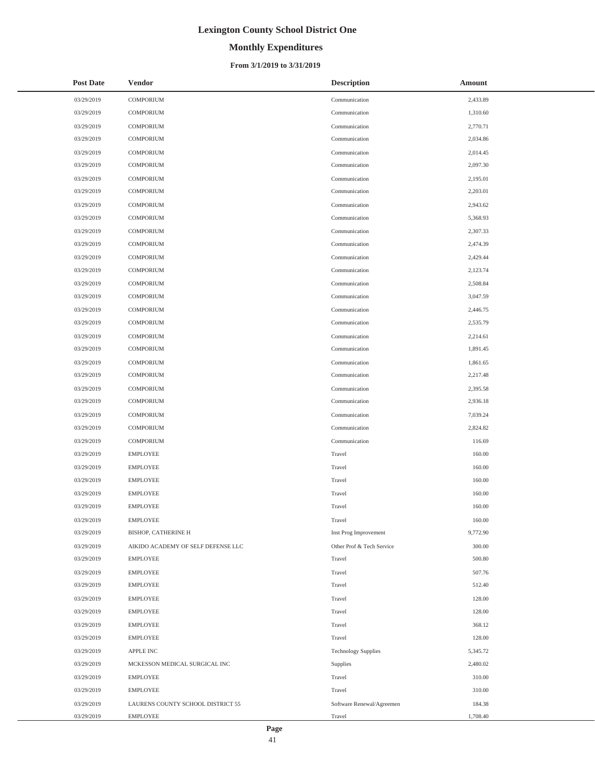# Lexington County School District One

## Monthly Expenditures

### From 3/1/2019 to 3/31/2019

| Post Date | Vendor | Description | Amount |
|---|---|---|---|
| 03/29/2019 | COMPORIUM | Communication | 2,433.89 |
| 03/29/2019 | COMPORIUM | Communication | 1,310.60 |
| 03/29/2019 | COMPORIUM | Communication | 2,770.71 |
| 03/29/2019 | COMPORIUM | Communication | 2,034.86 |
| 03/29/2019 | COMPORIUM | Communication | 2,014.45 |
| 03/29/2019 | COMPORIUM | Communication | 2,097.30 |
| 03/29/2019 | COMPORIUM | Communication | 2,195.01 |
| 03/29/2019 | COMPORIUM | Communication | 2,203.01 |
| 03/29/2019 | COMPORIUM | Communication | 2,943.62 |
| 03/29/2019 | COMPORIUM | Communication | 5,368.93 |
| 03/29/2019 | COMPORIUM | Communication | 2,307.33 |
| 03/29/2019 | COMPORIUM | Communication | 2,474.39 |
| 03/29/2019 | COMPORIUM | Communication | 2,429.44 |
| 03/29/2019 | COMPORIUM | Communication | 2,123.74 |
| 03/29/2019 | COMPORIUM | Communication | 2,508.84 |
| 03/29/2019 | COMPORIUM | Communication | 3,047.59 |
| 03/29/2019 | COMPORIUM | Communication | 2,446.75 |
| 03/29/2019 | COMPORIUM | Communication | 2,535.79 |
| 03/29/2019 | COMPORIUM | Communication | 2,214.61 |
| 03/29/2019 | COMPORIUM | Communication | 1,891.45 |
| 03/29/2019 | COMPORIUM | Communication | 1,861.65 |
| 03/29/2019 | COMPORIUM | Communication | 2,217.48 |
| 03/29/2019 | COMPORIUM | Communication | 2,395.58 |
| 03/29/2019 | COMPORIUM | Communication | 2,936.18 |
| 03/29/2019 | COMPORIUM | Communication | 7,039.24 |
| 03/29/2019 | COMPORIUM | Communication | 2,824.82 |
| 03/29/2019 | COMPORIUM | Communication | 116.69 |
| 03/29/2019 | EMPLOYEE | Travel | 160.00 |
| 03/29/2019 | EMPLOYEE | Travel | 160.00 |
| 03/29/2019 | EMPLOYEE | Travel | 160.00 |
| 03/29/2019 | EMPLOYEE | Travel | 160.00 |
| 03/29/2019 | EMPLOYEE | Travel | 160.00 |
| 03/29/2019 | EMPLOYEE | Travel | 160.00 |
| 03/29/2019 | BISHOP, CATHERINE H | Inst Prog Improvement | 9,772.90 |
| 03/29/2019 | AIKIDO ACADEMY OF SELF DEFENSE LLC | Other Prof & Tech Service | 300.00 |
| 03/29/2019 | EMPLOYEE | Travel | 500.80 |
| 03/29/2019 | EMPLOYEE | Travel | 507.76 |
| 03/29/2019 | EMPLOYEE | Travel | 512.40 |
| 03/29/2019 | EMPLOYEE | Travel | 128.00 |
| 03/29/2019 | EMPLOYEE | Travel | 128.00 |
| 03/29/2019 | EMPLOYEE | Travel | 368.12 |
| 03/29/2019 | EMPLOYEE | Travel | 128.00 |
| 03/29/2019 | APPLE INC | Technology Supplies | 5,345.72 |
| 03/29/2019 | MCKESSON MEDICAL SURGICAL INC | Supplies | 2,480.02 |
| 03/29/2019 | EMPLOYEE | Travel | 310.00 |
| 03/29/2019 | EMPLOYEE | Travel | 310.00 |
| 03/29/2019 | LAURENS COUNTY SCHOOL DISTRICT 55 | Software Renewal/Agreemen | 184.38 |
| 03/29/2019 | EMPLOYEE | Travel | 1,708.40 |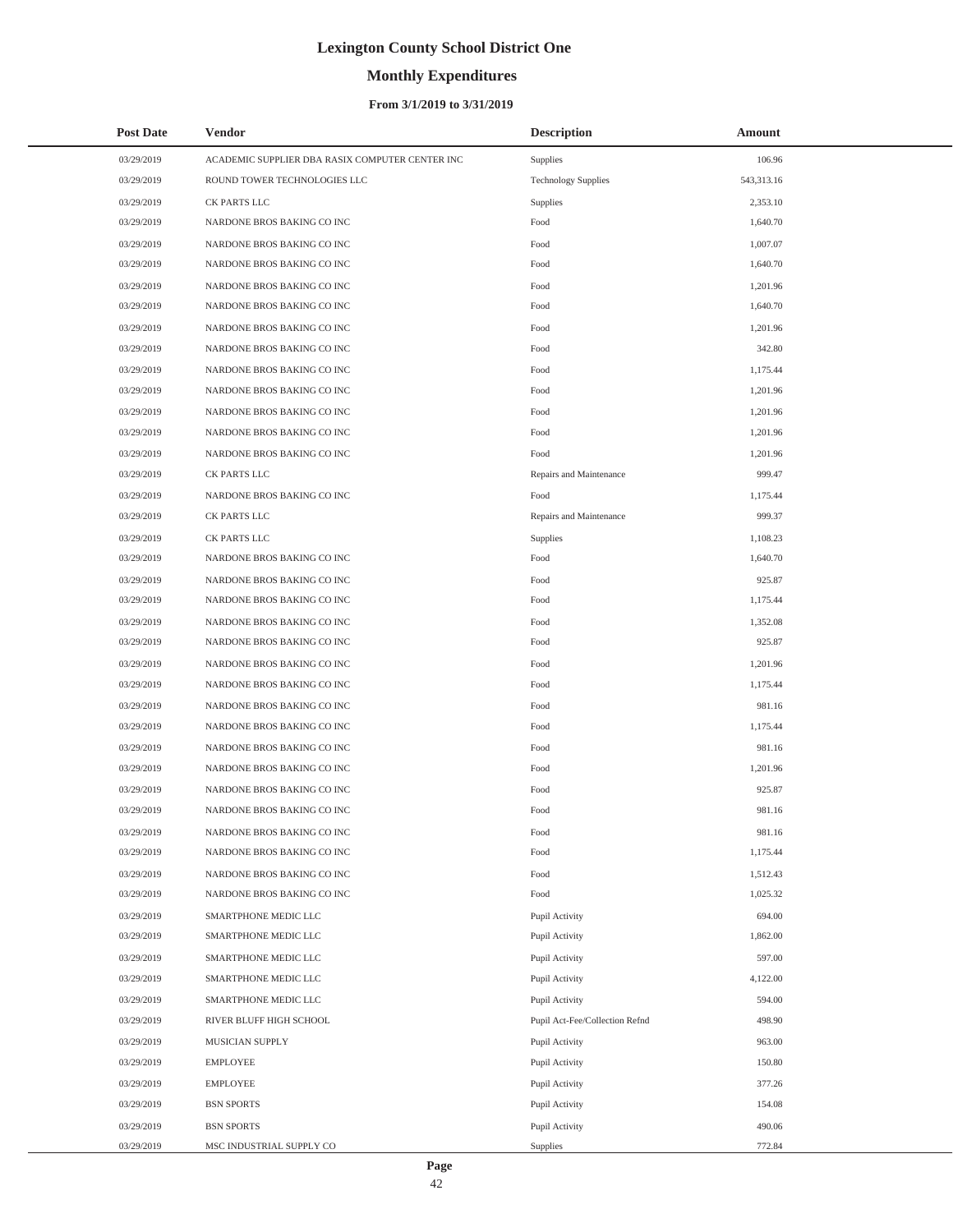# Lexington County School District One

## Monthly Expenditures

### From 3/1/2019 to 3/31/2019

| Post Date | Vendor | Description | Amount |
|---|---|---|---|
| 03/29/2019 | ACADEMIC SUPPLIER DBA RASIX COMPUTER CENTER INC | Supplies | 106.96 |
| 03/29/2019 | ROUND TOWER TECHNOLOGIES LLC | Technology Supplies | 543,313.16 |
| 03/29/2019 | CK PARTS LLC | Supplies | 2,353.10 |
| 03/29/2019 | NARDONE BROS BAKING CO INC | Food | 1,640.70 |
| 03/29/2019 | NARDONE BROS BAKING CO INC | Food | 1,007.07 |
| 03/29/2019 | NARDONE BROS BAKING CO INC | Food | 1,640.70 |
| 03/29/2019 | NARDONE BROS BAKING CO INC | Food | 1,201.96 |
| 03/29/2019 | NARDONE BROS BAKING CO INC | Food | 1,640.70 |
| 03/29/2019 | NARDONE BROS BAKING CO INC | Food | 1,201.96 |
| 03/29/2019 | NARDONE BROS BAKING CO INC | Food | 342.80 |
| 03/29/2019 | NARDONE BROS BAKING CO INC | Food | 1,175.44 |
| 03/29/2019 | NARDONE BROS BAKING CO INC | Food | 1,201.96 |
| 03/29/2019 | NARDONE BROS BAKING CO INC | Food | 1,201.96 |
| 03/29/2019 | NARDONE BROS BAKING CO INC | Food | 1,201.96 |
| 03/29/2019 | NARDONE BROS BAKING CO INC | Food | 1,201.96 |
| 03/29/2019 | CK PARTS LLC | Repairs and Maintenance | 999.47 |
| 03/29/2019 | NARDONE BROS BAKING CO INC | Food | 1,175.44 |
| 03/29/2019 | CK PARTS LLC | Repairs and Maintenance | 999.37 |
| 03/29/2019 | CK PARTS LLC | Supplies | 1,108.23 |
| 03/29/2019 | NARDONE BROS BAKING CO INC | Food | 1,640.70 |
| 03/29/2019 | NARDONE BROS BAKING CO INC | Food | 925.87 |
| 03/29/2019 | NARDONE BROS BAKING CO INC | Food | 1,175.44 |
| 03/29/2019 | NARDONE BROS BAKING CO INC | Food | 1,352.08 |
| 03/29/2019 | NARDONE BROS BAKING CO INC | Food | 925.87 |
| 03/29/2019 | NARDONE BROS BAKING CO INC | Food | 1,201.96 |
| 03/29/2019 | NARDONE BROS BAKING CO INC | Food | 1,175.44 |
| 03/29/2019 | NARDONE BROS BAKING CO INC | Food | 981.16 |
| 03/29/2019 | NARDONE BROS BAKING CO INC | Food | 1,175.44 |
| 03/29/2019 | NARDONE BROS BAKING CO INC | Food | 981.16 |
| 03/29/2019 | NARDONE BROS BAKING CO INC | Food | 1,201.96 |
| 03/29/2019 | NARDONE BROS BAKING CO INC | Food | 925.87 |
| 03/29/2019 | NARDONE BROS BAKING CO INC | Food | 981.16 |
| 03/29/2019 | NARDONE BROS BAKING CO INC | Food | 981.16 |
| 03/29/2019 | NARDONE BROS BAKING CO INC | Food | 1,175.44 |
| 03/29/2019 | NARDONE BROS BAKING CO INC | Food | 1,512.43 |
| 03/29/2019 | NARDONE BROS BAKING CO INC | Food | 1,025.32 |
| 03/29/2019 | SMARTPHONE MEDIC LLC | Pupil Activity | 694.00 |
| 03/29/2019 | SMARTPHONE MEDIC LLC | Pupil Activity | 1,862.00 |
| 03/29/2019 | SMARTPHONE MEDIC LLC | Pupil Activity | 597.00 |
| 03/29/2019 | SMARTPHONE MEDIC LLC | Pupil Activity | 4,122.00 |
| 03/29/2019 | SMARTPHONE MEDIC LLC | Pupil Activity | 594.00 |
| 03/29/2019 | RIVER BLUFF HIGH SCHOOL | Pupil Act-Fee/Collection Refnd | 498.90 |
| 03/29/2019 | MUSICIAN SUPPLY | Pupil Activity | 963.00 |
| 03/29/2019 | EMPLOYEE | Pupil Activity | 150.80 |
| 03/29/2019 | EMPLOYEE | Pupil Activity | 377.26 |
| 03/29/2019 | BSN SPORTS | Pupil Activity | 154.08 |
| 03/29/2019 | BSN SPORTS | Pupil Activity | 490.06 |
| 03/29/2019 | MSC INDUSTRIAL SUPPLY CO | Supplies | 772.84 |